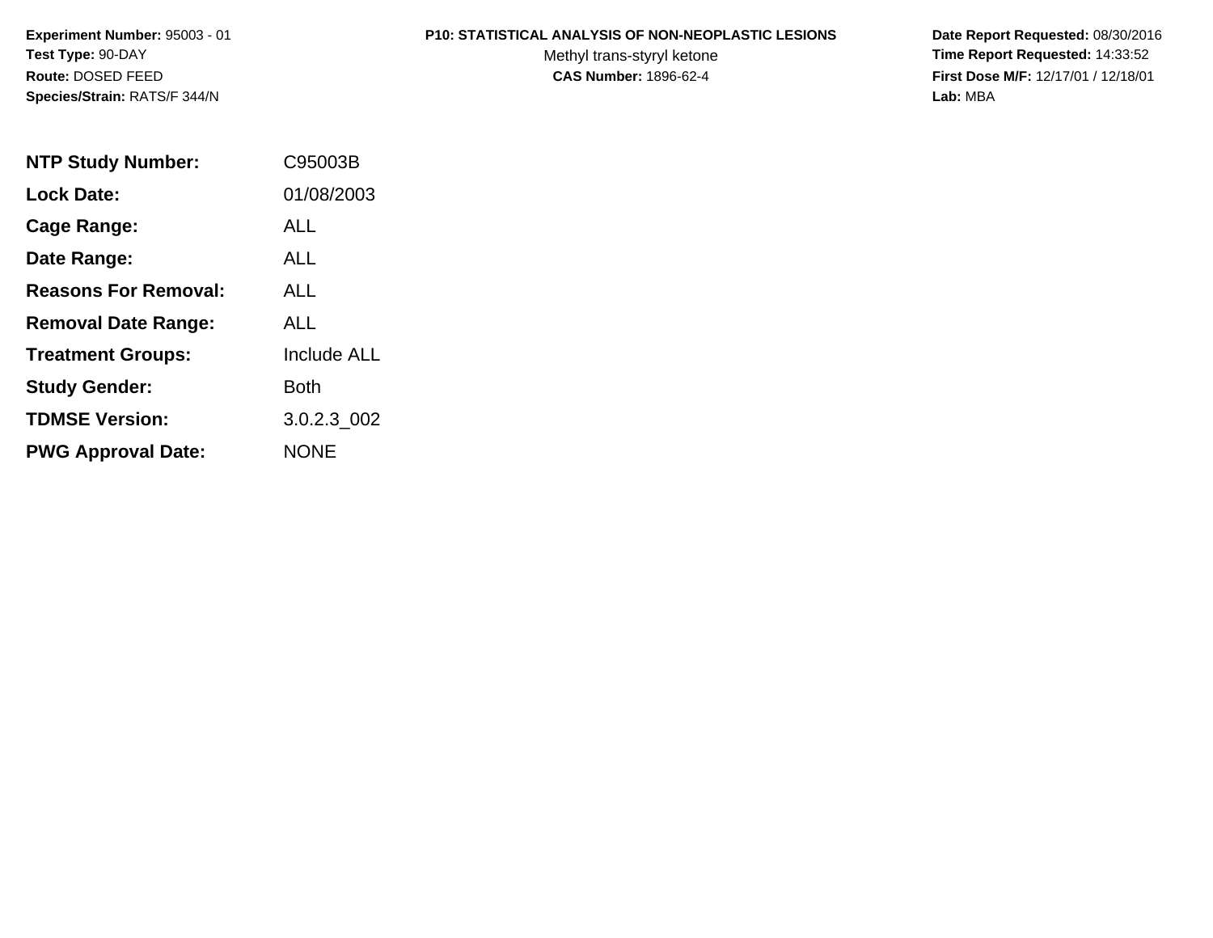**Experiment Number:** 95003 - 01
**Test Type:** 90-DAY
**Route:** DOSED FEED
**Species/Strain:** RATS/F 344/N

**P10: STATISTICAL ANALYSIS OF NON-NEOPLASTIC LESIONS**
Methyl trans-styryl ketone
**CAS Number:** 1896-62-4

**Date Report Requested:** 08/30/2016
**Time Report Requested:** 14:33:52
**First Dose M/F:** 12/17/01 / 12/18/01
**Lab:** MBA

| | |
|---|---|
| **NTP Study Number:** | C95003B |
| **Lock Date:** | 01/08/2003 |
| **Cage Range:** | ALL |
| **Date Range:** | ALL |
| **Reasons For Removal:** | ALL |
| **Removal Date Range:** | ALL |
| **Treatment Groups:** | Include ALL |
| **Study Gender:** | Both |
| **TDMSE Version:** | 3.0.2.3_002 |
| **PWG Approval Date:** | NONE |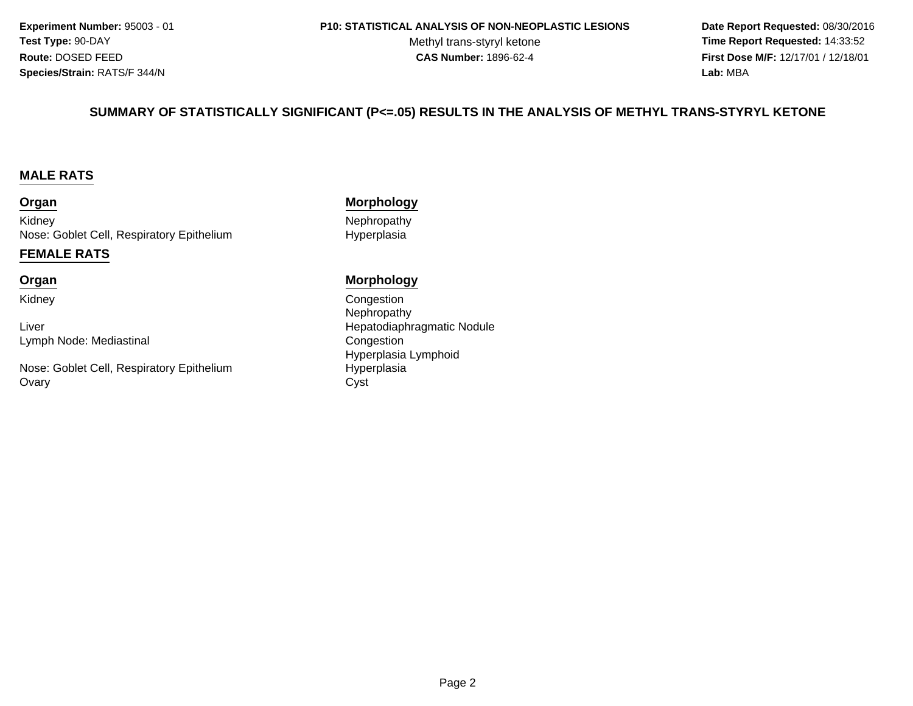## SUMMARY OF STATISTICALLY SIGNIFICANT (P<=.05) RESULTS IN THE ANALYSIS OF METHYL TRANS-STYRYL KETONE

### MALE RATS

| Organ | Morphology |
| --- | --- |
| Kidney | Nephropathy |
| Nose: Goblet Cell, Respiratory Epithelium | Hyperplasia |

### FEMALE RATS

| Organ | Morphology |
| --- | --- |
| Kidney | Congestion |
| | Nephropathy |
| Liver | Hepatodiaphragmatic Nodule |
| Lymph Node: Mediastinal | Congestion |
| | Hyperplasia Lymphoid |
| Nose: Goblet Cell, Respiratory Epithelium | Hyperplasia |
| Ovary | Cyst |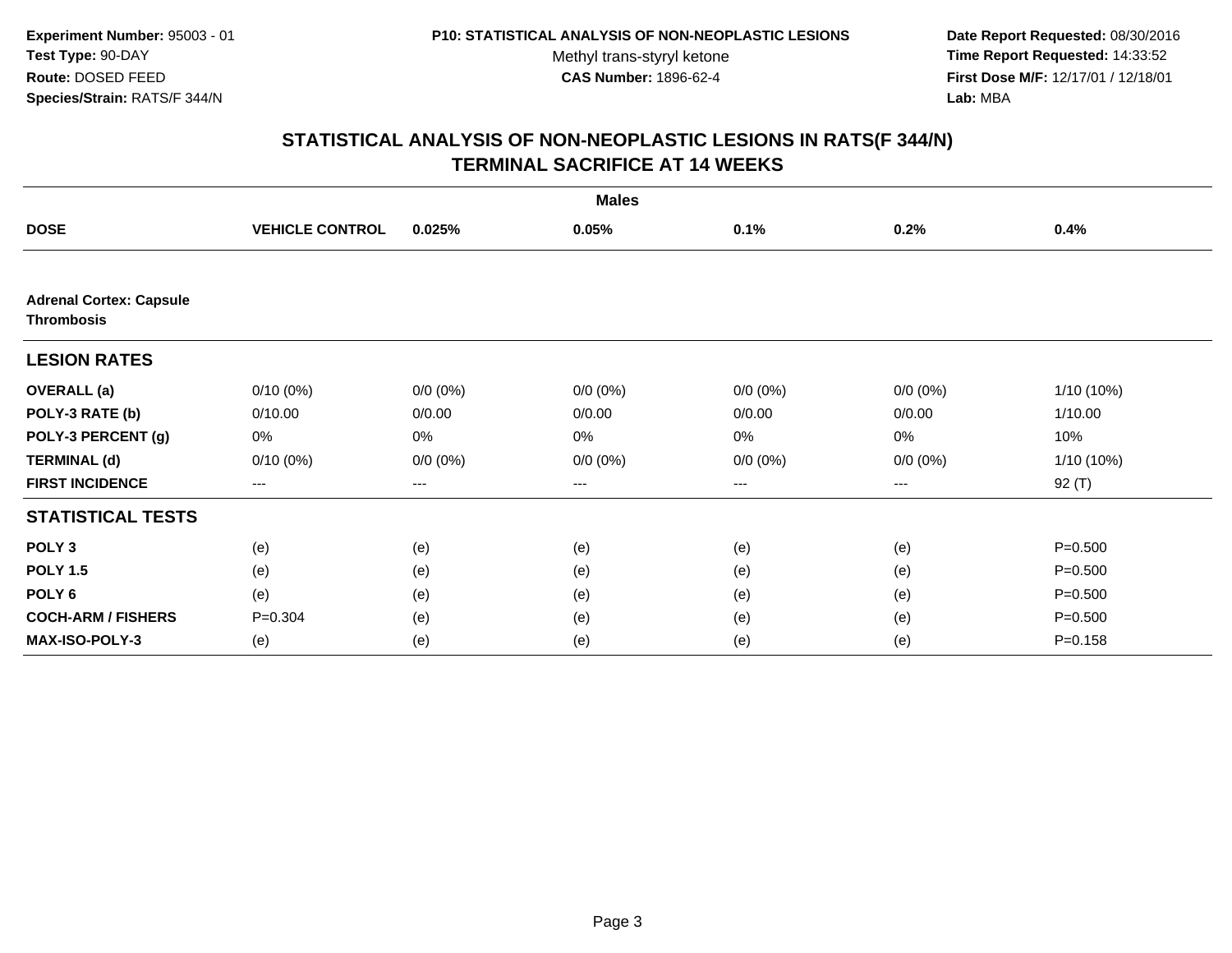**Experiment Number:** 95003 - 01
**Test Type:** 90-DAY
**Route:** DOSED FEED
**Species/Strain:** RATS/F 344/N

**P10: STATISTICAL ANALYSIS OF NON-NEOPLASTIC LESIONS**
Methyl trans-styryl ketone
**CAS Number:** 1896-62-4

**Date Report Requested:** 08/30/2016
**Time Report Requested:** 14:33:52
**First Dose M/F:** 12/17/01 / 12/18/01
**Lab:** MBA

## STATISTICAL ANALYSIS OF NON-NEOPLASTIC LESIONS IN RATS(F 344/N) TERMINAL SACRIFICE AT 14 WEEKS

| | | | Males | | | |
|---|---|---|---|---|---|---|
| **DOSE** | **VEHICLE CONTROL** | **0.025%** | **0.05%** | **0.1%** | **0.2%** | **0.4%** |
| **Adrenal Cortex: Capsule Thrombosis** | | | | | | |
| **LESION RATES** | | | | | | |
| **OVERALL (a)** | 0/10 (0%) | 0/0 (0%) | 0/0 (0%) | 0/0 (0%) | 0/0 (0%) | 1/10 (10%) |
| **POLY-3 RATE (b)** | 0/10.00 | 0/0.00 | 0/0.00 | 0/0.00 | 0/0.00 | 1/10.00 |
| **POLY-3 PERCENT (g)** | 0% | 0% | 0% | 0% | 0% | 10% |
| **TERMINAL (d)** | 0/10 (0%) | 0/0 (0%) | 0/0 (0%) | 0/0 (0%) | 0/0 (0%) | 1/10 (10%) |
| **FIRST INCIDENCE** | --- | --- | --- | --- | --- | 92 (T) |
| **STATISTICAL TESTS** | | | | | | |
| **POLY 3** | (e) | (e) | (e) | (e) | (e) | P=0.500 |
| **POLY 1.5** | (e) | (e) | (e) | (e) | (e) | P=0.500 |
| **POLY 6** | (e) | (e) | (e) | (e) | (e) | P=0.500 |
| **COCH-ARM / FISHERS** | P=0.304 | (e) | (e) | (e) | (e) | P=0.500 |
| **MAX-ISO-POLY-3** | (e) | (e) | (e) | (e) | (e) | P=0.158 |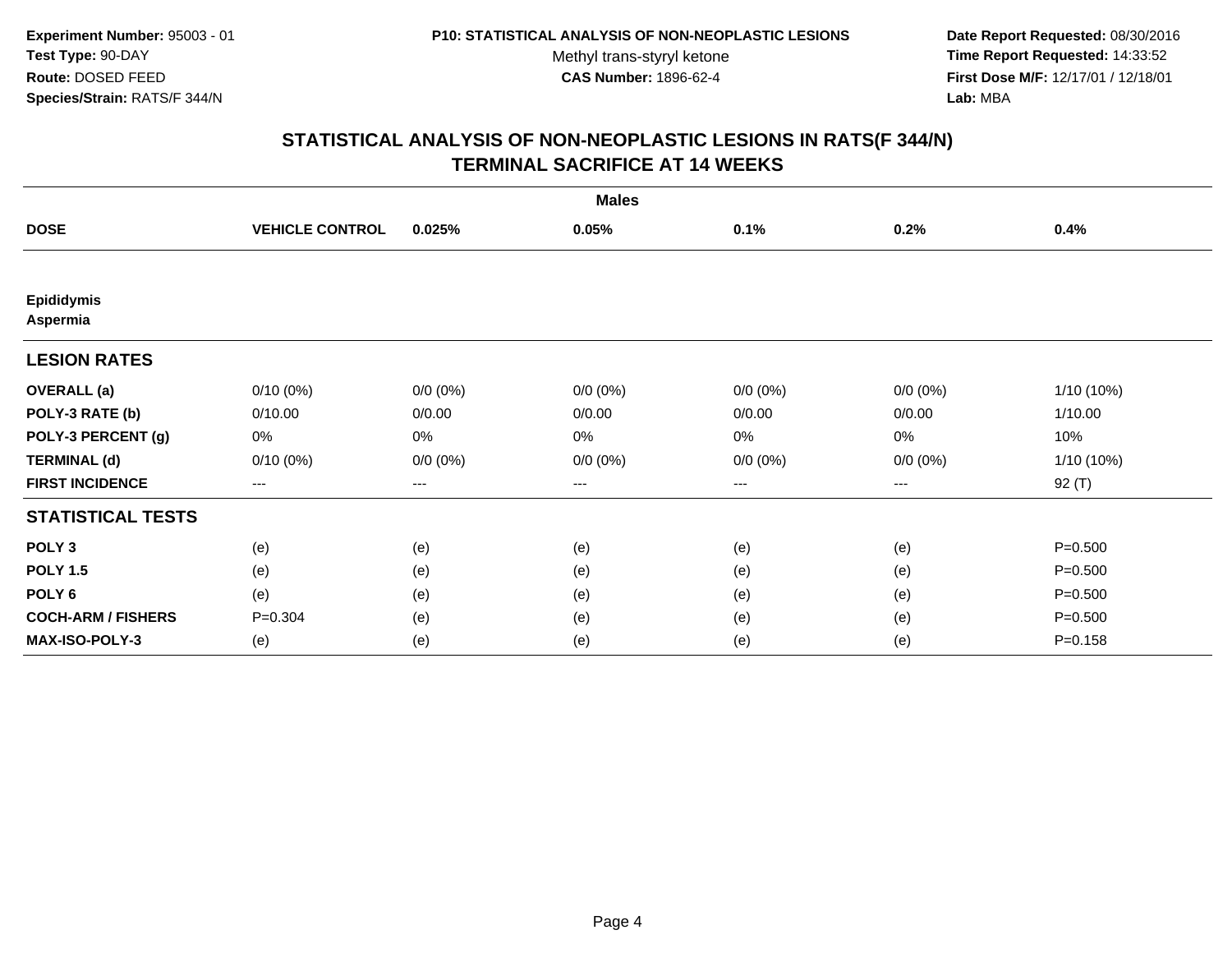Experiment Number: 95003 - 01
Test Type: 90-DAY
Route: DOSED FEED
Species/Strain: RATS/F 344/N

P10: STATISTICAL ANALYSIS OF NON-NEOPLASTIC LESIONS
Methyl trans-styryl ketone
CAS Number: 1896-62-4

Date Report Requested: 08/30/2016
Time Report Requested: 14:33:52
First Dose M/F: 12/17/01 / 12/18/01
Lab: MBA

## STATISTICAL ANALYSIS OF NON-NEOPLASTIC LESIONS IN RATS(F 344/N)
## TERMINAL SACRIFICE AT 14 WEEKS

| | Males | | | | | |
|---|---|---|---|---|---|---|
| **DOSE** | **VEHICLE CONTROL** | **0.025%** | **0.05%** | **0.1%** | **0.2%** | **0.4%** |
| **Epididymis Aspermia** | | | | | | |
| **LESION RATES** | | | | | | |
| **OVERALL (a)** | 0/10 (0%) | 0/0 (0%) | 0/0 (0%) | 0/0 (0%) | 0/0 (0%) | 1/10 (10%) |
| **POLY-3 RATE (b)** | 0/10.00 | 0/0.00 | 0/0.00 | 0/0.00 | 0/0.00 | 1/10.00 |
| **POLY-3 PERCENT (g)** | 0% | 0% | 0% | 0% | 0% | 10% |
| **TERMINAL (d)** | 0/10 (0%) | 0/0 (0%) | 0/0 (0%) | 0/0 (0%) | 0/0 (0%) | 1/10 (10%) |
| **FIRST INCIDENCE** | --- | --- | --- | --- | --- | 92 (T) |
| **STATISTICAL TESTS** | | | | | | |
| **POLY 3** | (e) | (e) | (e) | (e) | (e) | P=0.500 |
| **POLY 1.5** | (e) | (e) | (e) | (e) | (e) | P=0.500 |
| **POLY 6** | (e) | (e) | (e) | (e) | (e) | P=0.500 |
| **COCH-ARM / FISHERS** | P=0.304 | (e) | (e) | (e) | (e) | P=0.500 |
| **MAX-ISO-POLY-3** | (e) | (e) | (e) | (e) | (e) | P=0.158 |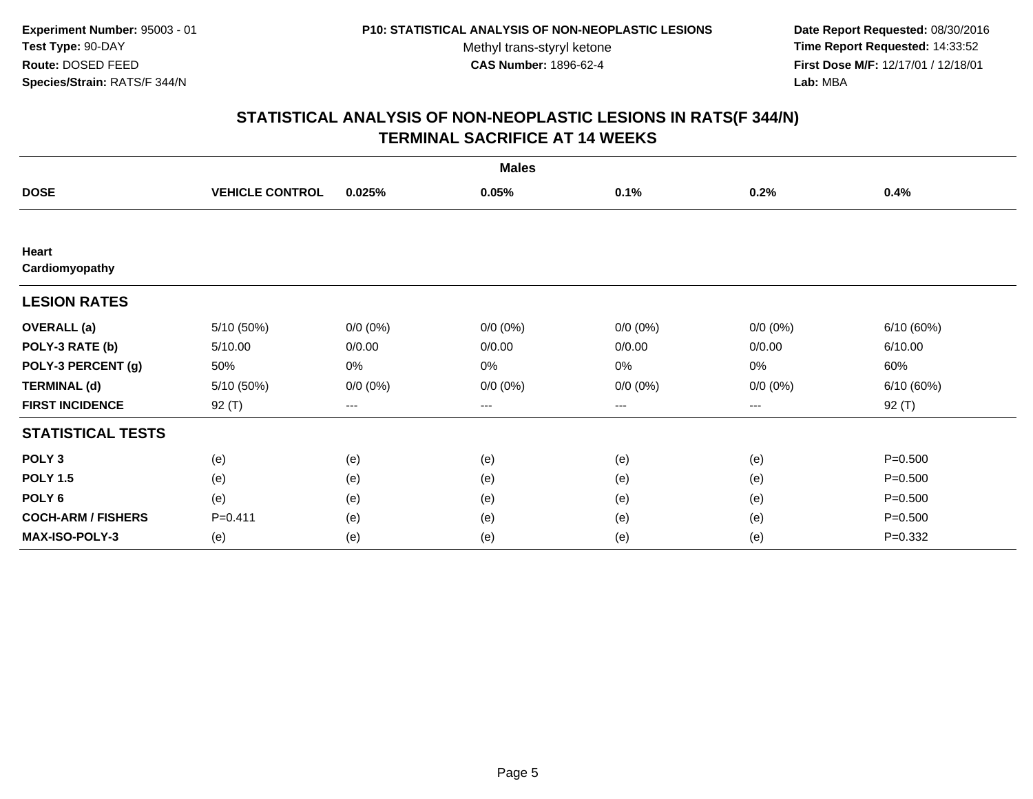**Experiment Number:** 95003 - 01
**Test Type:** 90-DAY
**Route:** DOSED FEED
**Species/Strain:** RATS/F 344/N

**P10: STATISTICAL ANALYSIS OF NON-NEOPLASTIC LESIONS**
Methyl trans-styryl ketone
**CAS Number:** 1896-62-4

**Date Report Requested:** 08/30/2016
**Time Report Requested:** 14:33:52
**First Dose M/F:** 12/17/01 / 12/18/01
**Lab:** MBA

## STATISTICAL ANALYSIS OF NON-NEOPLASTIC LESIONS IN RATS(F 344/N) TERMINAL SACRIFICE AT 14 WEEKS

| | | | Males | | | |
|---|---|---|---|---|---|---|
| **DOSE** | **VEHICLE CONTROL** | **0.025%** | **0.05%** | **0.1%** | **0.2%** | **0.4%** |
| **Heart Cardiomyopathy** | | | | | | |
| **LESION RATES** | | | | | | |
| **OVERALL (a)** | 5/10 (50%) | 0/0 (0%) | 0/0 (0%) | 0/0 (0%) | 0/0 (0%) | 6/10 (60%) |
| **POLY-3 RATE (b)** | 5/10.00 | 0/0.00 | 0/0.00 | 0/0.00 | 0/0.00 | 6/10.00 |
| **POLY-3 PERCENT (g)** | 50% | 0% | 0% | 0% | 0% | 60% |
| **TERMINAL (d)** | 5/10 (50%) | 0/0 (0%) | 0/0 (0%) | 0/0 (0%) | 0/0 (0%) | 6/10 (60%) |
| **FIRST INCIDENCE** | 92 (T) | --- | --- | --- | --- | 92 (T) |
| **STATISTICAL TESTS** | | | | | | |
| **POLY 3** | (e) | (e) | (e) | (e) | (e) | P=0.500 |
| **POLY 1.5** | (e) | (e) | (e) | (e) | (e) | P=0.500 |
| **POLY 6** | (e) | (e) | (e) | (e) | (e) | P=0.500 |
| **COCH-ARM / FISHERS** | P=0.411 | (e) | (e) | (e) | (e) | P=0.500 |
| **MAX-ISO-POLY-3** | (e) | (e) | (e) | (e) | (e) | P=0.332 |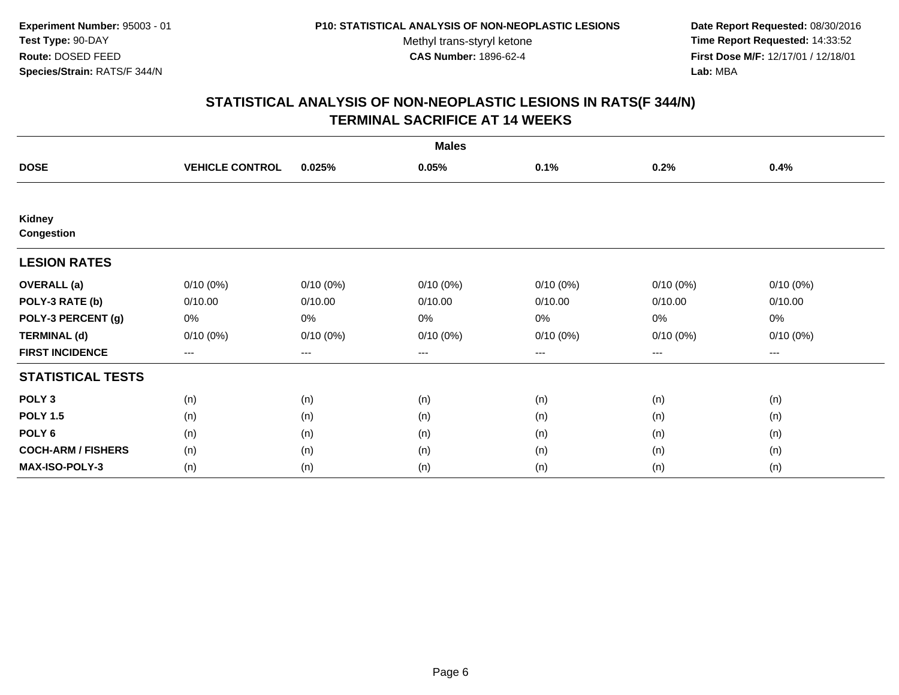**Experiment Number:** 95003 - 01
**Test Type:** 90-DAY
**Route:** DOSED FEED
**Species/Strain:** RATS/F 344/N

**P10: STATISTICAL ANALYSIS OF NON-NEOPLASTIC LESIONS**
Methyl trans-styryl ketone
**CAS Number:** 1896-62-4

**Date Report Requested:** 08/30/2016
**Time Report Requested:** 14:33:52
**First Dose M/F:** 12/17/01 / 12/18/01
**Lab:** MBA

## STATISTICAL ANALYSIS OF NON-NEOPLASTIC LESIONS IN RATS(F 344/N) TERMINAL SACRIFICE AT 14 WEEKS

| | | | Males | | | |
|---|---|---|---|---|---|---|
| **DOSE** | **VEHICLE CONTROL** | **0.025%** | **0.05%** | **0.1%** | **0.2%** | **0.4%** |
| **Kidney Congestion** | | | | | | |
| **LESION RATES** | | | | | | |
| **OVERALL (a)** | 0/10 (0%) | 0/10 (0%) | 0/10 (0%) | 0/10 (0%) | 0/10 (0%) | 0/10 (0%) |
| **POLY-3 RATE (b)** | 0/10.00 | 0/10.00 | 0/10.00 | 0/10.00 | 0/10.00 | 0/10.00 |
| **POLY-3 PERCENT (g)** | 0% | 0% | 0% | 0% | 0% | 0% |
| **TERMINAL (d)** | 0/10 (0%) | 0/10 (0%) | 0/10 (0%) | 0/10 (0%) | 0/10 (0%) | 0/10 (0%) |
| **FIRST INCIDENCE** | --- | --- | --- | --- | --- | --- |
| **STATISTICAL TESTS** | | | | | | |
| **POLY 3** | (n) | (n) | (n) | (n) | (n) | (n) |
| **POLY 1.5** | (n) | (n) | (n) | (n) | (n) | (n) |
| **POLY 6** | (n) | (n) | (n) | (n) | (n) | (n) |
| **COCH-ARM / FISHERS** | (n) | (n) | (n) | (n) | (n) | (n) |
| **MAX-ISO-POLY-3** | (n) | (n) | (n) | (n) | (n) | (n) |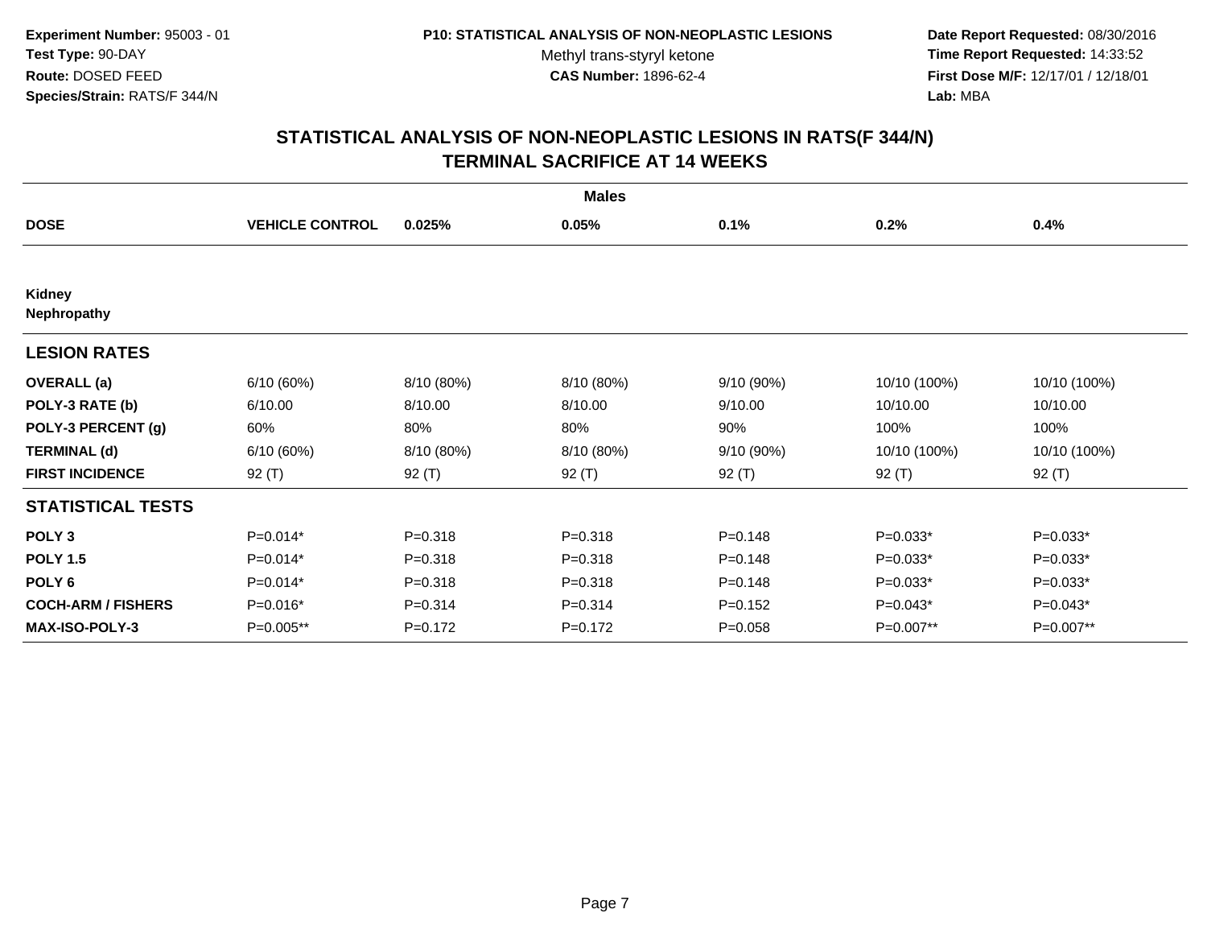Experiment Number: 95003 - 01
Test Type: 90-DAY
Route: DOSED FEED
Species/Strain: RATS/F 344/N

P10: STATISTICAL ANALYSIS OF NON-NEOPLASTIC LESIONS
Methyl trans-styryl ketone
CAS Number: 1896-62-4

Date Report Requested: 08/30/2016
Time Report Requested: 14:33:52
First Dose M/F: 12/17/01 / 12/18/01
Lab: MBA

# STATISTICAL ANALYSIS OF NON-NEOPLASTIC LESIONS IN RATS(F 344/N)
## TERMINAL SACRIFICE AT 14 WEEKS

**Males**

| DOSE | VEHICLE CONTROL | 0.025% | 0.05% | 0.1% | 0.2% | 0.4% |
|---|---|---|---|---|---|---|
| **Kidney** | | | | | | |
| **Nephropathy** | | | | | | |
| **LESION RATES** | | | | | | |
| **OVERALL (a)** | 6/10 (60%) | 8/10 (80%) | 8/10 (80%) | 9/10 (90%) | 10/10 (100%) | 10/10 (100%) |
| **POLY-3 RATE (b)** | 6/10.00 | 8/10.00 | 8/10.00 | 9/10.00 | 10/10.00 | 10/10.00 |
| **POLY-3 PERCENT (g)** | 60% | 80% | 80% | 90% | 100% | 100% |
| **TERMINAL (d)** | 6/10 (60%) | 8/10 (80%) | 8/10 (80%) | 9/10 (90%) | 10/10 (100%) | 10/10 (100%) |
| **FIRST INCIDENCE** | 92 (T) | 92 (T) | 92 (T) | 92 (T) | 92 (T) | 92 (T) |
| **STATISTICAL TESTS** | | | | | | |
| **POLY 3** | P=0.014* | P=0.318 | P=0.318 | P=0.148 | P=0.033* | P=0.033* |
| **POLY 1.5** | P=0.014* | P=0.318 | P=0.318 | P=0.148 | P=0.033* | P=0.033* |
| **POLY 6** | P=0.014* | P=0.318 | P=0.318 | P=0.148 | P=0.033* | P=0.033* |
| **COCH-ARM / FISHERS** | P=0.016* | P=0.314 | P=0.314 | P=0.152 | P=0.043* | P=0.043* |
| **MAX-ISO-POLY-3** | P=0.005** | P=0.172 | P=0.172 | P=0.058 | P=0.007** | P=0.007** |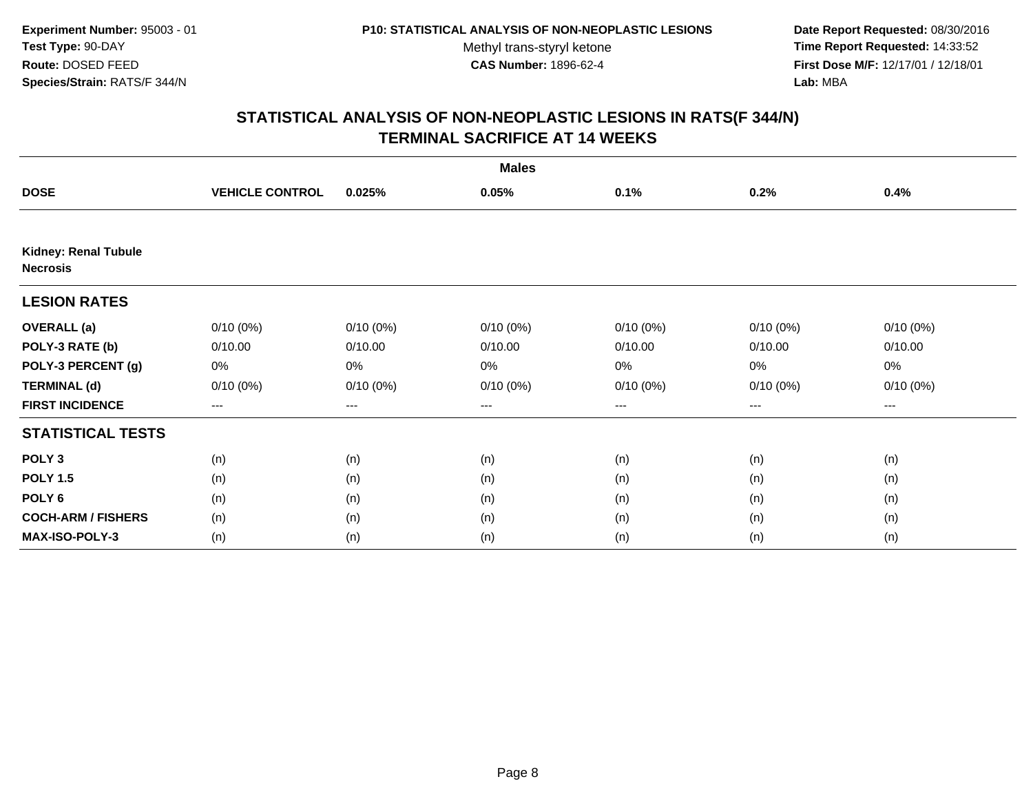**Experiment Number:** 95003 - 01
**Test Type:** 90-DAY
**Route:** DOSED FEED
**Species/Strain:** RATS/F 344/N

**P10: STATISTICAL ANALYSIS OF NON-NEOPLASTIC LESIONS**
Methyl trans-styryl ketone
**CAS Number:** 1896-62-4

**Date Report Requested:** 08/30/2016
**Time Report Requested:** 14:33:52
**First Dose M/F:** 12/17/01 / 12/18/01
**Lab:** MBA

## STATISTICAL ANALYSIS OF NON-NEOPLASTIC LESIONS IN RATS(F 344/N)
## TERMINAL SACRIFICE AT 14 WEEKS

| Males | | | | | | |
|---|---|---|---|---|---|---|
| **DOSE** | **VEHICLE CONTROL** | **0.025%** | **0.05%** | **0.1%** | **0.2%** | **0.4%** |
| **Kidney: Renal Tubule Necrosis** | | | | | | |
| **LESION RATES** | | | | | | |
| **OVERALL (a)** | 0/10 (0%) | 0/10 (0%) | 0/10 (0%) | 0/10 (0%) | 0/10 (0%) | 0/10 (0%) |
| **POLY-3 RATE (b)** | 0/10.00 | 0/10.00 | 0/10.00 | 0/10.00 | 0/10.00 | 0/10.00 |
| **POLY-3 PERCENT (g)** | 0% | 0% | 0% | 0% | 0% | 0% |
| **TERMINAL (d)** | 0/10 (0%) | 0/10 (0%) | 0/10 (0%) | 0/10 (0%) | 0/10 (0%) | 0/10 (0%) |
| **FIRST INCIDENCE** | --- | --- | --- | --- | --- | --- |
| **STATISTICAL TESTS** | | | | | | |
| **POLY 3** | (n) | (n) | (n) | (n) | (n) | (n) |
| **POLY 1.5** | (n) | (n) | (n) | (n) | (n) | (n) |
| **POLY 6** | (n) | (n) | (n) | (n) | (n) | (n) |
| **COCH-ARM / FISHERS** | (n) | (n) | (n) | (n) | (n) | (n) |
| **MAX-ISO-POLY-3** | (n) | (n) | (n) | (n) | (n) | (n) |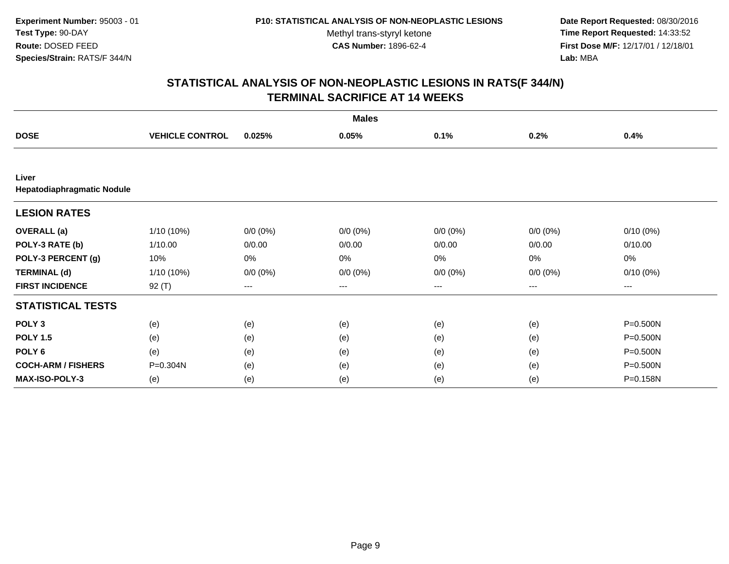**Experiment Number:** 95003 - 01
**Test Type:** 90-DAY
**Route:** DOSED FEED
**Species/Strain:** RATS/F 344/N

**P10: STATISTICAL ANALYSIS OF NON-NEOPLASTIC LESIONS**
Methyl trans-styryl ketone
**CAS Number:** 1896-62-4

**Date Report Requested:** 08/30/2016
**Time Report Requested:** 14:33:52
**First Dose M/F:** 12/17/01 / 12/18/01
**Lab:** MBA

## STATISTICAL ANALYSIS OF NON-NEOPLASTIC LESIONS IN RATS(F 344/N) TERMINAL SACRIFICE AT 14 WEEKS

| | Males | | | | | |
|---|---|---|---|---|---|---|
| **DOSE** | **VEHICLE CONTROL** | **0.025%** | **0.05%** | **0.1%** | **0.2%** | **0.4%** |
| **Liver Hepatodiaphragmatic Nodule** | | | | | | |
| **LESION RATES** | | | | | | |
| **OVERALL (a)** | 1/10 (10%) | 0/0 (0%) | 0/0 (0%) | 0/0 (0%) | 0/0 (0%) | 0/10 (0%) |
| **POLY-3 RATE (b)** | 1/10.00 | 0/0.00 | 0/0.00 | 0/0.00 | 0/0.00 | 0/10.00 |
| **POLY-3 PERCENT (g)** | 10% | 0% | 0% | 0% | 0% | 0% |
| **TERMINAL (d)** | 1/10 (10%) | 0/0 (0%) | 0/0 (0%) | 0/0 (0%) | 0/0 (0%) | 0/10 (0%) |
| **FIRST INCIDENCE** | 92 (T) | --- | --- | --- | --- | --- |
| **STATISTICAL TESTS** | | | | | | |
| **POLY 3** | (e) | (e) | (e) | (e) | (e) | P=0.500N |
| **POLY 1.5** | (e) | (e) | (e) | (e) | (e) | P=0.500N |
| **POLY 6** | (e) | (e) | (e) | (e) | (e) | P=0.500N |
| **COCH-ARM / FISHERS** | P=0.304N | (e) | (e) | (e) | (e) | P=0.500N |
| **MAX-ISO-POLY-3** | (e) | (e) | (e) | (e) | (e) | P=0.158N |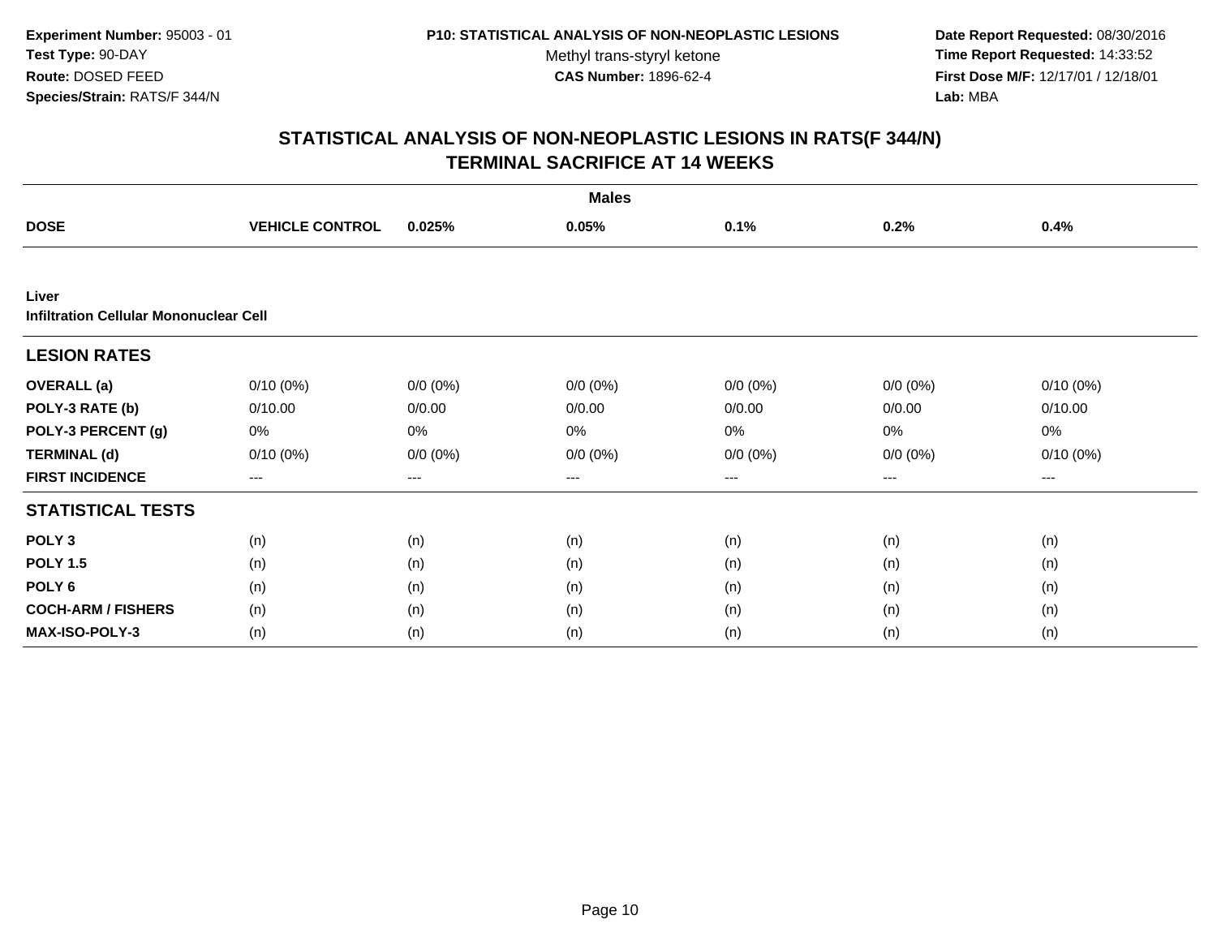**Experiment Number:** 95003 - 01
**Test Type:** 90-DAY
**Route:** DOSED FEED
**Species/Strain:** RATS/F 344/N

**P10: STATISTICAL ANALYSIS OF NON-NEOPLASTIC LESIONS**
Methyl trans-styryl ketone
**CAS Number:** 1896-62-4

**Date Report Requested:** 08/30/2016
**Time Report Requested:** 14:33:52
**First Dose M/F:** 12/17/01 / 12/18/01
**Lab:** MBA

## STATISTICAL ANALYSIS OF NON-NEOPLASTIC LESIONS IN RATS(F 344/N)
## TERMINAL SACRIFICE AT 14 WEEKS

| | Males | | | | | |
|---|---|---|---|---|---|---|
| **DOSE** | **VEHICLE CONTROL** | **0.025%** | **0.05%** | **0.1%** | **0.2%** | **0.4%** |
| **Liver** | | | | | | |
| **Infiltration Cellular Mononuclear Cell** | | | | | | |
| **LESION RATES** | | | | | | |
| **OVERALL (a)** | 0/10 (0%) | 0/0 (0%) | 0/0 (0%) | 0/0 (0%) | 0/0 (0%) | 0/10 (0%) |
| **POLY-3 RATE (b)** | 0/10.00 | 0/0.00 | 0/0.00 | 0/0.00 | 0/0.00 | 0/10.00 |
| **POLY-3 PERCENT (g)** | 0% | 0% | 0% | 0% | 0% | 0% |
| **TERMINAL (d)** | 0/10 (0%) | 0/0 (0%) | 0/0 (0%) | 0/0 (0%) | 0/0 (0%) | 0/10 (0%) |
| **FIRST INCIDENCE** | --- | --- | --- | --- | --- | --- |
| **STATISTICAL TESTS** | | | | | | |
| **POLY 3** | (n) | (n) | (n) | (n) | (n) | (n) |
| **POLY 1.5** | (n) | (n) | (n) | (n) | (n) | (n) |
| **POLY 6** | (n) | (n) | (n) | (n) | (n) | (n) |
| **COCH-ARM / FISHERS** | (n) | (n) | (n) | (n) | (n) | (n) |
| **MAX-ISO-POLY-3** | (n) | (n) | (n) | (n) | (n) | (n) |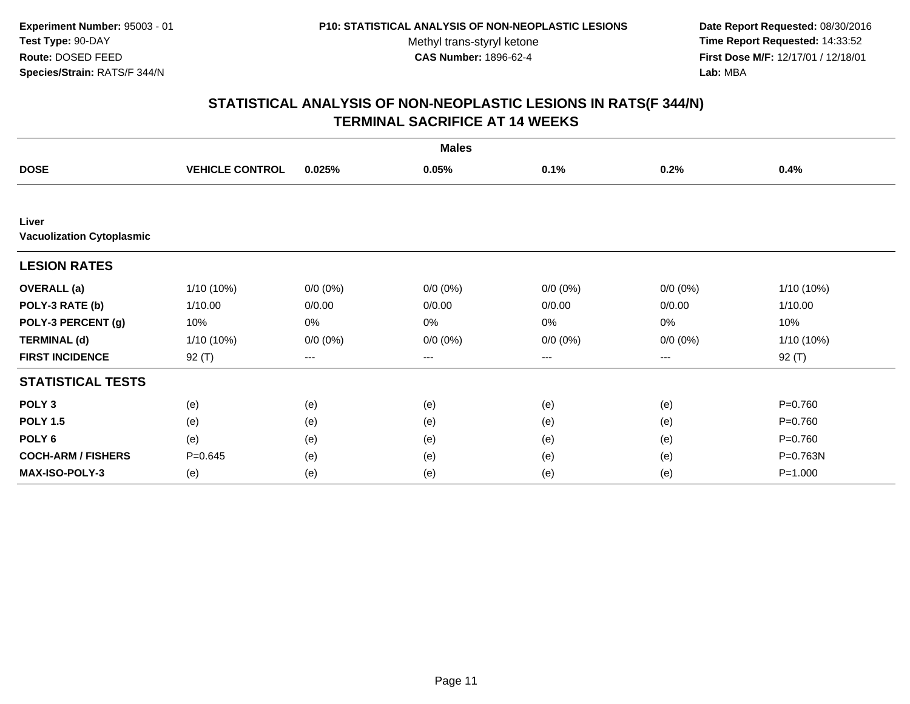**Experiment Number:** 95003 - 01
**Test Type:** 90-DAY
**Route:** DOSED FEED
**Species/Strain:** RATS/F 344/N

**P10: STATISTICAL ANALYSIS OF NON-NEOPLASTIC LESIONS**
Methyl trans-styryl ketone
**CAS Number:** 1896-62-4

**Date Report Requested:** 08/30/2016
**Time Report Requested:** 14:33:52
**First Dose M/F:** 12/17/01 / 12/18/01
**Lab:** MBA

## STATISTICAL ANALYSIS OF NON-NEOPLASTIC LESIONS IN RATS(F 344/N) TERMINAL SACRIFICE AT 14 WEEKS

| | Males | | | | | |
|---|---|---|---|---|---|---|
| **DOSE** | **VEHICLE CONTROL** | **0.025%** | **0.05%** | **0.1%** | **0.2%** | **0.4%** |
| **Liver** | | | | | | |
| **Vacuolization Cytoplasmic** | | | | | | |
| **LESION RATES** | | | | | | |
| **OVERALL (a)** | 1/10 (10%) | 0/0 (0%) | 0/0 (0%) | 0/0 (0%) | 0/0 (0%) | 1/10 (10%) |
| **POLY-3 RATE (b)** | 1/10.00 | 0/0.00 | 0/0.00 | 0/0.00 | 0/0.00 | 1/10.00 |
| **POLY-3 PERCENT (g)** | 10% | 0% | 0% | 0% | 0% | 10% |
| **TERMINAL (d)** | 1/10 (10%) | 0/0 (0%) | 0/0 (0%) | 0/0 (0%) | 0/0 (0%) | 1/10 (10%) |
| **FIRST INCIDENCE** | 92 (T) | --- | --- | --- | --- | 92 (T) |
| **STATISTICAL TESTS** | | | | | | |
| **POLY 3** | (e) | (e) | (e) | (e) | (e) | P=0.760 |
| **POLY 1.5** | (e) | (e) | (e) | (e) | (e) | P=0.760 |
| **POLY 6** | (e) | (e) | (e) | (e) | (e) | P=0.760 |
| **COCH-ARM / FISHERS** | P=0.645 | (e) | (e) | (e) | (e) | P=0.763N |
| **MAX-ISO-POLY-3** | (e) | (e) | (e) | (e) | (e) | P=1.000 |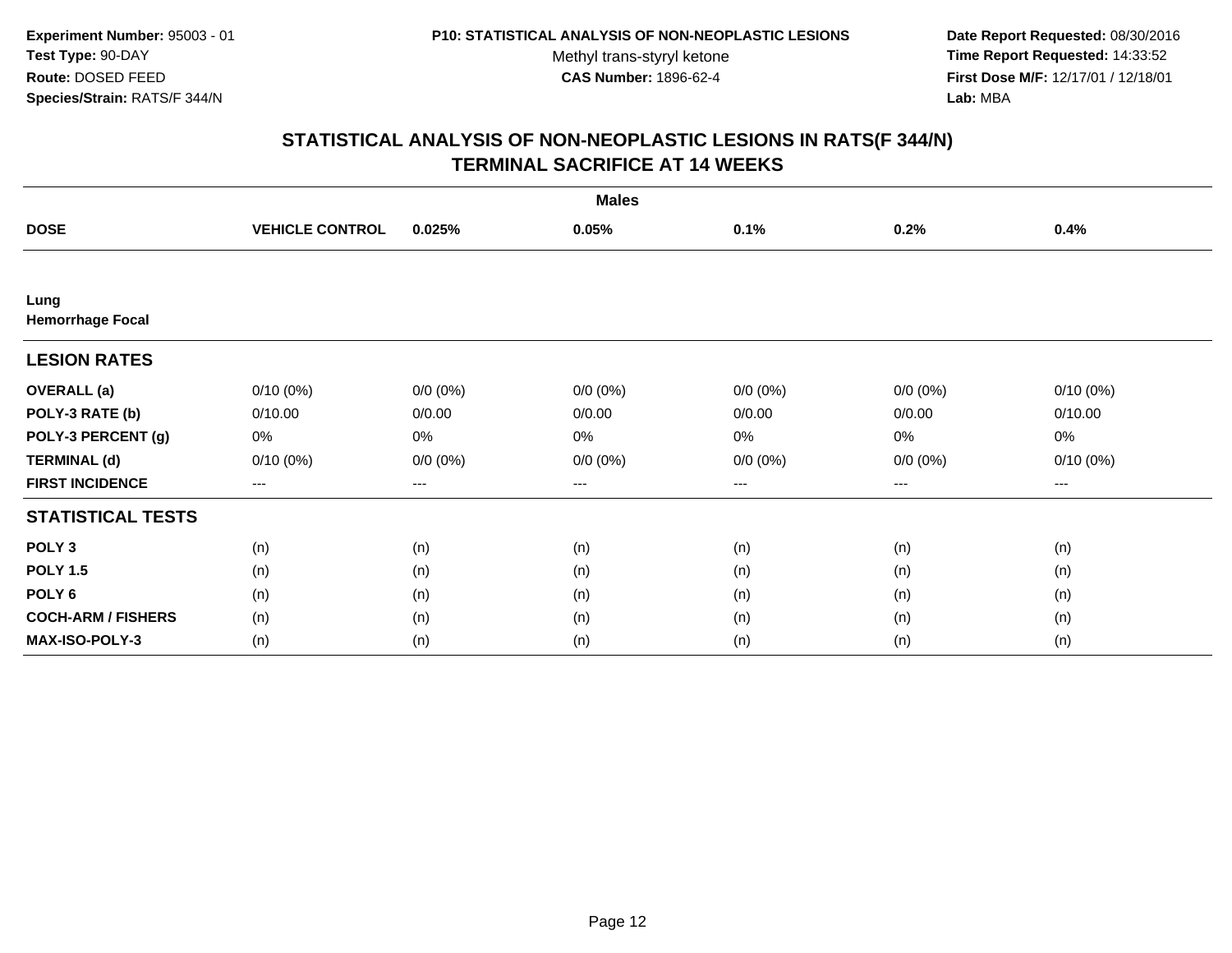**Experiment Number:** 95003 - 01
**Test Type:** 90-DAY
**Route:** DOSED FEED
**Species/Strain:** RATS/F 344/N

**P10: STATISTICAL ANALYSIS OF NON-NEOPLASTIC LESIONS**
Methyl trans-styryl ketone
**CAS Number:** 1896-62-4

**Date Report Requested:** 08/30/2016
**Time Report Requested:** 14:33:52
**First Dose M/F:** 12/17/01 / 12/18/01
**Lab:** MBA

## STATISTICAL ANALYSIS OF NON-NEOPLASTIC LESIONS IN RATS(F 344/N)
## TERMINAL SACRIFICE AT 14 WEEKS

| | Males | | | | | |
|---|---|---|---|---|---|---|
| **DOSE** | **VEHICLE CONTROL** | **0.025%** | **0.05%** | **0.1%** | **0.2%** | **0.4%** |
| **Lung** | | | | | | |
| **Hemorrhage Focal** | | | | | | |
| **LESION RATES** | | | | | | |
| **OVERALL (a)** | 0/10 (0%) | 0/0 (0%) | 0/0 (0%) | 0/0 (0%) | 0/0 (0%) | 0/10 (0%) |
| **POLY-3 RATE (b)** | 0/10.00 | 0/0.00 | 0/0.00 | 0/0.00 | 0/0.00 | 0/10.00 |
| **POLY-3 PERCENT (g)** | 0% | 0% | 0% | 0% | 0% | 0% |
| **TERMINAL (d)** | 0/10 (0%) | 0/0 (0%) | 0/0 (0%) | 0/0 (0%) | 0/0 (0%) | 0/10 (0%) |
| **FIRST INCIDENCE** | --- | --- | --- | --- | --- | --- |
| **STATISTICAL TESTS** | | | | | | |
| **POLY 3** | (n) | (n) | (n) | (n) | (n) | (n) |
| **POLY 1.5** | (n) | (n) | (n) | (n) | (n) | (n) |
| **POLY 6** | (n) | (n) | (n) | (n) | (n) | (n) |
| **COCH-ARM / FISHERS** | (n) | (n) | (n) | (n) | (n) | (n) |
| **MAX-ISO-POLY-3** | (n) | (n) | (n) | (n) | (n) | (n) |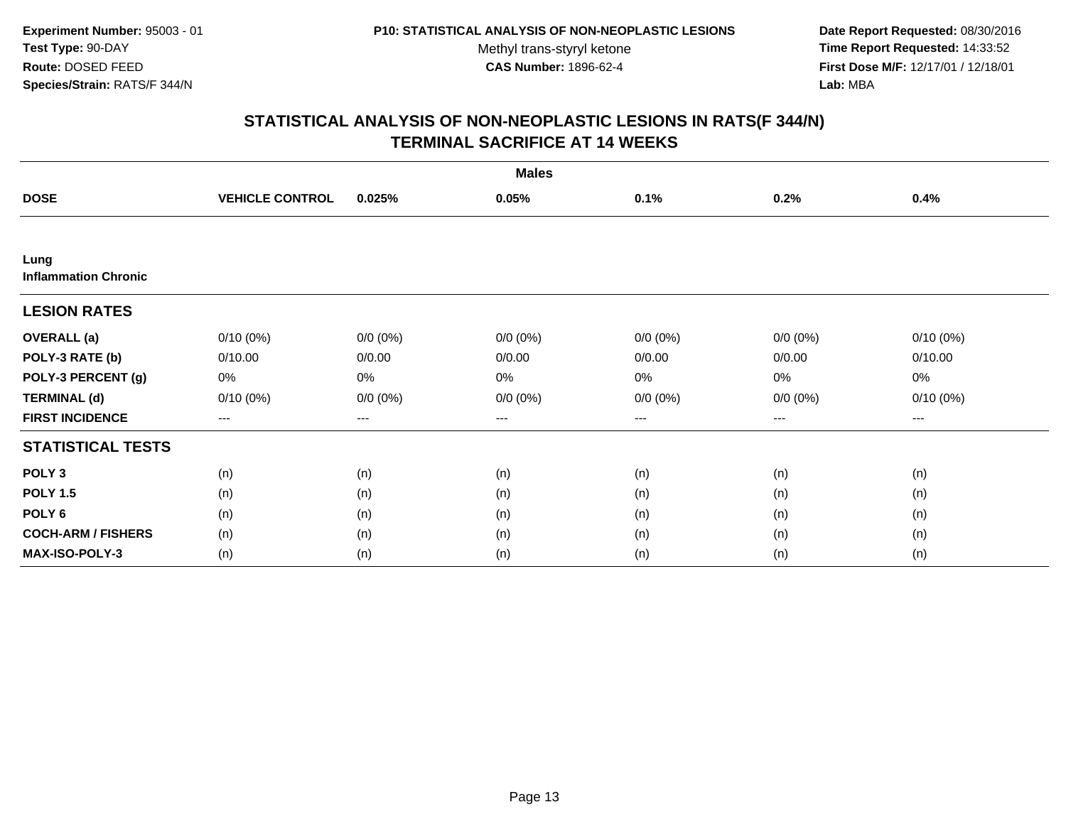**Experiment Number:** 95003 - 01
**Test Type:** 90-DAY
**Route:** DOSED FEED
**Species/Strain:** RATS/F 344/N

**P10: STATISTICAL ANALYSIS OF NON-NEOPLASTIC LESIONS**
Methyl trans-styryl ketone
**CAS Number:** 1896-62-4

**Date Report Requested:** 08/30/2016
**Time Report Requested:** 14:33:52
**First Dose M/F:** 12/17/01 / 12/18/01
**Lab:** MBA

## STATISTICAL ANALYSIS OF NON-NEOPLASTIC LESIONS IN RATS(F 344/N)
## TERMINAL SACRIFICE AT 14 WEEKS

| | Males | | | | | |
|---|---|---|---|---|---|---|
| **DOSE** | **VEHICLE CONTROL** | **0.025%** | **0.05%** | **0.1%** | **0.2%** | **0.4%** |
| **Lung** | | | | | | |
| **Inflammation Chronic** | | | | | | |
| **LESION RATES** | | | | | | |
| **OVERALL (a)** | 0/10 (0%) | 0/0 (0%) | 0/0 (0%) | 0/0 (0%) | 0/0 (0%) | 0/10 (0%) |
| **POLY-3 RATE (b)** | 0/10.00 | 0/0.00 | 0/0.00 | 0/0.00 | 0/0.00 | 0/10.00 |
| **POLY-3 PERCENT (g)** | 0% | 0% | 0% | 0% | 0% | 0% |
| **TERMINAL (d)** | 0/10 (0%) | 0/0 (0%) | 0/0 (0%) | 0/0 (0%) | 0/0 (0%) | 0/10 (0%) |
| **FIRST INCIDENCE** | --- | --- | --- | --- | --- | --- |
| **STATISTICAL TESTS** | | | | | | |
| **POLY 3** | (n) | (n) | (n) | (n) | (n) | (n) |
| **POLY 1.5** | (n) | (n) | (n) | (n) | (n) | (n) |
| **POLY 6** | (n) | (n) | (n) | (n) | (n) | (n) |
| **COCH-ARM / FISHERS** | (n) | (n) | (n) | (n) | (n) | (n) |
| **MAX-ISO-POLY-3** | (n) | (n) | (n) | (n) | (n) | (n) |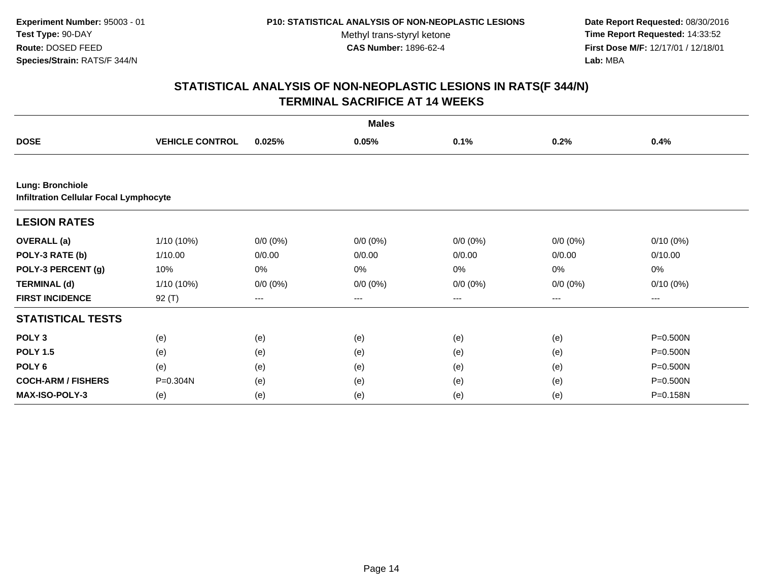**Experiment Number:** 95003 - 01
**Test Type:** 90-DAY
**Route:** DOSED FEED
**Species/Strain:** RATS/F 344/N

**P10: STATISTICAL ANALYSIS OF NON-NEOPLASTIC LESIONS**
Methyl trans-styryl ketone
**CAS Number:** 1896-62-4

**Date Report Requested:** 08/30/2016
**Time Report Requested:** 14:33:52
**First Dose M/F:** 12/17/01 / 12/18/01
**Lab:** MBA

## STATISTICAL ANALYSIS OF NON-NEOPLASTIC LESIONS IN RATS(F 344/N)
## TERMINAL SACRIFICE AT 14 WEEKS

**Males**

| DOSE | VEHICLE CONTROL | 0.025% | 0.05% | 0.1% | 0.2% | 0.4% |
|---|---|---|---|---|---|---|
| **Lung: Bronchiole** | | | | | | |
| **Infiltration Cellular Focal Lymphocyte** | | | | | | |
| **LESION RATES** | | | | | | |
| **OVERALL (a)** | 1/10 (10%) | 0/0 (0%) | 0/0 (0%) | 0/0 (0%) | 0/0 (0%) | 0/10 (0%) |
| **POLY-3 RATE (b)** | 1/10.00 | 0/0.00 | 0/0.00 | 0/0.00 | 0/0.00 | 0/10.00 |
| **POLY-3 PERCENT (g)** | 10% | 0% | 0% | 0% | 0% | 0% |
| **TERMINAL (d)** | 1/10 (10%) | 0/0 (0%) | 0/0 (0%) | 0/0 (0%) | 0/0 (0%) | 0/10 (0%) |
| **FIRST INCIDENCE** | 92 (T) | --- | --- | --- | --- | --- |
| **STATISTICAL TESTS** | | | | | | |
| **POLY 3** | (e) | (e) | (e) | (e) | (e) | P=0.500N |
| **POLY 1.5** | (e) | (e) | (e) | (e) | (e) | P=0.500N |
| **POLY 6** | (e) | (e) | (e) | (e) | (e) | P=0.500N |
| **COCH-ARM / FISHERS** | P=0.304N | (e) | (e) | (e) | (e) | P=0.500N |
| **MAX-ISO-POLY-3** | (e) | (e) | (e) | (e) | (e) | P=0.158N |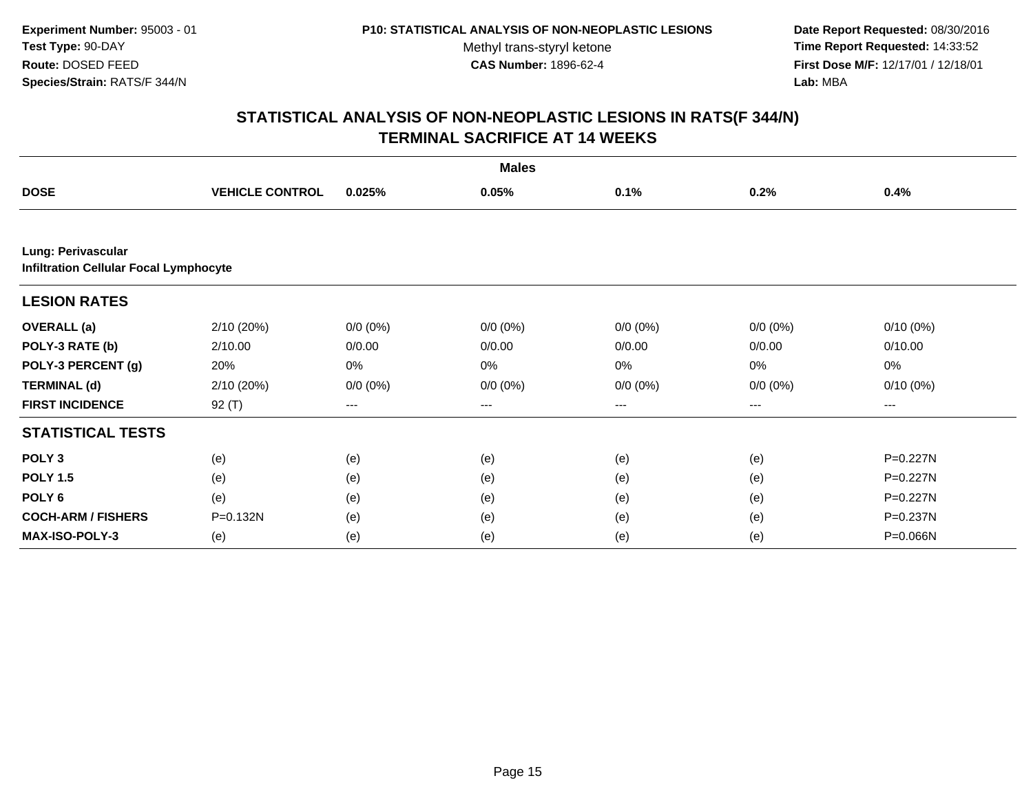**Experiment Number:** 95003 - 01
**Test Type:** 90-DAY
**Route:** DOSED FEED
**Species/Strain:** RATS/F 344/N

**P10: STATISTICAL ANALYSIS OF NON-NEOPLASTIC LESIONS**
Methyl trans-styryl ketone
**CAS Number:** 1896-62-4

**Date Report Requested:** 08/30/2016
**Time Report Requested:** 14:33:52
**First Dose M/F:** 12/17/01 / 12/18/01
**Lab:** MBA

## STATISTICAL ANALYSIS OF NON-NEOPLASTIC LESIONS IN RATS(F 344/N)
## TERMINAL SACRIFICE AT 14 WEEKS

**Males**

| DOSE | VEHICLE CONTROL | 0.025% | 0.05% | 0.1% | 0.2% | 0.4% |
|---|---|---|---|---|---|---|
| **Lung: Perivascular** | | | | | | |
| **Infiltration Cellular Focal Lymphocyte** | | | | | | |
| **LESION RATES** | | | | | | |
| **OVERALL (a)** | 2/10 (20%) | 0/0 (0%) | 0/0 (0%) | 0/0 (0%) | 0/0 (0%) | 0/10 (0%) |
| **POLY-3 RATE (b)** | 2/10.00 | 0/0.00 | 0/0.00 | 0/0.00 | 0/0.00 | 0/10.00 |
| **POLY-3 PERCENT (g)** | 20% | 0% | 0% | 0% | 0% | 0% |
| **TERMINAL (d)** | 2/10 (20%) | 0/0 (0%) | 0/0 (0%) | 0/0 (0%) | 0/0 (0%) | 0/10 (0%) |
| **FIRST INCIDENCE** | 92 (T) | --- | --- | --- | --- | --- |
| **STATISTICAL TESTS** | | | | | | |
| **POLY 3** | (e) | (e) | (e) | (e) | (e) | P=0.227N |
| **POLY 1.5** | (e) | (e) | (e) | (e) | (e) | P=0.227N |
| **POLY 6** | (e) | (e) | (e) | (e) | (e) | P=0.227N |
| **COCH-ARM / FISHERS** | P=0.132N | (e) | (e) | (e) | (e) | P=0.237N |
| **MAX-ISO-POLY-3** | (e) | (e) | (e) | (e) | (e) | P=0.066N |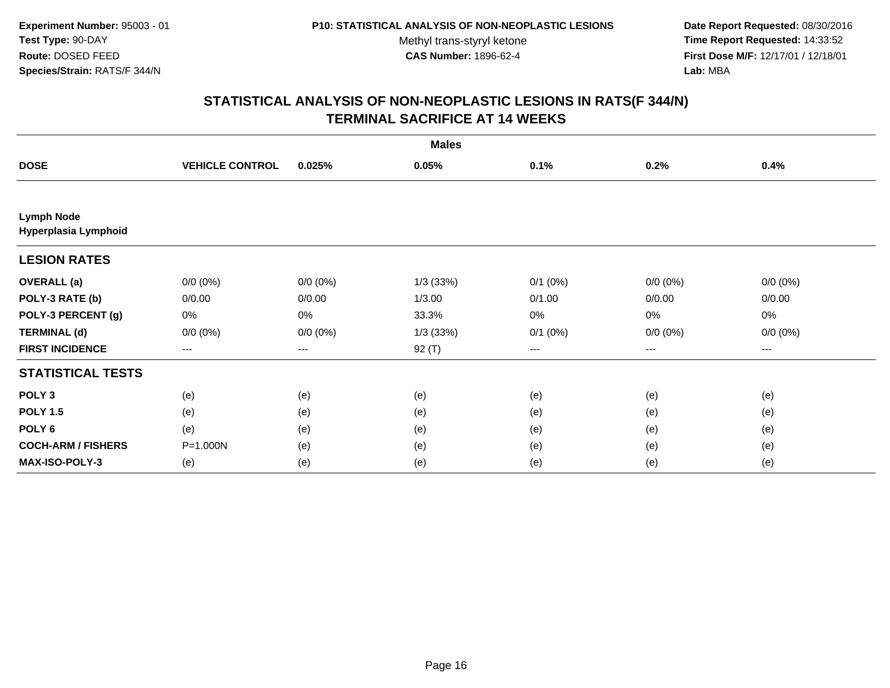Experiment Number: 95003 - 01
Test Type: 90-DAY
Route: DOSED FEED
Species/Strain: RATS/F 344/N

P10: STATISTICAL ANALYSIS OF NON-NEOPLASTIC LESIONS
Methyl trans-styryl ketone
CAS Number: 1896-62-4

Date Report Requested: 08/30/2016
Time Report Requested: 14:33:52
First Dose M/F: 12/17/01 / 12/18/01
Lab: MBA

## STATISTICAL ANALYSIS OF NON-NEOPLASTIC LESIONS IN RATS(F 344/N)
## TERMINAL SACRIFICE AT 14 WEEKS

| | | | Males | | | |
|---|---|---|---|---|---|---|
| **DOSE** | **VEHICLE CONTROL** | **0.025%** | **0.05%** | **0.1%** | **0.2%** | **0.4%** |
| **Lymph Node** | | | | | | |
| **Hyperplasia Lymphoid** | | | | | | |
| **LESION RATES** | | | | | | |
| **OVERALL (a)** | 0/0 (0%) | 0/0 (0%) | 1/3 (33%) | 0/1 (0%) | 0/0 (0%) | 0/0 (0%) |
| **POLY-3 RATE (b)** | 0/0.00 | 0/0.00 | 1/3.00 | 0/1.00 | 0/0.00 | 0/0.00 |
| **POLY-3 PERCENT (g)** | 0% | 0% | 33.3% | 0% | 0% | 0% |
| **TERMINAL (d)** | 0/0 (0%) | 0/0 (0%) | 1/3 (33%) | 0/1 (0%) | 0/0 (0%) | 0/0 (0%) |
| **FIRST INCIDENCE** | --- | --- | 92 (T) | --- | --- | --- |
| **STATISTICAL TESTS** | | | | | | |
| **POLY 3** | (e) | (e) | (e) | (e) | (e) | (e) |
| **POLY 1.5** | (e) | (e) | (e) | (e) | (e) | (e) |
| **POLY 6** | (e) | (e) | (e) | (e) | (e) | (e) |
| **COCH-ARM / FISHERS** | P=1.000N | (e) | (e) | (e) | (e) | (e) |
| **MAX-ISO-POLY-3** | (e) | (e) | (e) | (e) | (e) | (e) |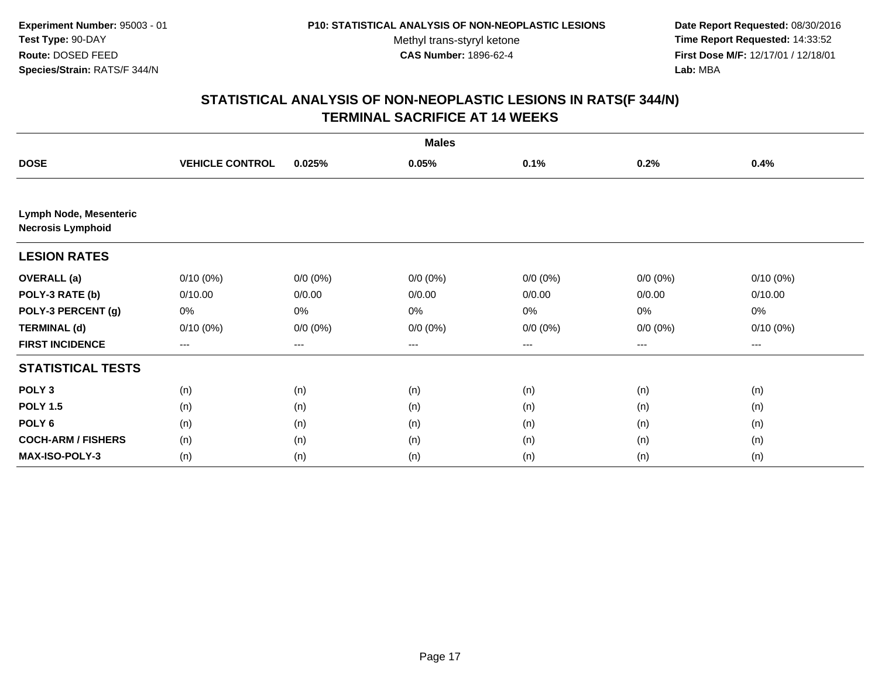**Experiment Number:** 95003 - 01
**Test Type:** 90-DAY
**Route:** DOSED FEED
**Species/Strain:** RATS/F 344/N

**P10: STATISTICAL ANALYSIS OF NON-NEOPLASTIC LESIONS**
Methyl trans-styryl ketone
**CAS Number:** 1896-62-4

**Date Report Requested:** 08/30/2016
**Time Report Requested:** 14:33:52
**First Dose M/F:** 12/17/01 / 12/18/01
**Lab:** MBA

## STATISTICAL ANALYSIS OF NON-NEOPLASTIC LESIONS IN RATS(F 344/N) TERMINAL SACRIFICE AT 14 WEEKS

| | Males | | | | | |
|---|---|---|---|---|---|---|
| **DOSE** | **VEHICLE CONTROL** | **0.025%** | **0.05%** | **0.1%** | **0.2%** | **0.4%** |
| **Lymph Node, Mesenteric** **Necrosis Lymphoid** | | | | | | |
| **LESION RATES** | | | | | | |
| **OVERALL (a)** | 0/10 (0%) | 0/0 (0%) | 0/0 (0%) | 0/0 (0%) | 0/0 (0%) | 0/10 (0%) |
| **POLY-3 RATE (b)** | 0/10.00 | 0/0.00 | 0/0.00 | 0/0.00 | 0/0.00 | 0/10.00 |
| **POLY-3 PERCENT (g)** | 0% | 0% | 0% | 0% | 0% | 0% |
| **TERMINAL (d)** | 0/10 (0%) | 0/0 (0%) | 0/0 (0%) | 0/0 (0%) | 0/0 (0%) | 0/10 (0%) |
| **FIRST INCIDENCE** | --- | --- | --- | --- | --- | --- |
| **STATISTICAL TESTS** | | | | | | |
| **POLY 3** | (n) | (n) | (n) | (n) | (n) | (n) |
| **POLY 1.5** | (n) | (n) | (n) | (n) | (n) | (n) |
| **POLY 6** | (n) | (n) | (n) | (n) | (n) | (n) |
| **COCH-ARM / FISHERS** | (n) | (n) | (n) | (n) | (n) | (n) |
| **MAX-ISO-POLY-3** | (n) | (n) | (n) | (n) | (n) | (n) |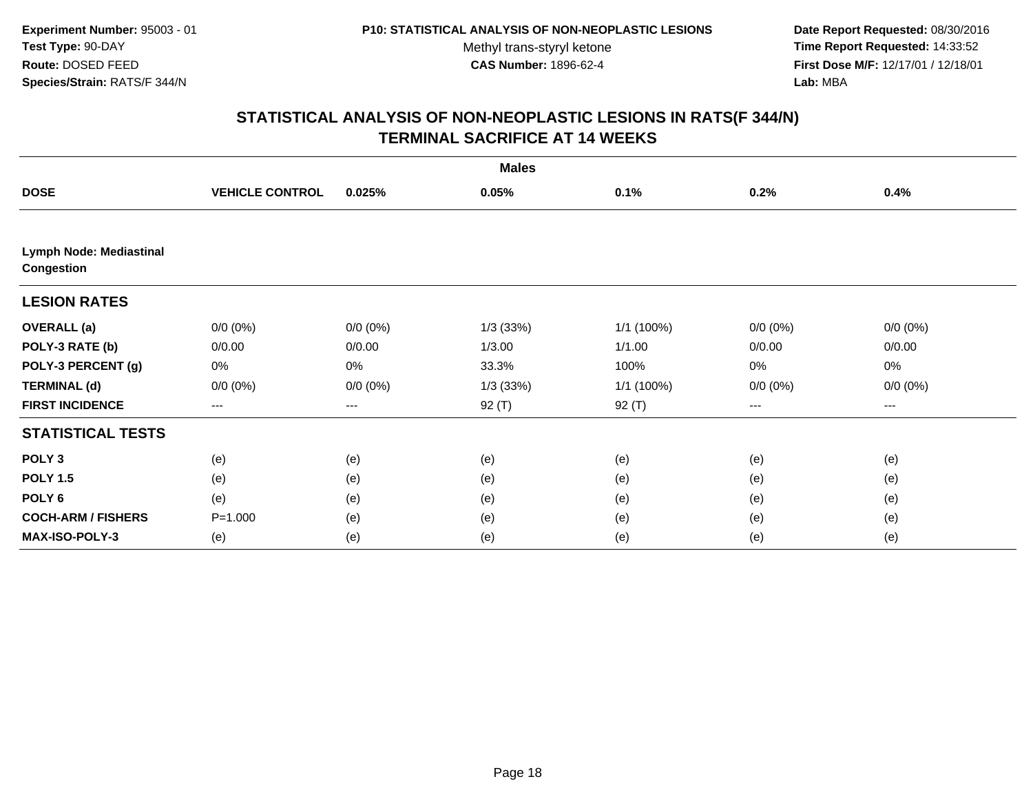Experiment Number: 95003 - 01
Test Type: 90-DAY
Route: DOSED FEED
Species/Strain: RATS/F 344/N

P10: STATISTICAL ANALYSIS OF NON-NEOPLASTIC LESIONS
Methyl trans-styryl ketone
CAS Number: 1896-62-4

Date Report Requested: 08/30/2016
Time Report Requested: 14:33:52
First Dose M/F: 12/17/01 / 12/18/01
Lab: MBA

## STATISTICAL ANALYSIS OF NON-NEOPLASTIC LESIONS IN RATS(F 344/N)
## TERMINAL SACRIFICE AT 14 WEEKS

| | Males | | | | | |
|---|---|---|---|---|---|---|
| **DOSE** | **VEHICLE CONTROL** | **0.025%** | **0.05%** | **0.1%** | **0.2%** | **0.4%** |
| **Lymph Node: Mediastinal Congestion** | | | | | | |
| **LESION RATES** | | | | | | |
| **OVERALL (a)** | 0/0 (0%) | 0/0 (0%) | 1/3 (33%) | 1/1 (100%) | 0/0 (0%) | 0/0 (0%) |
| **POLY-3 RATE (b)** | 0/0.00 | 0/0.00 | 1/3.00 | 1/1.00 | 0/0.00 | 0/0.00 |
| **POLY-3 PERCENT (g)** | 0% | 0% | 33.3% | 100% | 0% | 0% |
| **TERMINAL (d)** | 0/0 (0%) | 0/0 (0%) | 1/3 (33%) | 1/1 (100%) | 0/0 (0%) | 0/0 (0%) |
| **FIRST INCIDENCE** | --- | --- | 92 (T) | 92 (T) | --- | --- |
| **STATISTICAL TESTS** | | | | | | |
| **POLY 3** | (e) | (e) | (e) | (e) | (e) | (e) |
| **POLY 1.5** | (e) | (e) | (e) | (e) | (e) | (e) |
| **POLY 6** | (e) | (e) | (e) | (e) | (e) | (e) |
| **COCH-ARM / FISHERS** | P=1.000 | (e) | (e) | (e) | (e) | (e) |
| **MAX-ISO-POLY-3** | (e) | (e) | (e) | (e) | (e) | (e) |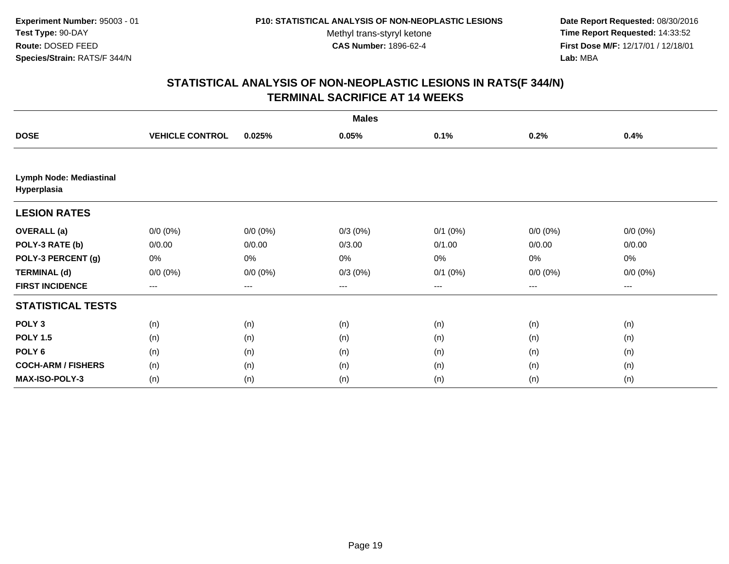Experiment Number: 95003 - 01
Test Type: 90-DAY
Route: DOSED FEED
Species/Strain: RATS/F 344/N

P10: STATISTICAL ANALYSIS OF NON-NEOPLASTIC LESIONS
Methyl trans-styryl ketone
CAS Number: 1896-62-4

Date Report Requested: 08/30/2016
Time Report Requested: 14:33:52
First Dose M/F: 12/17/01 / 12/18/01
Lab: MBA

## STATISTICAL ANALYSIS OF NON-NEOPLASTIC LESIONS IN RATS(F 344/N)
## TERMINAL SACRIFICE AT 14 WEEKS

| | Males | | | | | |
|---|---|---|---|---|---|---|
| **DOSE** | **VEHICLE CONTROL** | **0.025%** | **0.05%** | **0.1%** | **0.2%** | **0.4%** |
| **Lymph Node: Mediastinal Hyperplasia** | | | | | | |
| **LESION RATES** | | | | | | |
| **OVERALL (a)** | 0/0 (0%) | 0/0 (0%) | 0/3 (0%) | 0/1 (0%) | 0/0 (0%) | 0/0 (0%) |
| **POLY-3 RATE (b)** | 0/0.00 | 0/0.00 | 0/3.00 | 0/1.00 | 0/0.00 | 0/0.00 |
| **POLY-3 PERCENT (g)** | 0% | 0% | 0% | 0% | 0% | 0% |
| **TERMINAL (d)** | 0/0 (0%) | 0/0 (0%) | 0/3 (0%) | 0/1 (0%) | 0/0 (0%) | 0/0 (0%) |
| **FIRST INCIDENCE** | --- | --- | --- | --- | --- | --- |
| **STATISTICAL TESTS** | | | | | | |
| **POLY 3** | (n) | (n) | (n) | (n) | (n) | (n) |
| **POLY 1.5** | (n) | (n) | (n) | (n) | (n) | (n) |
| **POLY 6** | (n) | (n) | (n) | (n) | (n) | (n) |
| **COCH-ARM / FISHERS** | (n) | (n) | (n) | (n) | (n) | (n) |
| **MAX-ISO-POLY-3** | (n) | (n) | (n) | (n) | (n) | (n) |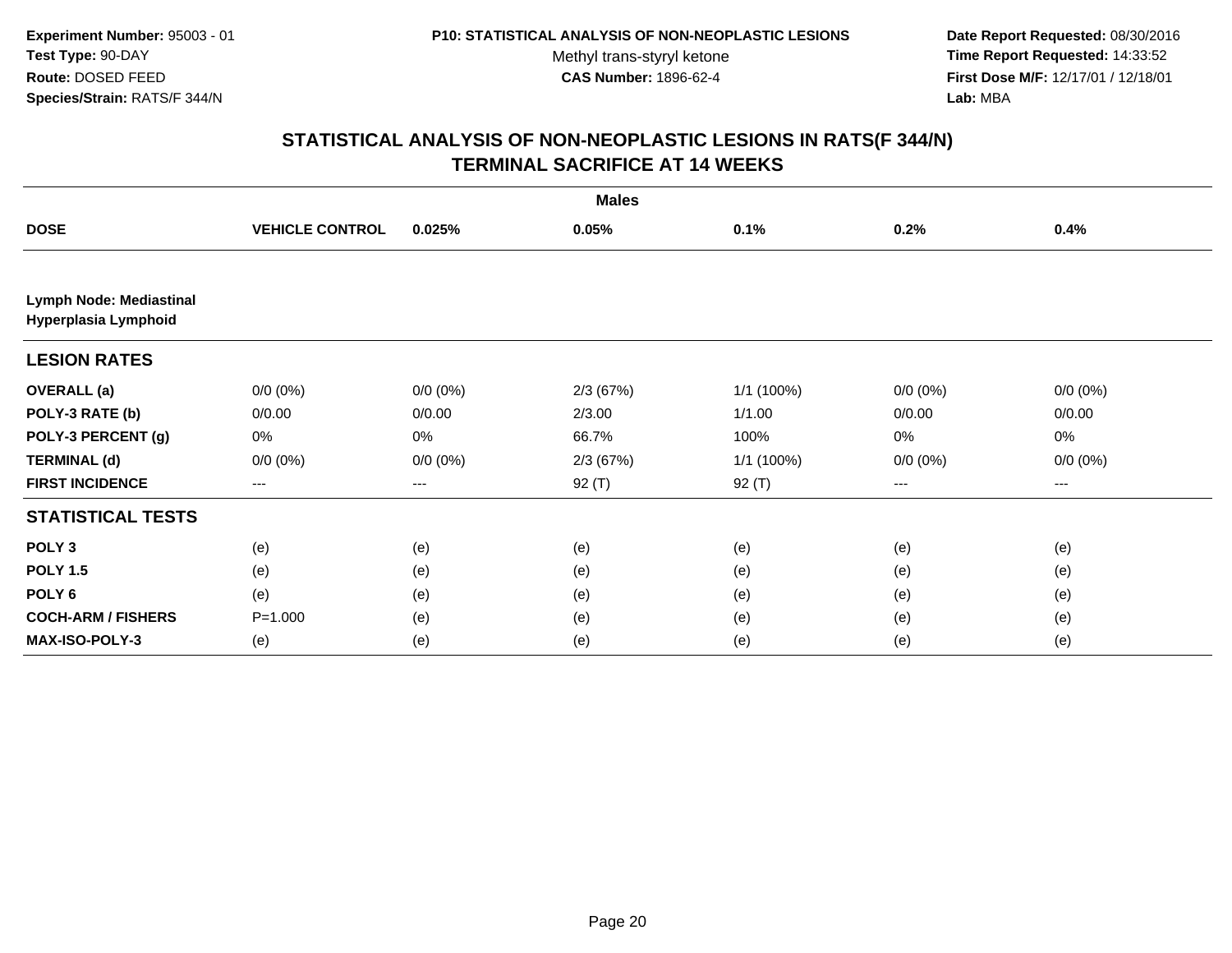**Experiment Number:** 95003 - 01
**Test Type:** 90-DAY
**Route:** DOSED FEED
**Species/Strain:** RATS/F 344/N

**P10: STATISTICAL ANALYSIS OF NON-NEOPLASTIC LESIONS**
Methyl trans-styryl ketone
**CAS Number:** 1896-62-4

**Date Report Requested:** 08/30/2016
**Time Report Requested:** 14:33:52
**First Dose M/F:** 12/17/01 / 12/18/01
**Lab:** MBA

## STATISTICAL ANALYSIS OF NON-NEOPLASTIC LESIONS IN RATS(F 344/N) TERMINAL SACRIFICE AT 14 WEEKS

| | Males | | | | | |
|---|---|---|---|---|---|---|
| **DOSE** | **VEHICLE CONTROL** | **0.025%** | **0.05%** | **0.1%** | **0.2%** | **0.4%** |
| **Lymph Node: Mediastinal Hyperplasia Lymphoid** | | | | | | |
| **LESION RATES** | | | | | | |
| **OVERALL (a)** | 0/0 (0%) | 0/0 (0%) | 2/3 (67%) | 1/1 (100%) | 0/0 (0%) | 0/0 (0%) |
| **POLY-3 RATE (b)** | 0/0.00 | 0/0.00 | 2/3.00 | 1/1.00 | 0/0.00 | 0/0.00 |
| **POLY-3 PERCENT (g)** | 0% | 0% | 66.7% | 100% | 0% | 0% |
| **TERMINAL (d)** | 0/0 (0%) | 0/0 (0%) | 2/3 (67%) | 1/1 (100%) | 0/0 (0%) | 0/0 (0%) |
| **FIRST INCIDENCE** | --- | --- | 92 (T) | 92 (T) | --- | --- |
| **STATISTICAL TESTS** | | | | | | |
| **POLY 3** | (e) | (e) | (e) | (e) | (e) | (e) |
| **POLY 1.5** | (e) | (e) | (e) | (e) | (e) | (e) |
| **POLY 6** | (e) | (e) | (e) | (e) | (e) | (e) |
| **COCH-ARM / FISHERS** | P=1.000 | (e) | (e) | (e) | (e) | (e) |
| **MAX-ISO-POLY-3** | (e) | (e) | (e) | (e) | (e) | (e) |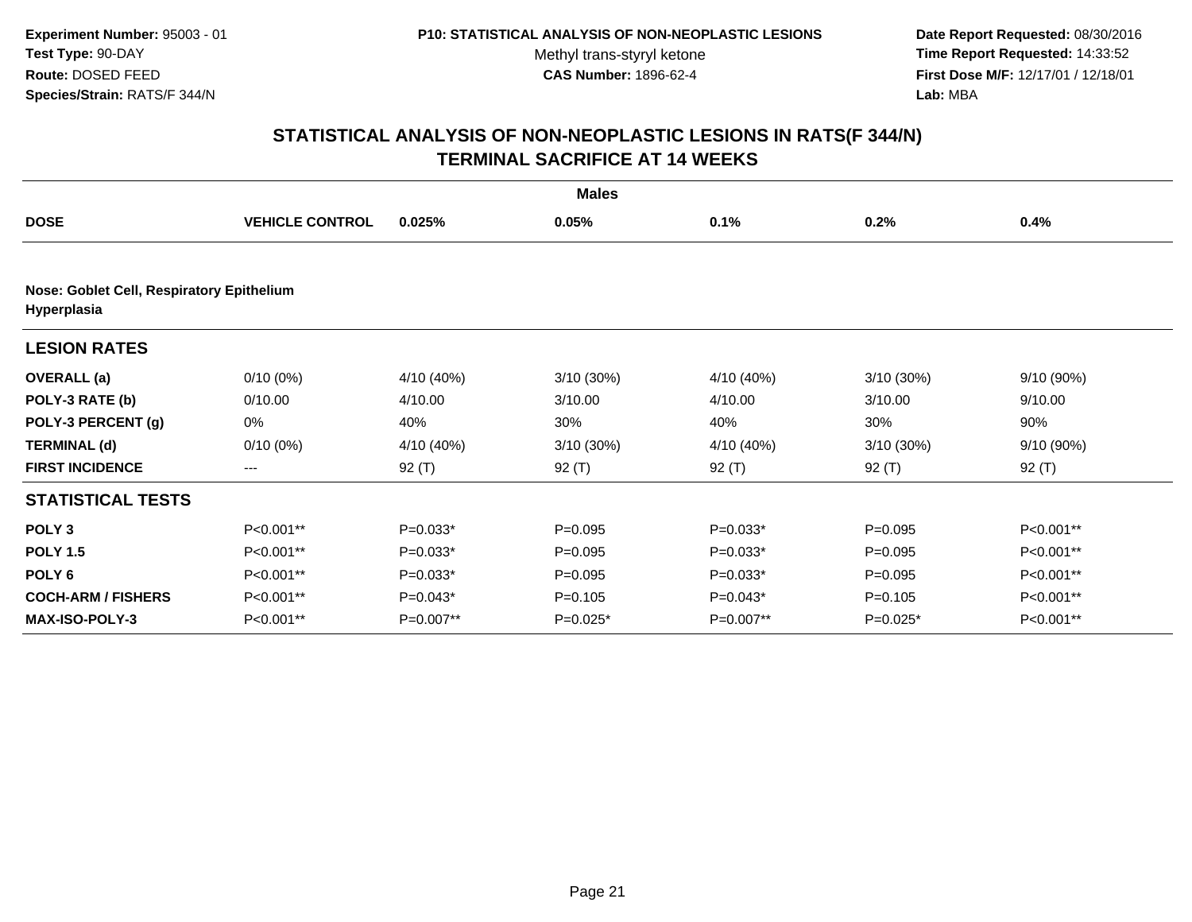**Experiment Number:** 95003 - 01
**Test Type:** 90-DAY
**Route:** DOSED FEED
**Species/Strain:** RATS/F 344/N

**P10: STATISTICAL ANALYSIS OF NON-NEOPLASTIC LESIONS**
Methyl trans-styryl ketone
**CAS Number:** 1896-62-4

**Date Report Requested:** 08/30/2016
**Time Report Requested:** 14:33:52
**First Dose M/F:** 12/17/01 / 12/18/01
**Lab:** MBA

## STATISTICAL ANALYSIS OF NON-NEOPLASTIC LESIONS IN RATS(F 344/N) TERMINAL SACRIFICE AT 14 WEEKS

**Males**

| DOSE | VEHICLE CONTROL | 0.025% | 0.05% | 0.1% | 0.2% | 0.4% |
|---|---|---|---|---|---|---|
| **Nose: Goblet Cell, Respiratory Epithelium Hyperplasia** | | | | | | |
| **LESION RATES** | | | | | | |
| **OVERALL (a)** | 0/10 (0%) | 4/10 (40%) | 3/10 (30%) | 4/10 (40%) | 3/10 (30%) | 9/10 (90%) |
| **POLY-3 RATE (b)** | 0/10.00 | 4/10.00 | 3/10.00 | 4/10.00 | 3/10.00 | 9/10.00 |
| **POLY-3 PERCENT (g)** | 0% | 40% | 30% | 40% | 30% | 90% |
| **TERMINAL (d)** | 0/10 (0%) | 4/10 (40%) | 3/10 (30%) | 4/10 (40%) | 3/10 (30%) | 9/10 (90%) |
| **FIRST INCIDENCE** | --- | 92 (T) | 92 (T) | 92 (T) | 92 (T) | 92 (T) |
| **STATISTICAL TESTS** | | | | | | |
| **POLY 3** | P<0.001** | P=0.033* | P=0.095 | P=0.033* | P=0.095 | P<0.001** |
| **POLY 1.5** | P<0.001** | P=0.033* | P=0.095 | P=0.033* | P=0.095 | P<0.001** |
| **POLY 6** | P<0.001** | P=0.033* | P=0.095 | P=0.033* | P=0.095 | P<0.001** |
| **COCH-ARM / FISHERS** | P<0.001** | P=0.043* | P=0.105 | P=0.043* | P=0.105 | P<0.001** |
| **MAX-ISO-POLY-3** | P<0.001** | P=0.007** | P=0.025* | P=0.007** | P=0.025* | P<0.001** |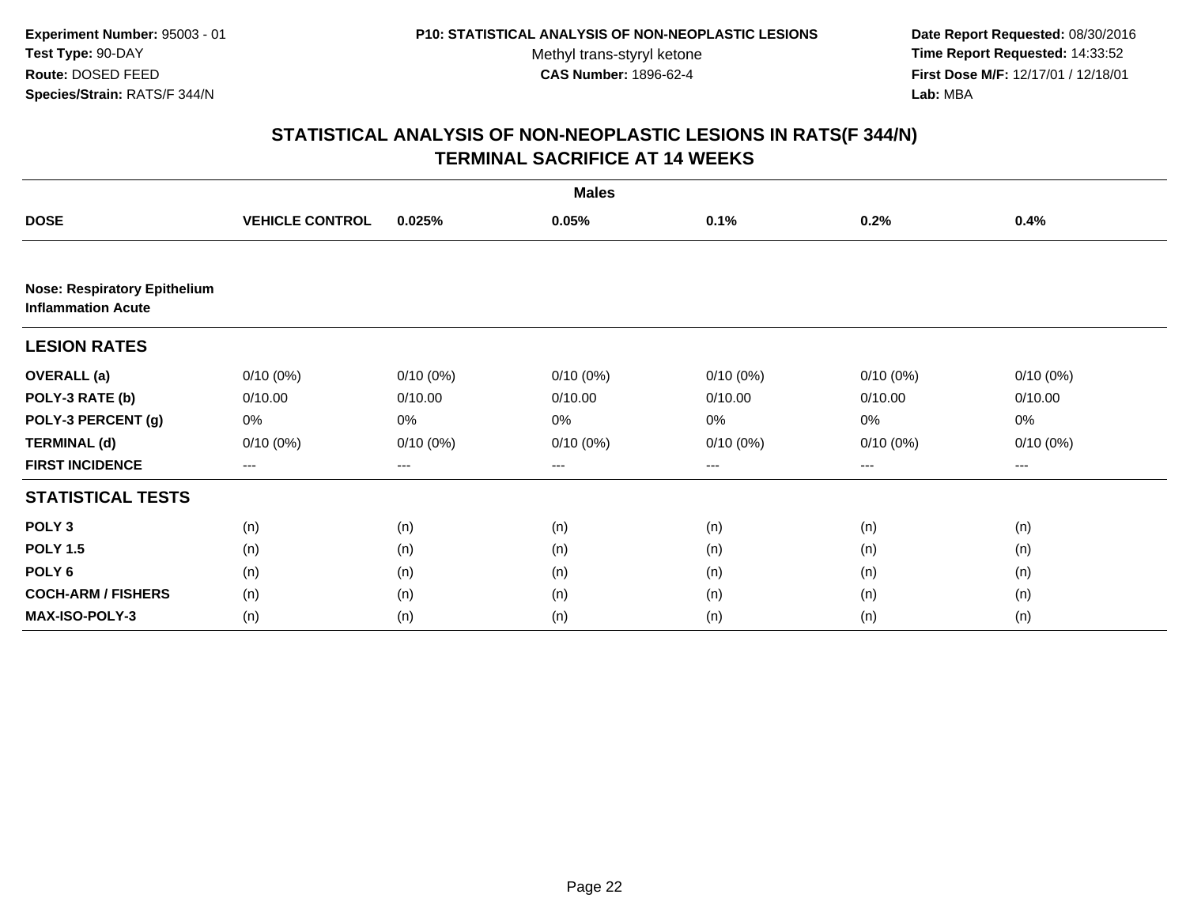**Experiment Number:** 95003 - 01
**Test Type:** 90-DAY
**Route:** DOSED FEED
**Species/Strain:** RATS/F 344/N

**P10: STATISTICAL ANALYSIS OF NON-NEOPLASTIC LESIONS**
Methyl trans-styryl ketone
**CAS Number:** 1896-62-4

**Date Report Requested:** 08/30/2016
**Time Report Requested:** 14:33:52
**First Dose M/F:** 12/17/01 / 12/18/01
**Lab:** MBA

## STATISTICAL ANALYSIS OF NON-NEOPLASTIC LESIONS IN RATS(F 344/N) TERMINAL SACRIFICE AT 14 WEEKS

| | Males | | | | | |
|---|---|---|---|---|---|---|
| **DOSE** | **VEHICLE CONTROL** | **0.025%** | **0.05%** | **0.1%** | **0.2%** | **0.4%** |
| **Nose: Respiratory Epithelium Inflammation Acute** | | | | | | |
| **LESION RATES** | | | | | | |
| **OVERALL (a)** | 0/10 (0%) | 0/10 (0%) | 0/10 (0%) | 0/10 (0%) | 0/10 (0%) | 0/10 (0%) |
| **POLY-3 RATE (b)** | 0/10.00 | 0/10.00 | 0/10.00 | 0/10.00 | 0/10.00 | 0/10.00 |
| **POLY-3 PERCENT (g)** | 0% | 0% | 0% | 0% | 0% | 0% |
| **TERMINAL (d)** | 0/10 (0%) | 0/10 (0%) | 0/10 (0%) | 0/10 (0%) | 0/10 (0%) | 0/10 (0%) |
| **FIRST INCIDENCE** | --- | --- | --- | --- | --- | --- |
| **STATISTICAL TESTS** | | | | | | |
| **POLY 3** | (n) | (n) | (n) | (n) | (n) | (n) |
| **POLY 1.5** | (n) | (n) | (n) | (n) | (n) | (n) |
| **POLY 6** | (n) | (n) | (n) | (n) | (n) | (n) |
| **COCH-ARM / FISHERS** | (n) | (n) | (n) | (n) | (n) | (n) |
| **MAX-ISO-POLY-3** | (n) | (n) | (n) | (n) | (n) | (n) |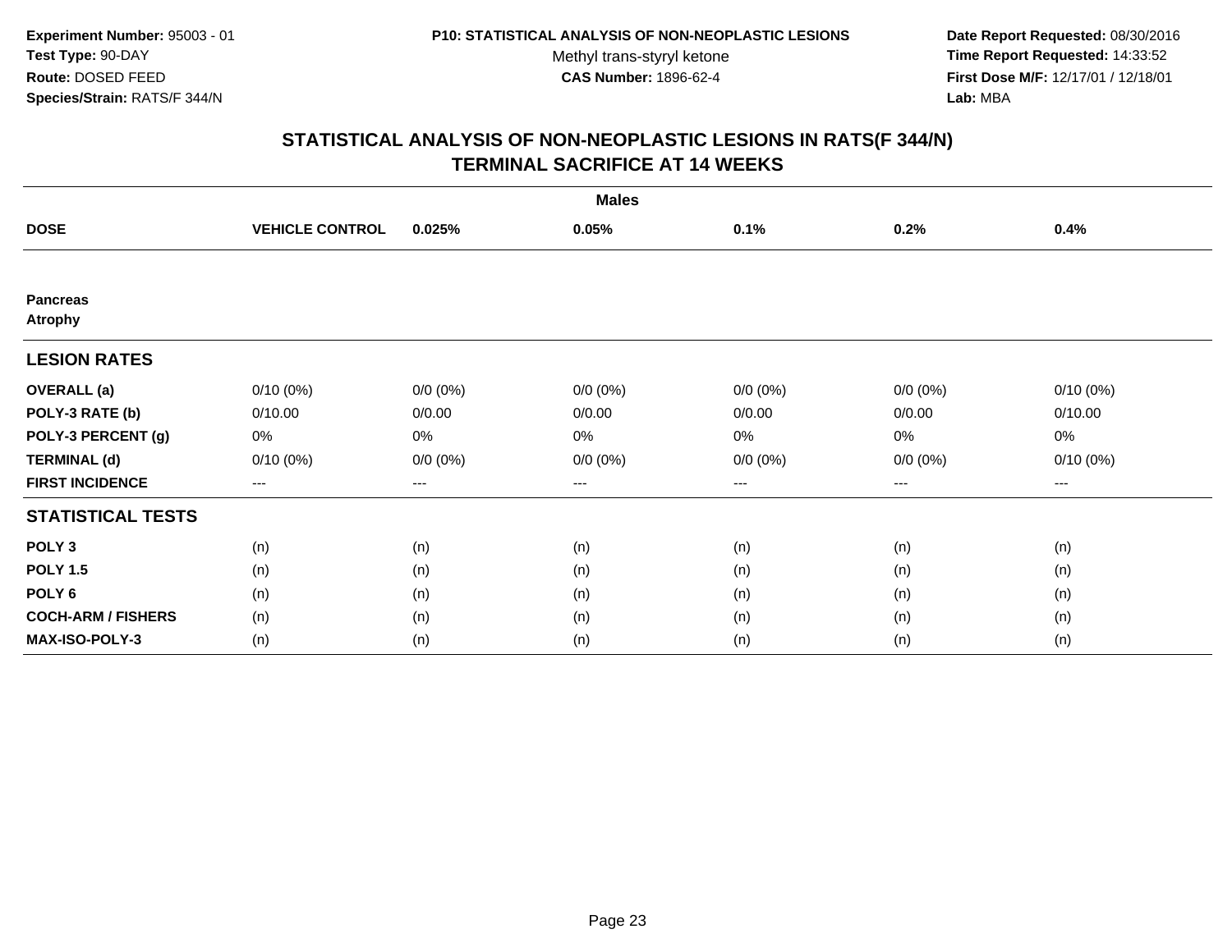**Experiment Number:** 95003 - 01
**Test Type:** 90-DAY
**Route:** DOSED FEED
**Species/Strain:** RATS/F 344/N

**P10: STATISTICAL ANALYSIS OF NON-NEOPLASTIC LESIONS**
Methyl trans-styryl ketone
**CAS Number:** 1896-62-4

**Date Report Requested:** 08/30/2016
**Time Report Requested:** 14:33:52
**First Dose M/F:** 12/17/01 / 12/18/01
**Lab:** MBA

## STATISTICAL ANALYSIS OF NON-NEOPLASTIC LESIONS IN RATS(F 344/N)
## TERMINAL SACRIFICE AT 14 WEEKS

| Males | | | | | | |
|---|---|---|---|---|---|---|
| **DOSE** | **VEHICLE CONTROL** | **0.025%** | **0.05%** | **0.1%** | **0.2%** | **0.4%** |
| **Pancreas** | | | | | | |
| **Atrophy** | | | | | | |
| **LESION RATES** | | | | | | |
| **OVERALL (a)** | 0/10 (0%) | 0/0 (0%) | 0/0 (0%) | 0/0 (0%) | 0/0 (0%) | 0/10 (0%) |
| **POLY-3 RATE (b)** | 0/10.00 | 0/0.00 | 0/0.00 | 0/0.00 | 0/0.00 | 0/10.00 |
| **POLY-3 PERCENT (g)** | 0% | 0% | 0% | 0% | 0% | 0% |
| **TERMINAL (d)** | 0/10 (0%) | 0/0 (0%) | 0/0 (0%) | 0/0 (0%) | 0/0 (0%) | 0/10 (0%) |
| **FIRST INCIDENCE** | --- | --- | --- | --- | --- | --- |
| **STATISTICAL TESTS** | | | | | | |
| **POLY 3** | (n) | (n) | (n) | (n) | (n) | (n) |
| **POLY 1.5** | (n) | (n) | (n) | (n) | (n) | (n) |
| **POLY 6** | (n) | (n) | (n) | (n) | (n) | (n) |
| **COCH-ARM / FISHERS** | (n) | (n) | (n) | (n) | (n) | (n) |
| **MAX-ISO-POLY-3** | (n) | (n) | (n) | (n) | (n) | (n) |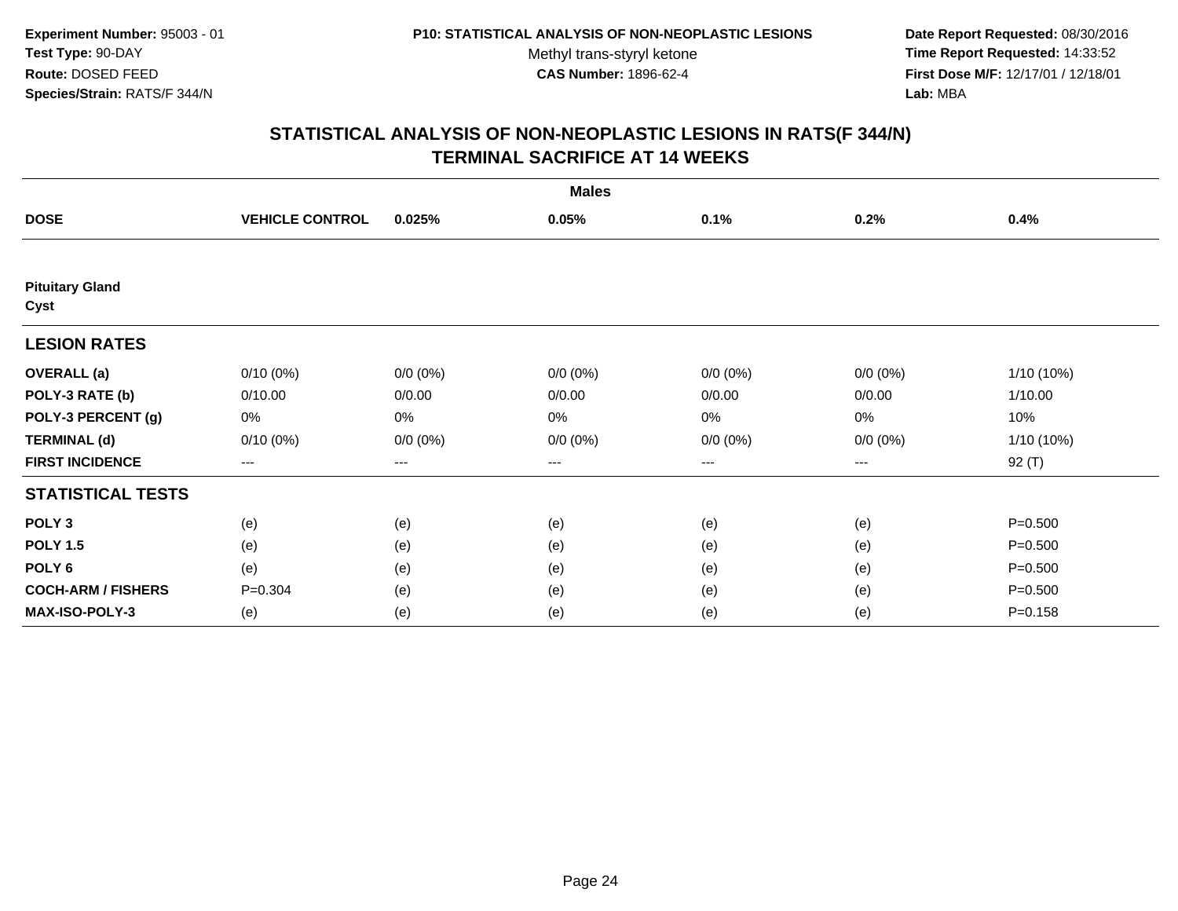**Experiment Number:** 95003 - 01
**Test Type:** 90-DAY
**Route:** DOSED FEED
**Species/Strain:** RATS/F 344/N

**P10: STATISTICAL ANALYSIS OF NON-NEOPLASTIC LESIONS**
Methyl trans-styryl ketone
**CAS Number:** 1896-62-4

**Date Report Requested:** 08/30/2016
**Time Report Requested:** 14:33:52
**First Dose M/F:** 12/17/01 / 12/18/01
**Lab:** MBA

## STATISTICAL ANALYSIS OF NON-NEOPLASTIC LESIONS IN RATS(F 344/N) TERMINAL SACRIFICE AT 14 WEEKS

| | | | Males | | | |
|---|---|---|---|---|---|---|
| **DOSE** | **VEHICLE CONTROL** | **0.025%** | **0.05%** | **0.1%** | **0.2%** | **0.4%** |
| **Pituitary Gland** | | | | | | |
| **Cyst** | | | | | | |
| **LESION RATES** | | | | | | |
| **OVERALL (a)** | 0/10 (0%) | 0/0 (0%) | 0/0 (0%) | 0/0 (0%) | 0/0 (0%) | 1/10 (10%) |
| **POLY-3 RATE (b)** | 0/10.00 | 0/0.00 | 0/0.00 | 0/0.00 | 0/0.00 | 1/10.00 |
| **POLY-3 PERCENT (g)** | 0% | 0% | 0% | 0% | 0% | 10% |
| **TERMINAL (d)** | 0/10 (0%) | 0/0 (0%) | 0/0 (0%) | 0/0 (0%) | 0/0 (0%) | 1/10 (10%) |
| **FIRST INCIDENCE** | --- | --- | --- | --- | --- | 92 (T) |
| **STATISTICAL TESTS** | | | | | | |
| **POLY 3** | (e) | (e) | (e) | (e) | (e) | P=0.500 |
| **POLY 1.5** | (e) | (e) | (e) | (e) | (e) | P=0.500 |
| **POLY 6** | (e) | (e) | (e) | (e) | (e) | P=0.500 |
| **COCH-ARM / FISHERS** | P=0.304 | (e) | (e) | (e) | (e) | P=0.500 |
| **MAX-ISO-POLY-3** | (e) | (e) | (e) | (e) | (e) | P=0.158 |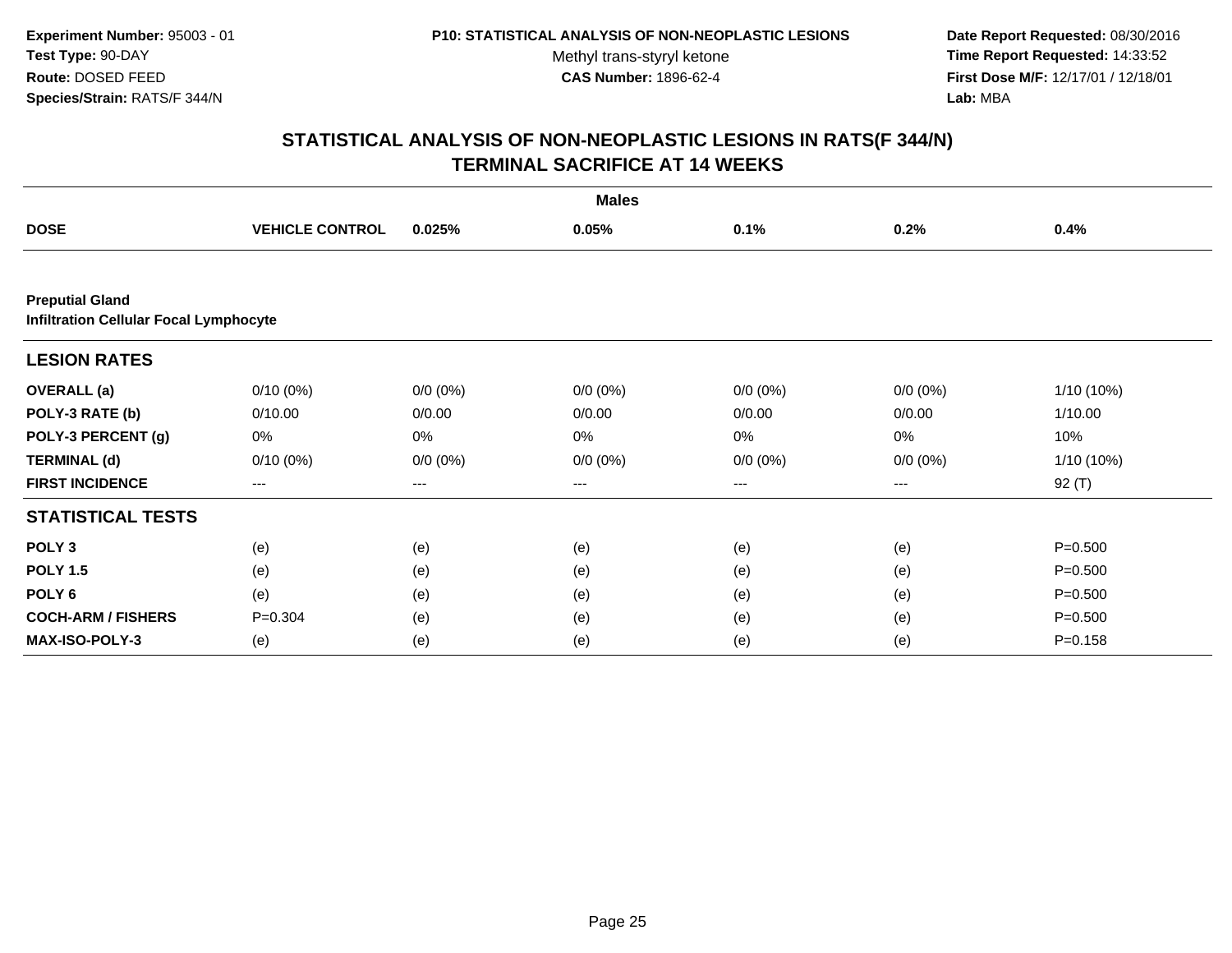**Experiment Number:** 95003 - 01
**Test Type:** 90-DAY
**Route:** DOSED FEED
**Species/Strain:** RATS/F 344/N

**P10: STATISTICAL ANALYSIS OF NON-NEOPLASTIC LESIONS**
Methyl trans-styryl ketone
**CAS Number:** 1896-62-4

**Date Report Requested:** 08/30/2016
**Time Report Requested:** 14:33:52
**First Dose M/F:** 12/17/01 / 12/18/01
**Lab:** MBA

## STATISTICAL ANALYSIS OF NON-NEOPLASTIC LESIONS IN RATS(F 344/N)
## TERMINAL SACRIFICE AT 14 WEEKS

**Males**

| DOSE | VEHICLE CONTROL | 0.025% | 0.05% | 0.1% | 0.2% | 0.4% |
|---|---|---|---|---|---|---|
| **Preputial Gland** | | | | | | |
| **Infiltration Cellular Focal Lymphocyte** | | | | | | |
| **LESION RATES** | | | | | | |
| **OVERALL (a)** | 0/10 (0%) | 0/0 (0%) | 0/0 (0%) | 0/0 (0%) | 0/0 (0%) | 1/10 (10%) |
| **POLY-3 RATE (b)** | 0/10.00 | 0/0.00 | 0/0.00 | 0/0.00 | 0/0.00 | 1/10.00 |
| **POLY-3 PERCENT (g)** | 0% | 0% | 0% | 0% | 0% | 10% |
| **TERMINAL (d)** | 0/10 (0%) | 0/0 (0%) | 0/0 (0%) | 0/0 (0%) | 0/0 (0%) | 1/10 (10%) |
| **FIRST INCIDENCE** | --- | --- | --- | --- | --- | 92 (T) |
| **STATISTICAL TESTS** | | | | | | |
| **POLY 3** | (e) | (e) | (e) | (e) | (e) | P=0.500 |
| **POLY 1.5** | (e) | (e) | (e) | (e) | (e) | P=0.500 |
| **POLY 6** | (e) | (e) | (e) | (e) | (e) | P=0.500 |
| **COCH-ARM / FISHERS** | P=0.304 | (e) | (e) | (e) | (e) | P=0.500 |
| **MAX-ISO-POLY-3** | (e) | (e) | (e) | (e) | (e) | P=0.158 |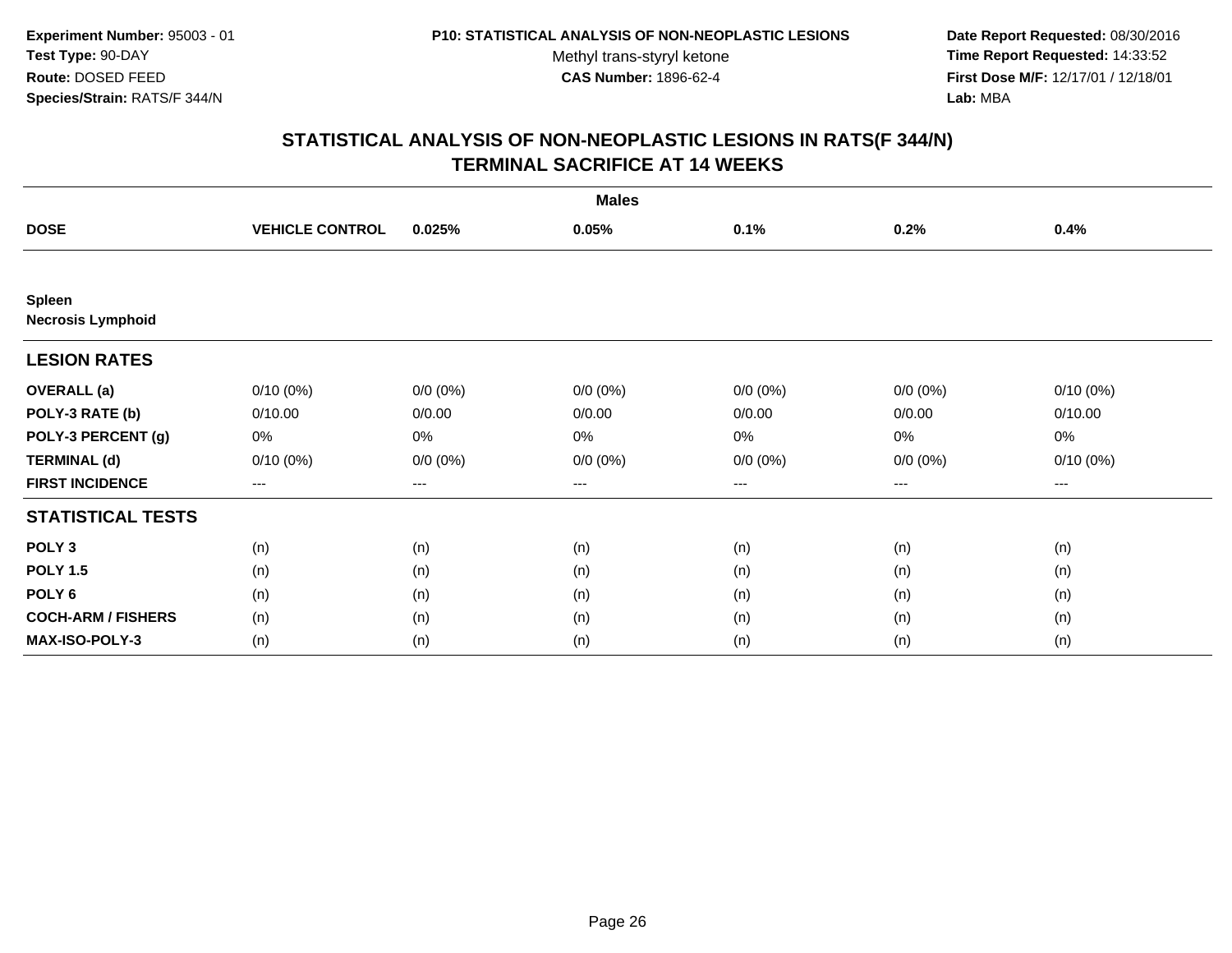**Experiment Number:** 95003 - 01
**Test Type:** 90-DAY
**Route:** DOSED FEED
**Species/Strain:** RATS/F 344/N

**P10: STATISTICAL ANALYSIS OF NON-NEOPLASTIC LESIONS**
Methyl trans-styryl ketone
**CAS Number:** 1896-62-4

**Date Report Requested:** 08/30/2016
**Time Report Requested:** 14:33:52
**First Dose M/F:** 12/17/01 / 12/18/01
**Lab:** MBA

## STATISTICAL ANALYSIS OF NON-NEOPLASTIC LESIONS IN RATS(F 344/N)
## TERMINAL SACRIFICE AT 14 WEEKS

| | | | Males | | | |
|---|---|---|---|---|---|---|
| **DOSE** | **VEHICLE CONTROL** | **0.025%** | **0.05%** | **0.1%** | **0.2%** | **0.4%** |
| **Spleen** | | | | | | |
| **Necrosis Lymphoid** | | | | | | |
| **LESION RATES** | | | | | | |
| **OVERALL (a)** | 0/10 (0%) | 0/0 (0%) | 0/0 (0%) | 0/0 (0%) | 0/0 (0%) | 0/10 (0%) |
| **POLY-3 RATE (b)** | 0/10.00 | 0/0.00 | 0/0.00 | 0/0.00 | 0/0.00 | 0/10.00 |
| **POLY-3 PERCENT (g)** | 0% | 0% | 0% | 0% | 0% | 0% |
| **TERMINAL (d)** | 0/10 (0%) | 0/0 (0%) | 0/0 (0%) | 0/0 (0%) | 0/0 (0%) | 0/10 (0%) |
| **FIRST INCIDENCE** | --- | --- | --- | --- | --- | --- |
| **STATISTICAL TESTS** | | | | | | |
| **POLY 3** | (n) | (n) | (n) | (n) | (n) | (n) |
| **POLY 1.5** | (n) | (n) | (n) | (n) | (n) | (n) |
| **POLY 6** | (n) | (n) | (n) | (n) | (n) | (n) |
| **COCH-ARM / FISHERS** | (n) | (n) | (n) | (n) | (n) | (n) |
| **MAX-ISO-POLY-3** | (n) | (n) | (n) | (n) | (n) | (n) |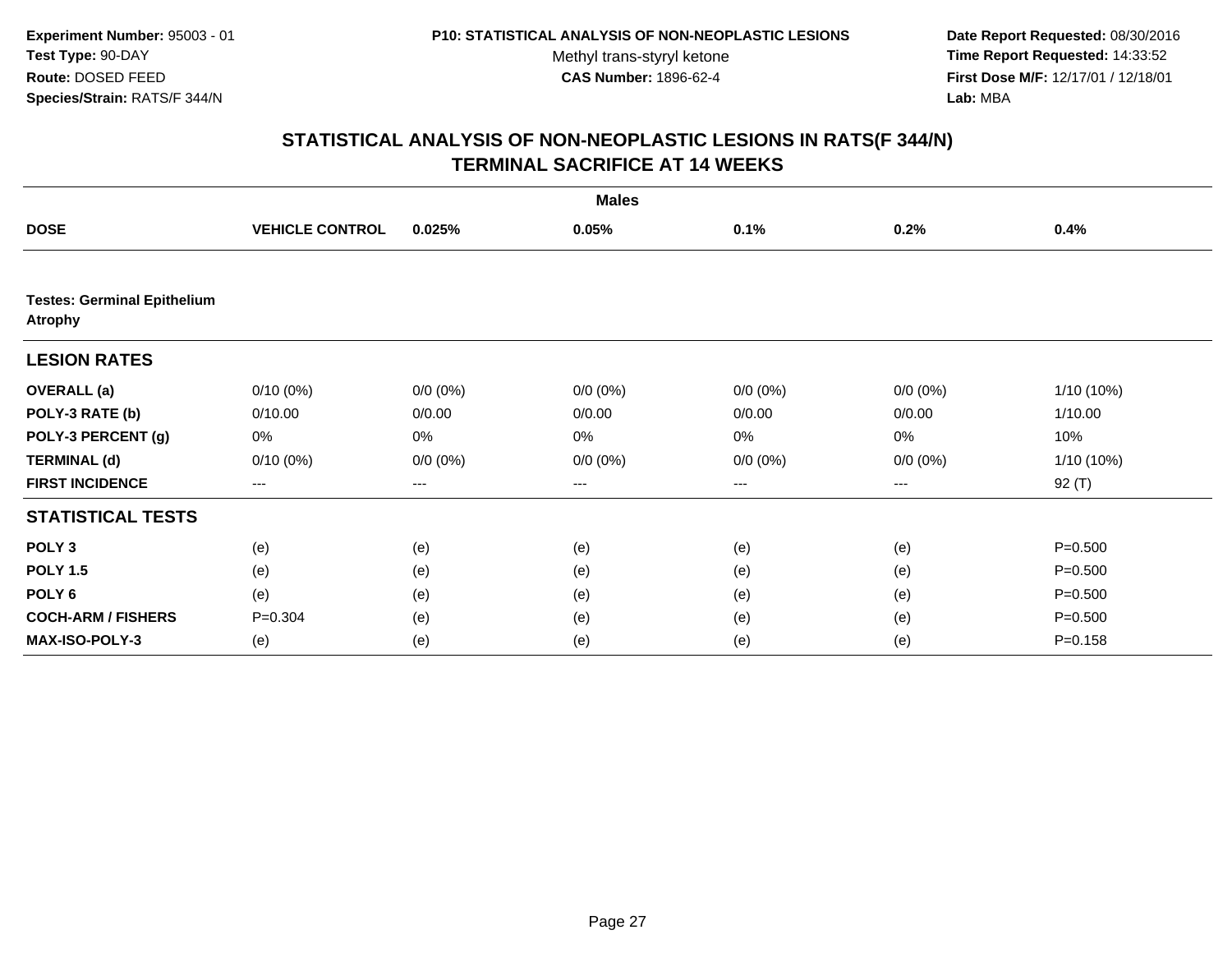**Experiment Number:** 95003 - 01
**Test Type:** 90-DAY
**Route:** DOSED FEED
**Species/Strain:** RATS/F 344/N

**P10: STATISTICAL ANALYSIS OF NON-NEOPLASTIC LESIONS**
Methyl trans-styryl ketone
**CAS Number:** 1896-62-4

**Date Report Requested:** 08/30/2016
**Time Report Requested:** 14:33:52
**First Dose M/F:** 12/17/01 / 12/18/01
**Lab:** MBA

## STATISTICAL ANALYSIS OF NON-NEOPLASTIC LESIONS IN RATS(F 344/N) TERMINAL SACRIFICE AT 14 WEEKS

| | Males | | | | | |
|---|---|---|---|---|---|---|
| **DOSE** | **VEHICLE CONTROL** | **0.025%** | **0.05%** | **0.1%** | **0.2%** | **0.4%** |
| **Testes: Germinal Epithelium Atrophy** | | | | | | |
| **LESION RATES** | | | | | | |
| **OVERALL (a)** | 0/10 (0%) | 0/0 (0%) | 0/0 (0%) | 0/0 (0%) | 0/0 (0%) | 1/10 (10%) |
| **POLY-3 RATE (b)** | 0/10.00 | 0/0.00 | 0/0.00 | 0/0.00 | 0/0.00 | 1/10.00 |
| **POLY-3 PERCENT (g)** | 0% | 0% | 0% | 0% | 0% | 10% |
| **TERMINAL (d)** | 0/10 (0%) | 0/0 (0%) | 0/0 (0%) | 0/0 (0%) | 0/0 (0%) | 1/10 (10%) |
| **FIRST INCIDENCE** | --- | --- | --- | --- | --- | 92 (T) |
| **STATISTICAL TESTS** | | | | | | |
| **POLY 3** | (e) | (e) | (e) | (e) | (e) | P=0.500 |
| **POLY 1.5** | (e) | (e) | (e) | (e) | (e) | P=0.500 |
| **POLY 6** | (e) | (e) | (e) | (e) | (e) | P=0.500 |
| **COCH-ARM / FISHERS** | P=0.304 | (e) | (e) | (e) | (e) | P=0.500 |
| **MAX-ISO-POLY-3** | (e) | (e) | (e) | (e) | (e) | P=0.158 |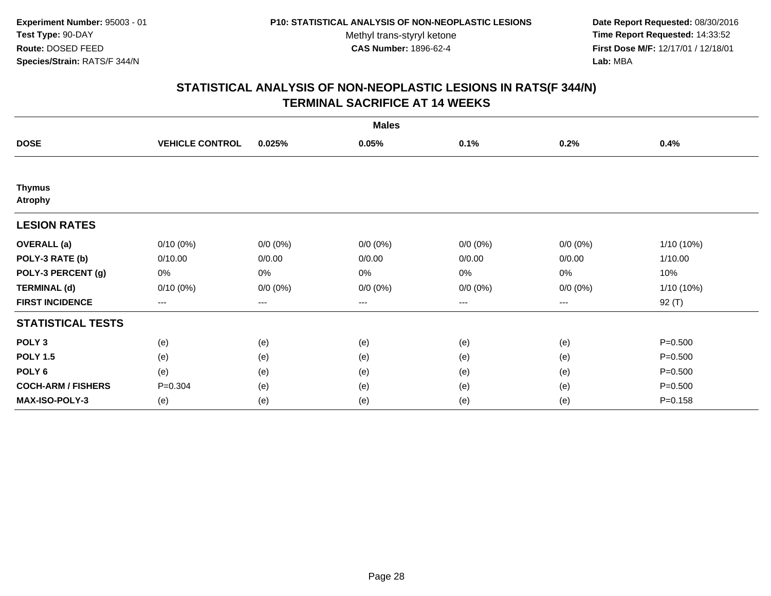**Experiment Number:** 95003 - 01
**Test Type:** 90-DAY
**Route:** DOSED FEED
**Species/Strain:** RATS/F 344/N

**P10: STATISTICAL ANALYSIS OF NON-NEOPLASTIC LESIONS**
Methyl trans-styryl ketone
**CAS Number:** 1896-62-4

**Date Report Requested:** 08/30/2016
**Time Report Requested:** 14:33:52
**First Dose M/F:** 12/17/01 / 12/18/01
**Lab:** MBA

## STATISTICAL ANALYSIS OF NON-NEOPLASTIC LESIONS IN RATS(F 344/N) TERMINAL SACRIFICE AT 14 WEEKS

| | | | Males | | | |
|---|---|---|---|---|---|---|
| **DOSE** | **VEHICLE CONTROL** | **0.025%** | **0.05%** | **0.1%** | **0.2%** | **0.4%** |
| **Thymus** | | | | | | |
| **Atrophy** | | | | | | |
| **LESION RATES** | | | | | | |
| **OVERALL (a)** | 0/10 (0%) | 0/0 (0%) | 0/0 (0%) | 0/0 (0%) | 0/0 (0%) | 1/10 (10%) |
| **POLY-3 RATE (b)** | 0/10.00 | 0/0.00 | 0/0.00 | 0/0.00 | 0/0.00 | 1/10.00 |
| **POLY-3 PERCENT (g)** | 0% | 0% | 0% | 0% | 0% | 10% |
| **TERMINAL (d)** | 0/10 (0%) | 0/0 (0%) | 0/0 (0%) | 0/0 (0%) | 0/0 (0%) | 1/10 (10%) |
| **FIRST INCIDENCE** | --- | --- | --- | --- | --- | 92 (T) |
| **STATISTICAL TESTS** | | | | | | |
| **POLY 3** | (e) | (e) | (e) | (e) | (e) | P=0.500 |
| **POLY 1.5** | (e) | (e) | (e) | (e) | (e) | P=0.500 |
| **POLY 6** | (e) | (e) | (e) | (e) | (e) | P=0.500 |
| **COCH-ARM / FISHERS** | P=0.304 | (e) | (e) | (e) | (e) | P=0.500 |
| **MAX-ISO-POLY-3** | (e) | (e) | (e) | (e) | (e) | P=0.158 |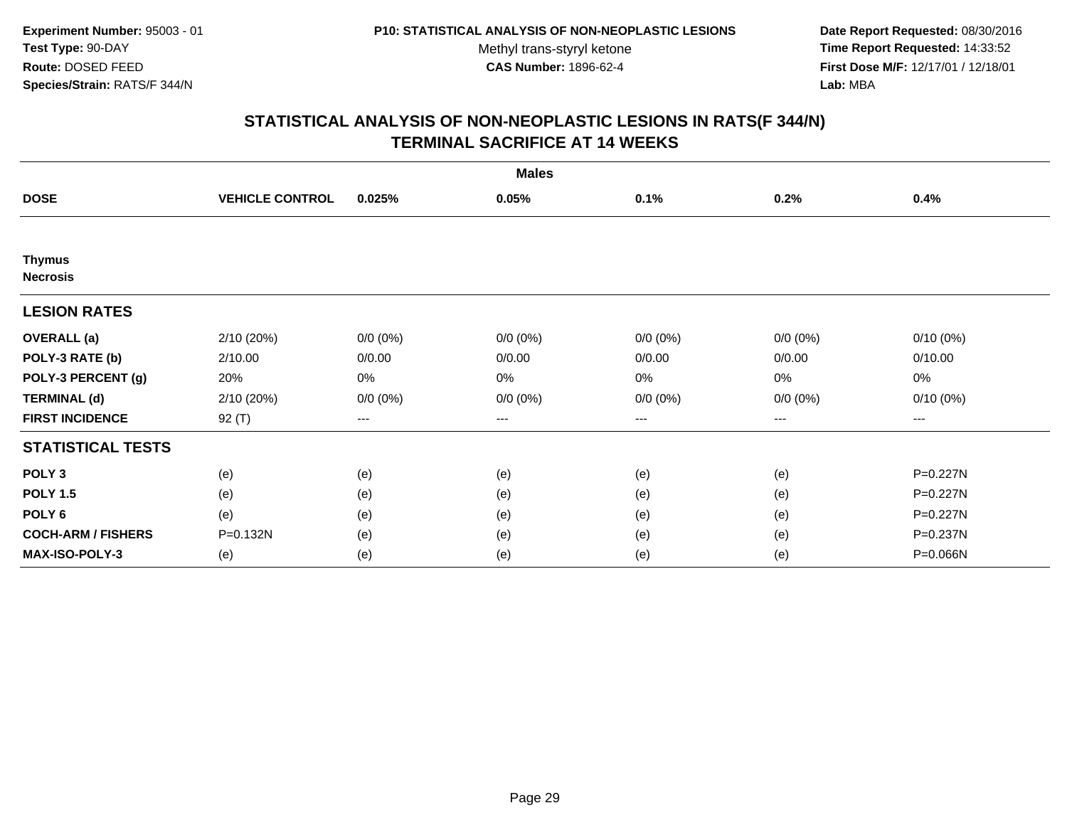**Experiment Number:** 95003 - 01
**Test Type:** 90-DAY
**Route:** DOSED FEED
**Species/Strain:** RATS/F 344/N

**P10: STATISTICAL ANALYSIS OF NON-NEOPLASTIC LESIONS**
Methyl trans-styryl ketone
**CAS Number:** 1896-62-4

**Date Report Requested:** 08/30/2016
**Time Report Requested:** 14:33:52
**First Dose M/F:** 12/17/01 / 12/18/01
**Lab:** MBA

## STATISTICAL ANALYSIS OF NON-NEOPLASTIC LESIONS IN RATS(F 344/N) TERMINAL SACRIFICE AT 14 WEEKS

**Males**

| DOSE | VEHICLE CONTROL | 0.025% | 0.05% | 0.1% | 0.2% | 0.4% |
|---|---|---|---|---|---|---|
| **Thymus** | | | | | | |
| **Necrosis** | | | | | | |
| **LESION RATES** | | | | | | |
| **OVERALL (a)** | 2/10 (20%) | 0/0 (0%) | 0/0 (0%) | 0/0 (0%) | 0/0 (0%) | 0/10 (0%) |
| **POLY-3 RATE (b)** | 2/10.00 | 0/0.00 | 0/0.00 | 0/0.00 | 0/0.00 | 0/10.00 |
| **POLY-3 PERCENT (g)** | 20% | 0% | 0% | 0% | 0% | 0% |
| **TERMINAL (d)** | 2/10 (20%) | 0/0 (0%) | 0/0 (0%) | 0/0 (0%) | 0/0 (0%) | 0/10 (0%) |
| **FIRST INCIDENCE** | 92 (T) | --- | --- | --- | --- | --- |
| **STATISTICAL TESTS** | | | | | | |
| **POLY 3** | (e) | (e) | (e) | (e) | (e) | P=0.227N |
| **POLY 1.5** | (e) | (e) | (e) | (e) | (e) | P=0.227N |
| **POLY 6** | (e) | (e) | (e) | (e) | (e) | P=0.227N |
| **COCH-ARM / FISHERS** | P=0.132N | (e) | (e) | (e) | (e) | P=0.237N |
| **MAX-ISO-POLY-3** | (e) | (e) | (e) | (e) | (e) | P=0.066N |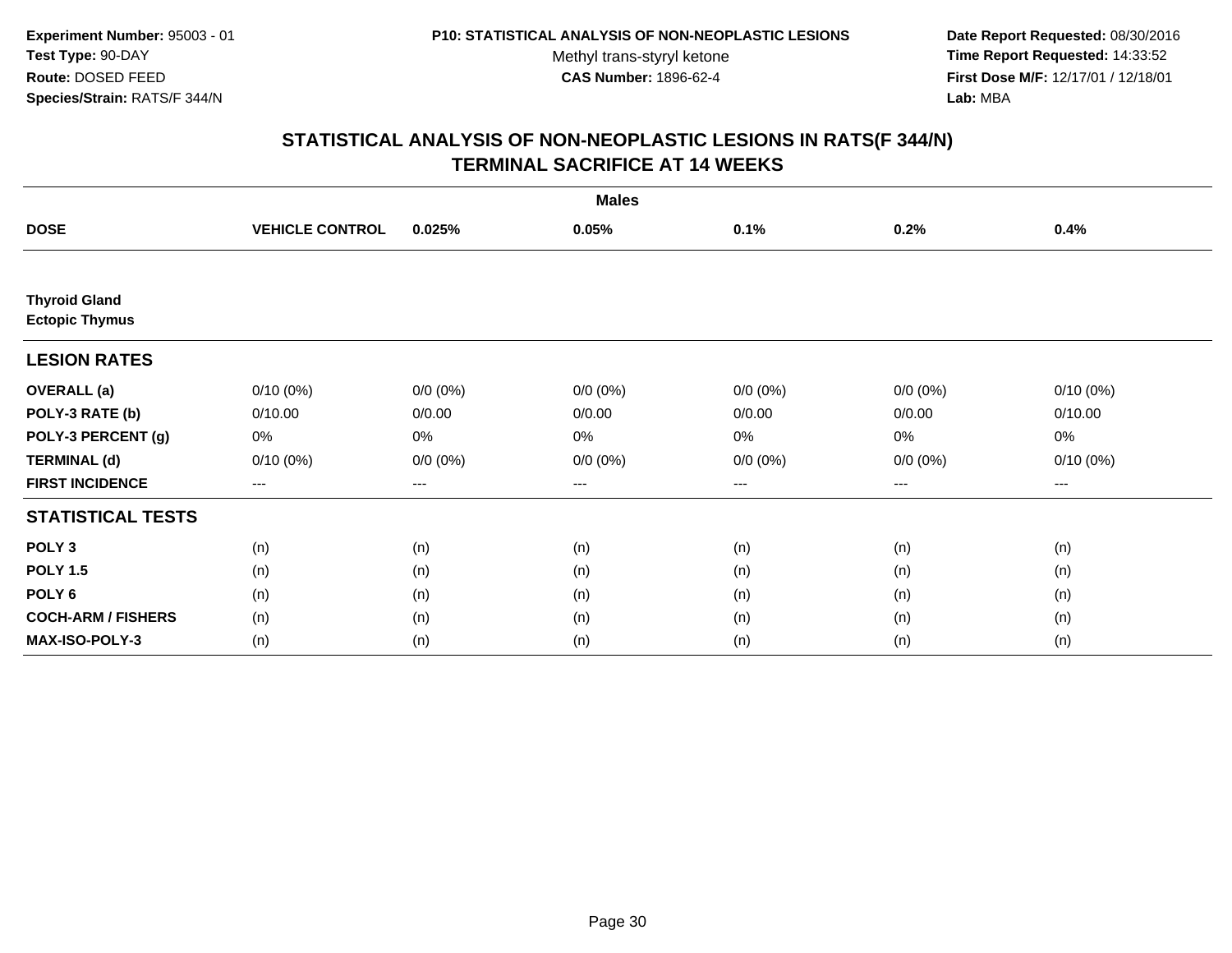Experiment Number: 95003 - 01
Test Type: 90-DAY
Route: DOSED FEED
Species/Strain: RATS/F 344/N

P10: STATISTICAL ANALYSIS OF NON-NEOPLASTIC LESIONS
Methyl trans-styryl ketone
CAS Number: 1896-62-4

Date Report Requested: 08/30/2016
Time Report Requested: 14:33:52
First Dose M/F: 12/17/01 / 12/18/01
Lab: MBA

## STATISTICAL ANALYSIS OF NON-NEOPLASTIC LESIONS IN RATS(F 344/N) TERMINAL SACRIFICE AT 14 WEEKS

| | | | Males | | | |
|---|---|---|---|---|---|---|
| **DOSE** | **VEHICLE CONTROL** | **0.025%** | **0.05%** | **0.1%** | **0.2%** | **0.4%** |
| **Thyroid Gland** | | | | | | |
| **Ectopic Thymus** | | | | | | |
| **LESION RATES** | | | | | | |
| **OVERALL (a)** | 0/10 (0%) | 0/0 (0%) | 0/0 (0%) | 0/0 (0%) | 0/0 (0%) | 0/10 (0%) |
| **POLY-3 RATE (b)** | 0/10.00 | 0/0.00 | 0/0.00 | 0/0.00 | 0/0.00 | 0/10.00 |
| **POLY-3 PERCENT (g)** | 0% | 0% | 0% | 0% | 0% | 0% |
| **TERMINAL (d)** | 0/10 (0%) | 0/0 (0%) | 0/0 (0%) | 0/0 (0%) | 0/0 (0%) | 0/10 (0%) |
| **FIRST INCIDENCE** | --- | --- | --- | --- | --- | --- |
| **STATISTICAL TESTS** | | | | | | |
| **POLY 3** | (n) | (n) | (n) | (n) | (n) | (n) |
| **POLY 1.5** | (n) | (n) | (n) | (n) | (n) | (n) |
| **POLY 6** | (n) | (n) | (n) | (n) | (n) | (n) |
| **COCH-ARM / FISHERS** | (n) | (n) | (n) | (n) | (n) | (n) |
| **MAX-ISO-POLY-3** | (n) | (n) | (n) | (n) | (n) | (n) |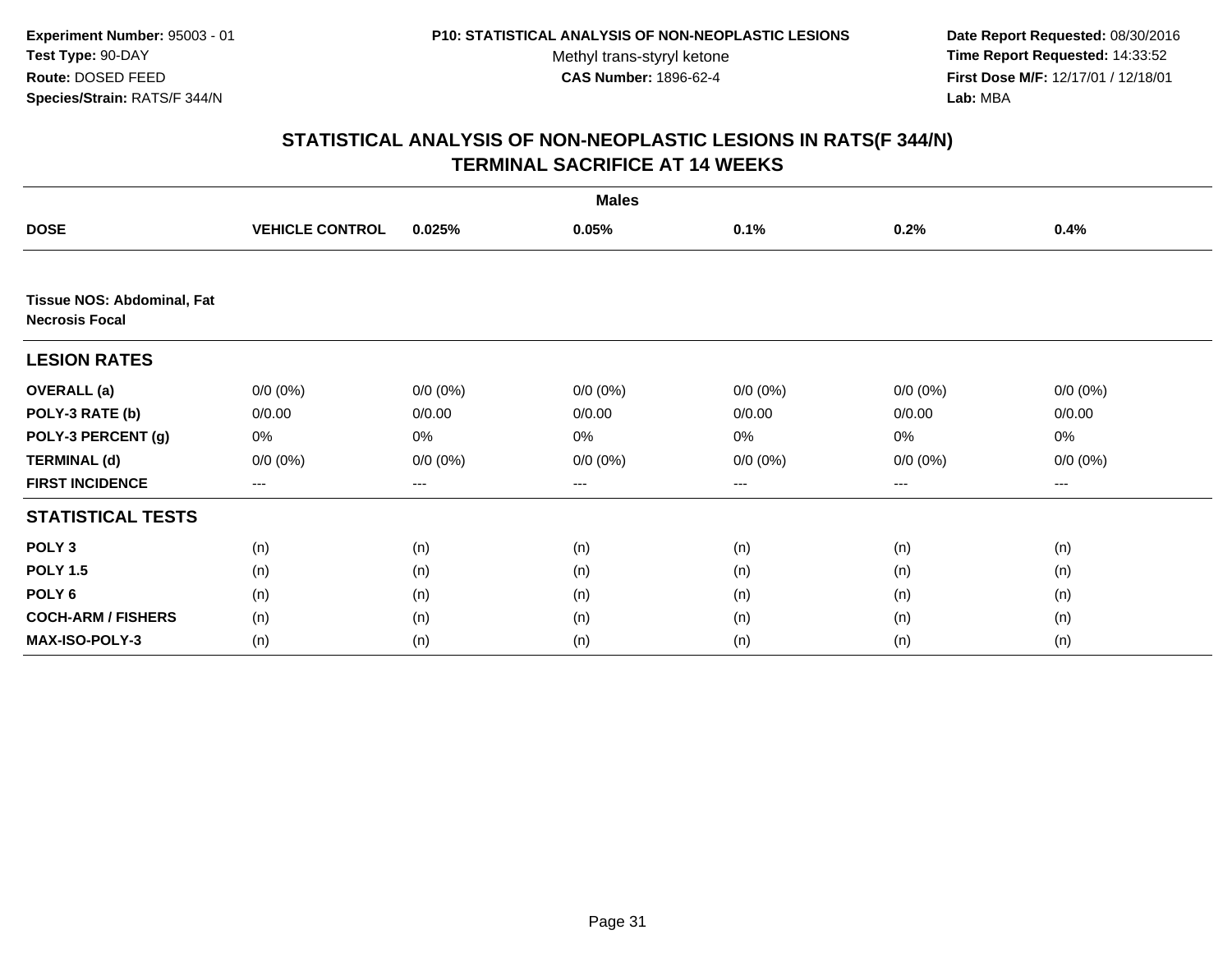**Experiment Number:** 95003 - 01
**Test Type:** 90-DAY
**Route:** DOSED FEED
**Species/Strain:** RATS/F 344/N

**P10: STATISTICAL ANALYSIS OF NON-NEOPLASTIC LESIONS**
Methyl trans-styryl ketone
**CAS Number:** 1896-62-4

**Date Report Requested:** 08/30/2016
**Time Report Requested:** 14:33:52
**First Dose M/F:** 12/17/01 / 12/18/01
**Lab:** MBA

## STATISTICAL ANALYSIS OF NON-NEOPLASTIC LESIONS IN RATS(F 344/N)
## TERMINAL SACRIFICE AT 14 WEEKS

| | Males | | | | | |
|---|---|---|---|---|---|---|
| **DOSE** | **VEHICLE CONTROL** | **0.025%** | **0.05%** | **0.1%** | **0.2%** | **0.4%** |
| **Tissue NOS: Abdominal, Fat** | | | | | | |
| **Necrosis Focal** | | | | | | |
| **LESION RATES** | | | | | | |
| **OVERALL (a)** | 0/0 (0%) | 0/0 (0%) | 0/0 (0%) | 0/0 (0%) | 0/0 (0%) | 0/0 (0%) |
| **POLY-3 RATE (b)** | 0/0.00 | 0/0.00 | 0/0.00 | 0/0.00 | 0/0.00 | 0/0.00 |
| **POLY-3 PERCENT (g)** | 0% | 0% | 0% | 0% | 0% | 0% |
| **TERMINAL (d)** | 0/0 (0%) | 0/0 (0%) | 0/0 (0%) | 0/0 (0%) | 0/0 (0%) | 0/0 (0%) |
| **FIRST INCIDENCE** | --- | --- | --- | --- | --- | --- |
| **STATISTICAL TESTS** | | | | | | |
| **POLY 3** | (n) | (n) | (n) | (n) | (n) | (n) |
| **POLY 1.5** | (n) | (n) | (n) | (n) | (n) | (n) |
| **POLY 6** | (n) | (n) | (n) | (n) | (n) | (n) |
| **COCH-ARM / FISHERS** | (n) | (n) | (n) | (n) | (n) | (n) |
| **MAX-ISO-POLY-3** | (n) | (n) | (n) | (n) | (n) | (n) |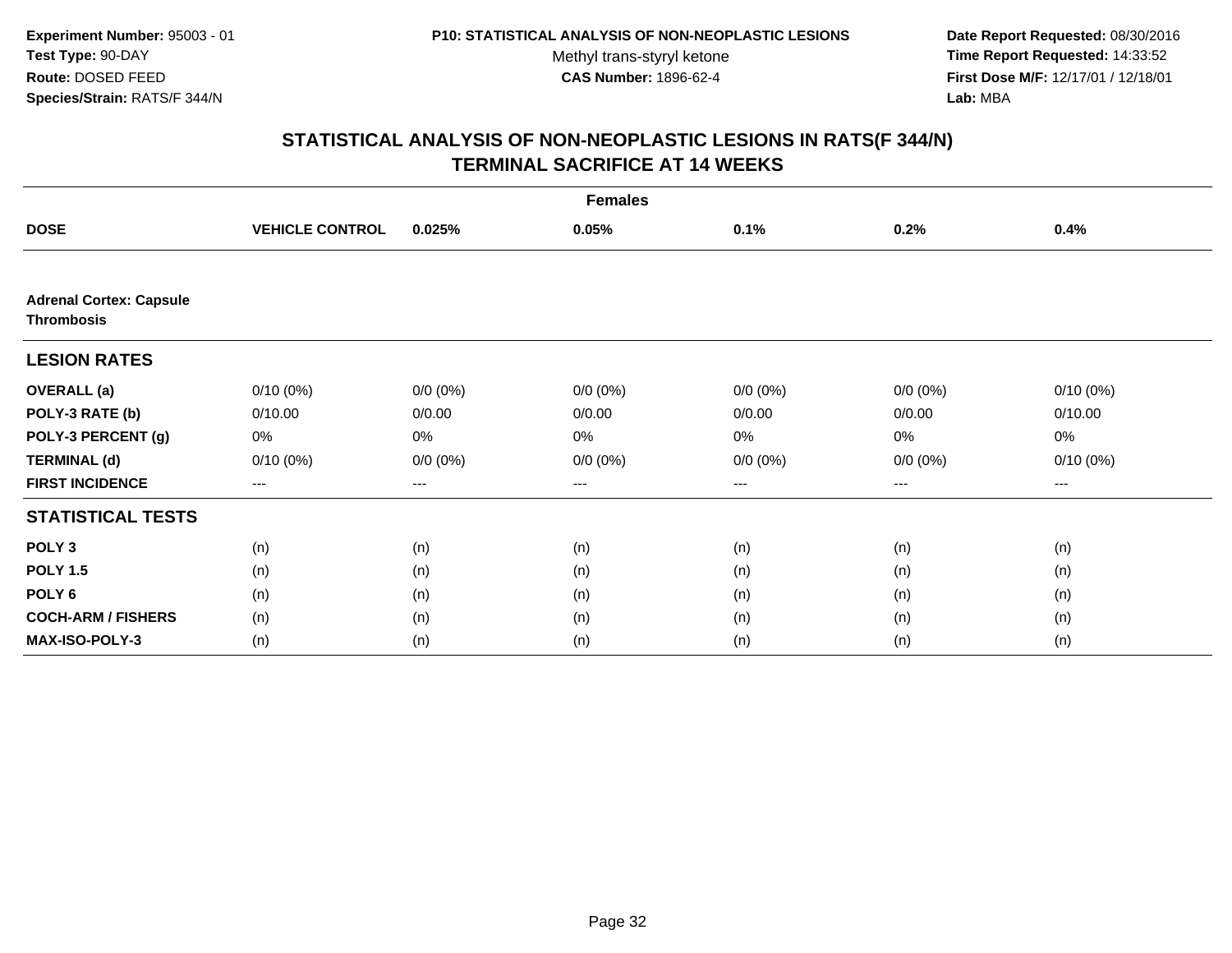**Experiment Number:** 95003 - 01
**Test Type:** 90-DAY
**Route:** DOSED FEED
**Species/Strain:** RATS/F 344/N

**P10: STATISTICAL ANALYSIS OF NON-NEOPLASTIC LESIONS**
Methyl trans-styryl ketone
**CAS Number:** 1896-62-4

**Date Report Requested:** 08/30/2016
**Time Report Requested:** 14:33:52
**First Dose M/F:** 12/17/01 / 12/18/01
**Lab:** MBA

## STATISTICAL ANALYSIS OF NON-NEOPLASTIC LESIONS IN RATS(F 344/N) TERMINAL SACRIFICE AT 14 WEEKS

| | Females | | | | | |
|---|---|---|---|---|---|---|
| **DOSE** | **VEHICLE CONTROL** | **0.025%** | **0.05%** | **0.1%** | **0.2%** | **0.4%** |
| **Adrenal Cortex: Capsule Thrombosis** | | | | | | |
| **LESION RATES** | | | | | | |
| **OVERALL (a)** | 0/10 (0%) | 0/0 (0%) | 0/0 (0%) | 0/0 (0%) | 0/0 (0%) | 0/10 (0%) |
| **POLY-3 RATE (b)** | 0/10.00 | 0/0.00 | 0/0.00 | 0/0.00 | 0/0.00 | 0/10.00 |
| **POLY-3 PERCENT (g)** | 0% | 0% | 0% | 0% | 0% | 0% |
| **TERMINAL (d)** | 0/10 (0%) | 0/0 (0%) | 0/0 (0%) | 0/0 (0%) | 0/0 (0%) | 0/10 (0%) |
| **FIRST INCIDENCE** | --- | --- | --- | --- | --- | --- |
| **STATISTICAL TESTS** | | | | | | |
| **POLY 3** | (n) | (n) | (n) | (n) | (n) | (n) |
| **POLY 1.5** | (n) | (n) | (n) | (n) | (n) | (n) |
| **POLY 6** | (n) | (n) | (n) | (n) | (n) | (n) |
| **COCH-ARM / FISHERS** | (n) | (n) | (n) | (n) | (n) | (n) |
| **MAX-ISO-POLY-3** | (n) | (n) | (n) | (n) | (n) | (n) |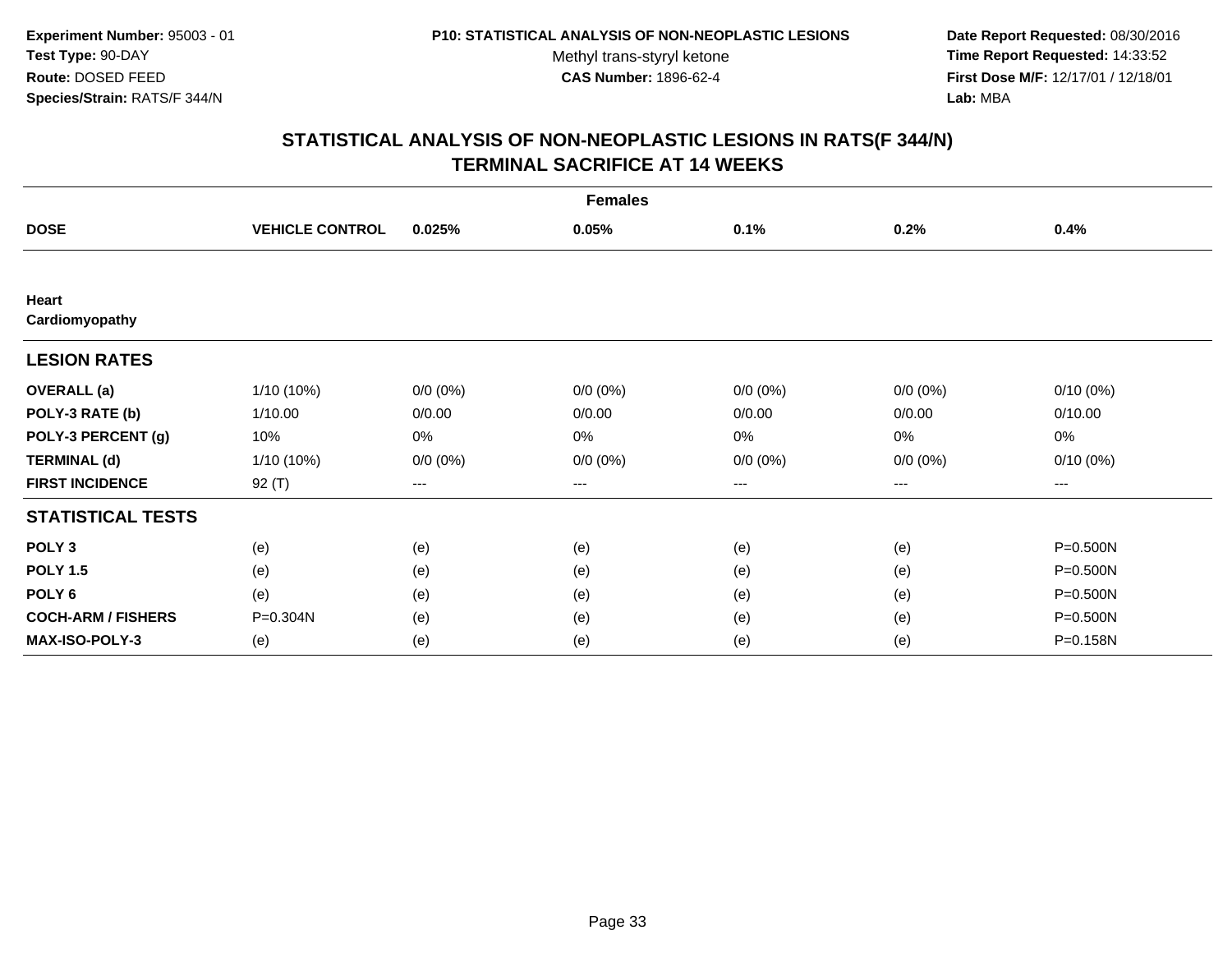**Experiment Number:** 95003 - 01
**Test Type:** 90-DAY
**Route:** DOSED FEED
**Species/Strain:** RATS/F 344/N

**P10: STATISTICAL ANALYSIS OF NON-NEOPLASTIC LESIONS**
Methyl trans-styryl ketone
**CAS Number:** 1896-62-4

**Date Report Requested:** 08/30/2016
**Time Report Requested:** 14:33:52
**First Dose M/F:** 12/17/01 / 12/18/01
**Lab:** MBA

## STATISTICAL ANALYSIS OF NON-NEOPLASTIC LESIONS IN RATS(F 344/N) TERMINAL SACRIFICE AT 14 WEEKS

| | Females | | | | | |
|---|---|---|---|---|---|---|
| **DOSE** | **VEHICLE CONTROL** | **0.025%** | **0.05%** | **0.1%** | **0.2%** | **0.4%** |
| **Heart** | | | | | | |
| **Cardiomyopathy** | | | | | | |
| **LESION RATES** | | | | | | |
| **OVERALL (a)** | 1/10 (10%) | 0/0 (0%) | 0/0 (0%) | 0/0 (0%) | 0/0 (0%) | 0/10 (0%) |
| **POLY-3 RATE (b)** | 1/10.00 | 0/0.00 | 0/0.00 | 0/0.00 | 0/0.00 | 0/10.00 |
| **POLY-3 PERCENT (g)** | 10% | 0% | 0% | 0% | 0% | 0% |
| **TERMINAL (d)** | 1/10 (10%) | 0/0 (0%) | 0/0 (0%) | 0/0 (0%) | 0/0 (0%) | 0/10 (0%) |
| **FIRST INCIDENCE** | 92 (T) | --- | --- | --- | --- | --- |
| **STATISTICAL TESTS** | | | | | | |
| **POLY 3** | (e) | (e) | (e) | (e) | (e) | P=0.500N |
| **POLY 1.5** | (e) | (e) | (e) | (e) | (e) | P=0.500N |
| **POLY 6** | (e) | (e) | (e) | (e) | (e) | P=0.500N |
| **COCH-ARM / FISHERS** | P=0.304N | (e) | (e) | (e) | (e) | P=0.500N |
| **MAX-ISO-POLY-3** | (e) | (e) | (e) | (e) | (e) | P=0.158N |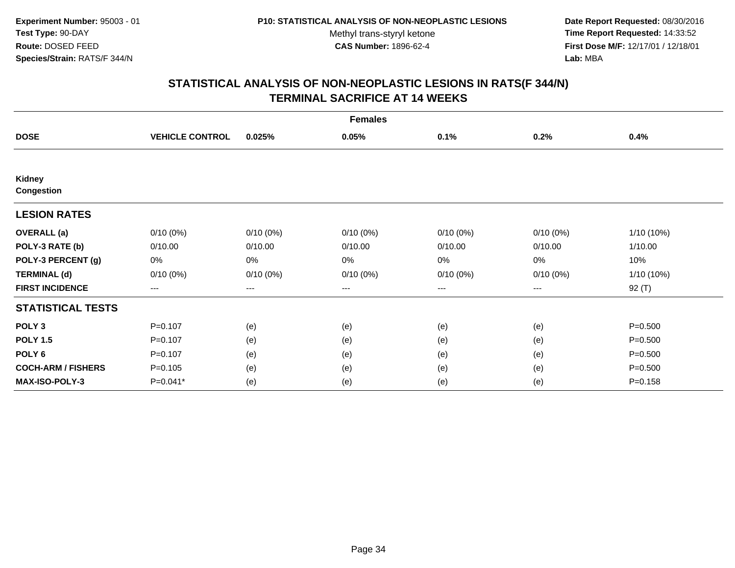**Experiment Number:** 95003 - 01
**Test Type:** 90-DAY
**Route:** DOSED FEED
**Species/Strain:** RATS/F 344/N

**P10: STATISTICAL ANALYSIS OF NON-NEOPLASTIC LESIONS**
Methyl trans-styryl ketone
**CAS Number:** 1896-62-4

**Date Report Requested:** 08/30/2016
**Time Report Requested:** 14:33:52
**First Dose M/F:** 12/17/01 / 12/18/01
**Lab:** MBA

## STATISTICAL ANALYSIS OF NON-NEOPLASTIC LESIONS IN RATS(F 344/N) TERMINAL SACRIFICE AT 14 WEEKS

| | Females | | | | | |
|---|---|---|---|---|---|---|
| **DOSE** | **VEHICLE CONTROL** | **0.025%** | **0.05%** | **0.1%** | **0.2%** | **0.4%** |
| **Kidney** | | | | | | |
| **Congestion** | | | | | | |
| **LESION RATES** | | | | | | |
| **OVERALL (a)** | 0/10 (0%) | 0/10 (0%) | 0/10 (0%) | 0/10 (0%) | 0/10 (0%) | 1/10 (10%) |
| **POLY-3 RATE (b)** | 0/10.00 | 0/10.00 | 0/10.00 | 0/10.00 | 0/10.00 | 1/10.00 |
| **POLY-3 PERCENT (g)** | 0% | 0% | 0% | 0% | 0% | 10% |
| **TERMINAL (d)** | 0/10 (0%) | 0/10 (0%) | 0/10 (0%) | 0/10 (0%) | 0/10 (0%) | 1/10 (10%) |
| **FIRST INCIDENCE** | --- | --- | --- | --- | --- | 92 (T) |
| **STATISTICAL TESTS** | | | | | | |
| **POLY 3** | P=0.107 | (e) | (e) | (e) | (e) | P=0.500 |
| **POLY 1.5** | P=0.107 | (e) | (e) | (e) | (e) | P=0.500 |
| **POLY 6** | P=0.107 | (e) | (e) | (e) | (e) | P=0.500 |
| **COCH-ARM / FISHERS** | P=0.105 | (e) | (e) | (e) | (e) | P=0.500 |
| **MAX-ISO-POLY-3** | P=0.041* | (e) | (e) | (e) | (e) | P=0.158 |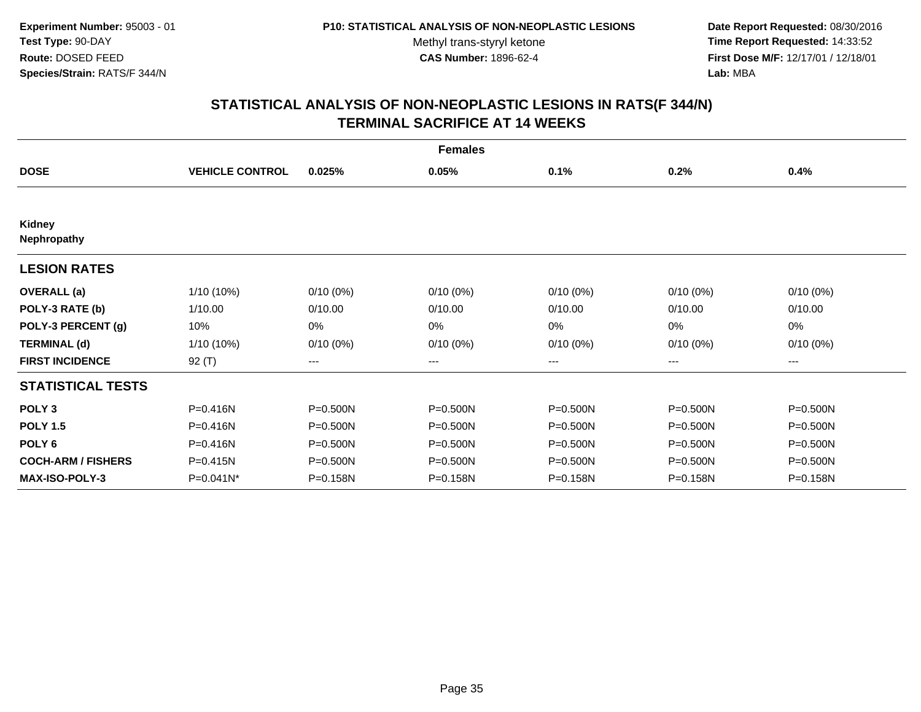**Experiment Number:** 95003 - 01
**Test Type:** 90-DAY
**Route:** DOSED FEED
**Species/Strain:** RATS/F 344/N

**P10: STATISTICAL ANALYSIS OF NON-NEOPLASTIC LESIONS**
Methyl trans-styryl ketone
**CAS Number:** 1896-62-4

**Date Report Requested:** 08/30/2016
**Time Report Requested:** 14:33:52
**First Dose M/F:** 12/17/01 / 12/18/01
**Lab:** MBA

## STATISTICAL ANALYSIS OF NON-NEOPLASTIC LESIONS IN RATS(F 344/N) TERMINAL SACRIFICE AT 14 WEEKS

| | Females | | | | | |
|---|---|---|---|---|---|---|
| **DOSE** | **VEHICLE CONTROL** | **0.025%** | **0.05%** | **0.1%** | **0.2%** | **0.4%** |
| **Kidney** | | | | | | |
| **Nephropathy** | | | | | | |
| **LESION RATES** | | | | | | |
| **OVERALL (a)** | 1/10 (10%) | 0/10 (0%) | 0/10 (0%) | 0/10 (0%) | 0/10 (0%) | 0/10 (0%) |
| **POLY-3 RATE (b)** | 1/10.00 | 0/10.00 | 0/10.00 | 0/10.00 | 0/10.00 | 0/10.00 |
| **POLY-3 PERCENT (g)** | 10% | 0% | 0% | 0% | 0% | 0% |
| **TERMINAL (d)** | 1/10 (10%) | 0/10 (0%) | 0/10 (0%) | 0/10 (0%) | 0/10 (0%) | 0/10 (0%) |
| **FIRST INCIDENCE** | 92 (T) | --- | --- | --- | --- | --- |
| **STATISTICAL TESTS** | | | | | | |
| **POLY 3** | P=0.416N | P=0.500N | P=0.500N | P=0.500N | P=0.500N | P=0.500N |
| **POLY 1.5** | P=0.416N | P=0.500N | P=0.500N | P=0.500N | P=0.500N | P=0.500N |
| **POLY 6** | P=0.416N | P=0.500N | P=0.500N | P=0.500N | P=0.500N | P=0.500N |
| **COCH-ARM / FISHERS** | P=0.415N | P=0.500N | P=0.500N | P=0.500N | P=0.500N | P=0.500N |
| **MAX-ISO-POLY-3** | P=0.041N* | P=0.158N | P=0.158N | P=0.158N | P=0.158N | P=0.158N |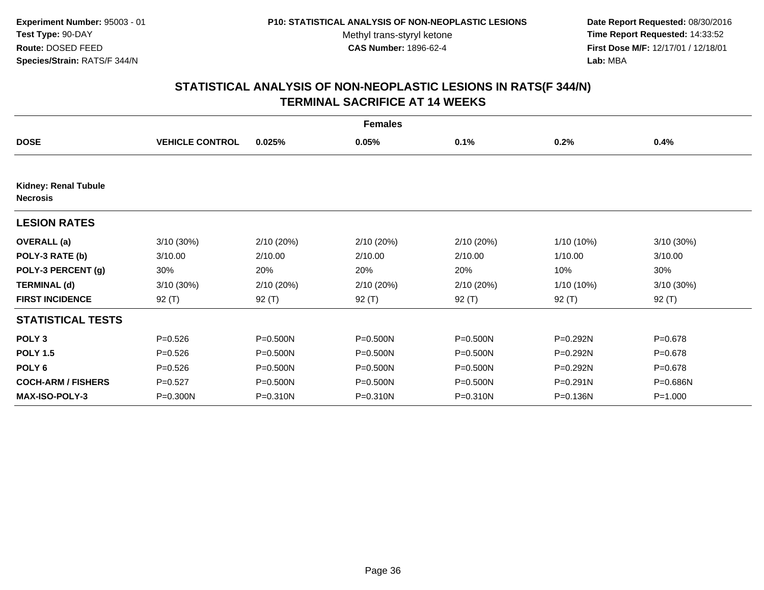**Experiment Number:** 95003 - 01
**Test Type:** 90-DAY
**Route:** DOSED FEED
**Species/Strain:** RATS/F 344/N

**P10: STATISTICAL ANALYSIS OF NON-NEOPLASTIC LESIONS**
Methyl trans-styryl ketone
**CAS Number:** 1896-62-4

**Date Report Requested:** 08/30/2016
**Time Report Requested:** 14:33:52
**First Dose M/F:** 12/17/01 / 12/18/01
**Lab:** MBA

## STATISTICAL ANALYSIS OF NON-NEOPLASTIC LESIONS IN RATS(F 344/N) TERMINAL SACRIFICE AT 14 WEEKS

| | Females | | | | | |
|---|---|---|---|---|---|---|
| **DOSE** | **VEHICLE CONTROL** | **0.025%** | **0.05%** | **0.1%** | **0.2%** | **0.4%** |
| **Kidney: Renal Tubule Necrosis** | | | | | | |
| **LESION RATES** | | | | | | |
| **OVERALL (a)** | 3/10 (30%) | 2/10 (20%) | 2/10 (20%) | 2/10 (20%) | 1/10 (10%) | 3/10 (30%) |
| **POLY-3 RATE (b)** | 3/10.00 | 2/10.00 | 2/10.00 | 2/10.00 | 1/10.00 | 3/10.00 |
| **POLY-3 PERCENT (g)** | 30% | 20% | 20% | 20% | 10% | 30% |
| **TERMINAL (d)** | 3/10 (30%) | 2/10 (20%) | 2/10 (20%) | 2/10 (20%) | 1/10 (10%) | 3/10 (30%) |
| **FIRST INCIDENCE** | 92 (T) | 92 (T) | 92 (T) | 92 (T) | 92 (T) | 92 (T) |
| **STATISTICAL TESTS** | | | | | | |
| **POLY 3** | P=0.526 | P=0.500N | P=0.500N | P=0.500N | P=0.292N | P=0.678 |
| **POLY 1.5** | P=0.526 | P=0.500N | P=0.500N | P=0.500N | P=0.292N | P=0.678 |
| **POLY 6** | P=0.526 | P=0.500N | P=0.500N | P=0.500N | P=0.292N | P=0.678 |
| **COCH-ARM / FISHERS** | P=0.527 | P=0.500N | P=0.500N | P=0.500N | P=0.291N | P=0.686N |
| **MAX-ISO-POLY-3** | P=0.300N | P=0.310N | P=0.310N | P=0.310N | P=0.136N | P=1.000 |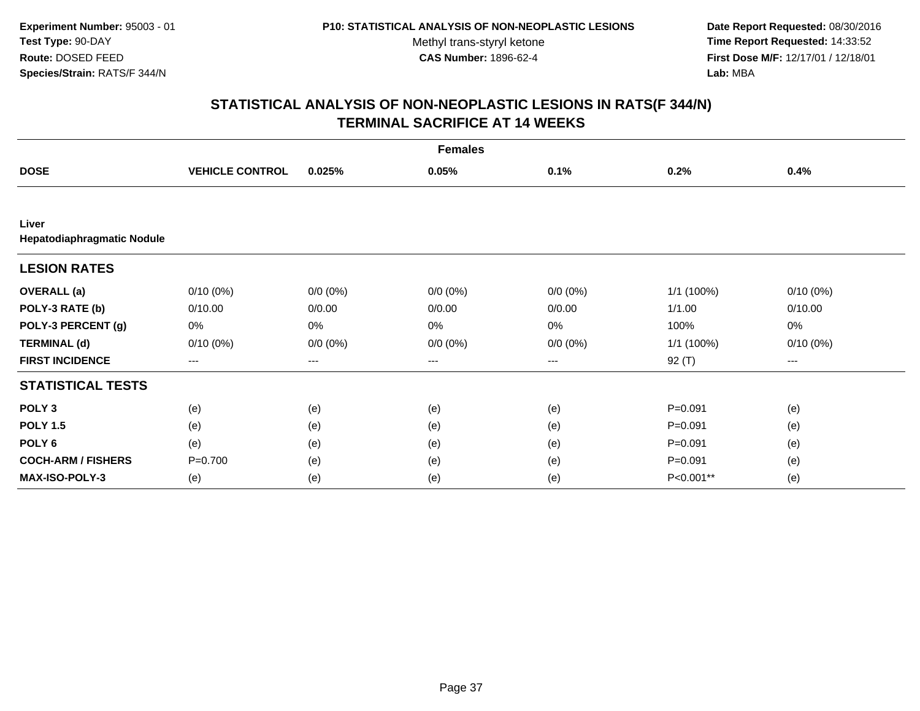**Experiment Number:** 95003 - 01
**Test Type:** 90-DAY
**Route:** DOSED FEED
**Species/Strain:** RATS/F 344/N

**P10: STATISTICAL ANALYSIS OF NON-NEOPLASTIC LESIONS**
Methyl trans-styryl ketone
**CAS Number:** 1896-62-4

**Date Report Requested:** 08/30/2016
**Time Report Requested:** 14:33:52
**First Dose M/F:** 12/17/01 / 12/18/01
**Lab:** MBA

## STATISTICAL ANALYSIS OF NON-NEOPLASTIC LESIONS IN RATS(F 344/N) TERMINAL SACRIFICE AT 14 WEEKS

| | Females | | | | | |
|---|---|---|---|---|---|---|
| **DOSE** | **VEHICLE CONTROL** | **0.025%** | **0.05%** | **0.1%** | **0.2%** | **0.4%** |
| **Liver** | | | | | | |
| **Hepatodiaphragmatic Nodule** | | | | | | |
| **LESION RATES** | | | | | | |
| **OVERALL (a)** | 0/10 (0%) | 0/0 (0%) | 0/0 (0%) | 0/0 (0%) | 1/1 (100%) | 0/10 (0%) |
| **POLY-3 RATE (b)** | 0/10.00 | 0/0.00 | 0/0.00 | 0/0.00 | 1/1.00 | 0/10.00 |
| **POLY-3 PERCENT (g)** | 0% | 0% | 0% | 0% | 100% | 0% |
| **TERMINAL (d)** | 0/10 (0%) | 0/0 (0%) | 0/0 (0%) | 0/0 (0%) | 1/1 (100%) | 0/10 (0%) |
| **FIRST INCIDENCE** | --- | --- | --- | --- | 92 (T) | --- |
| **STATISTICAL TESTS** | | | | | | |
| **POLY 3** | (e) | (e) | (e) | (e) | P=0.091 | (e) |
| **POLY 1.5** | (e) | (e) | (e) | (e) | P=0.091 | (e) |
| **POLY 6** | (e) | (e) | (e) | (e) | P=0.091 | (e) |
| **COCH-ARM / FISHERS** | P=0.700 | (e) | (e) | (e) | P=0.091 | (e) |
| **MAX-ISO-POLY-3** | (e) | (e) | (e) | (e) | P<0.001** | (e) |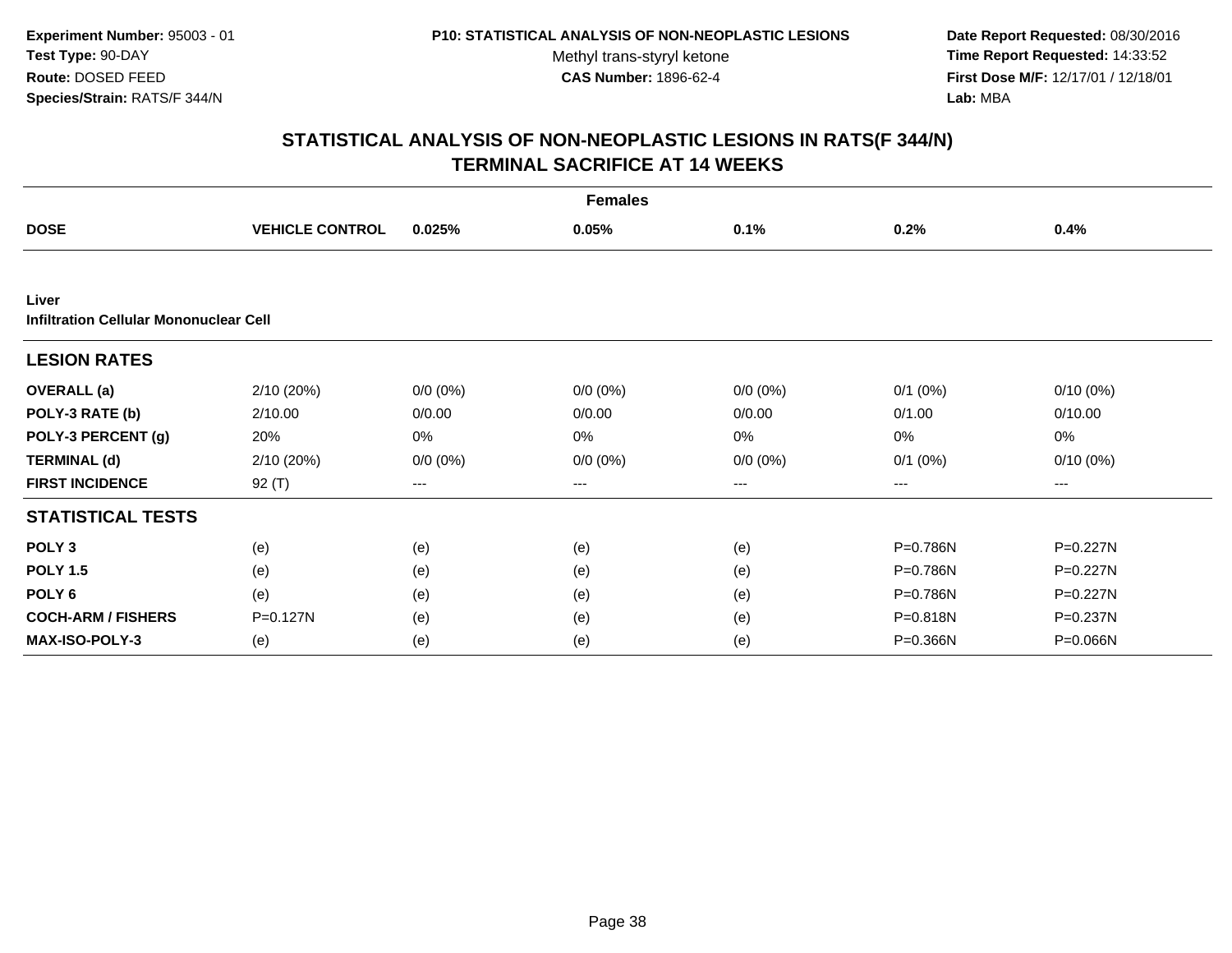**Experiment Number:** 95003 - 01
**Test Type:** 90-DAY
**Route:** DOSED FEED
**Species/Strain:** RATS/F 344/N

**P10: STATISTICAL ANALYSIS OF NON-NEOPLASTIC LESIONS**
Methyl trans-styryl ketone
**CAS Number:** 1896-62-4

**Date Report Requested:** 08/30/2016
**Time Report Requested:** 14:33:52
**First Dose M/F:** 12/17/01 / 12/18/01
**Lab:** MBA

## STATISTICAL ANALYSIS OF NON-NEOPLASTIC LESIONS IN RATS(F 344/N) TERMINAL SACRIFICE AT 14 WEEKS

| | | | Females | | | |
|---|---|---|---|---|---|---|
| **DOSE** | **VEHICLE CONTROL** | **0.025%** | **0.05%** | **0.1%** | **0.2%** | **0.4%** |
| **Liver** | | | | | | |
| **Infiltration Cellular Mononuclear Cell** | | | | | | |
| **LESION RATES** | | | | | | |
| **OVERALL (a)** | 2/10 (20%) | 0/0 (0%) | 0/0 (0%) | 0/0 (0%) | 0/1 (0%) | 0/10 (0%) |
| **POLY-3 RATE (b)** | 2/10.00 | 0/0.00 | 0/0.00 | 0/0.00 | 0/1.00 | 0/10.00 |
| **POLY-3 PERCENT (g)** | 20% | 0% | 0% | 0% | 0% | 0% |
| **TERMINAL (d)** | 2/10 (20%) | 0/0 (0%) | 0/0 (0%) | 0/0 (0%) | 0/1 (0%) | 0/10 (0%) |
| **FIRST INCIDENCE** | 92 (T) | --- | --- | --- | --- | --- |
| **STATISTICAL TESTS** | | | | | | |
| **POLY 3** | (e) | (e) | (e) | (e) | P=0.786N | P=0.227N |
| **POLY 1.5** | (e) | (e) | (e) | (e) | P=0.786N | P=0.227N |
| **POLY 6** | (e) | (e) | (e) | (e) | P=0.786N | P=0.227N |
| **COCH-ARM / FISHERS** | P=0.127N | (e) | (e) | (e) | P=0.818N | P=0.237N |
| **MAX-ISO-POLY-3** | (e) | (e) | (e) | (e) | P=0.366N | P=0.066N |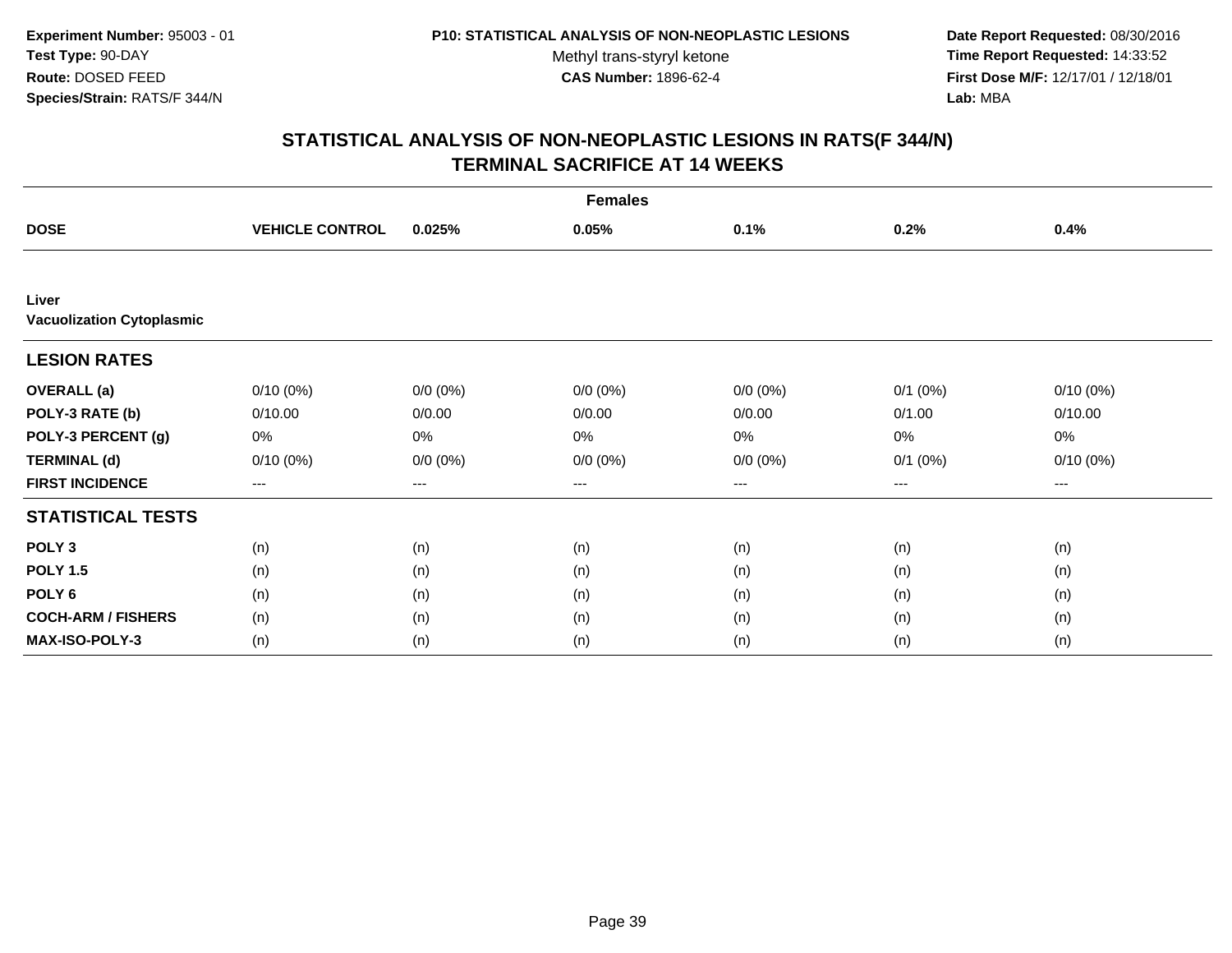**Experiment Number:** 95003 - 01
**Test Type:** 90-DAY
**Route:** DOSED FEED
**Species/Strain:** RATS/F 344/N

**P10: STATISTICAL ANALYSIS OF NON-NEOPLASTIC LESIONS**
Methyl trans-styryl ketone
**CAS Number:** 1896-62-4

**Date Report Requested:** 08/30/2016
**Time Report Requested:** 14:33:52
**First Dose M/F:** 12/17/01 / 12/18/01
**Lab:** MBA

## STATISTICAL ANALYSIS OF NON-NEOPLASTIC LESIONS IN RATS(F 344/N)
## TERMINAL SACRIFICE AT 14 WEEKS

| | Females | | | | | |
|---|---|---|---|---|---|---|
| **DOSE** | **VEHICLE CONTROL** | **0.025%** | **0.05%** | **0.1%** | **0.2%** | **0.4%** |
| **Liver** | | | | | | |
| **Vacuolization Cytoplasmic** | | | | | | |
| **LESION RATES** | | | | | | |
| **OVERALL (a)** | 0/10 (0%) | 0/0 (0%) | 0/0 (0%) | 0/0 (0%) | 0/1 (0%) | 0/10 (0%) |
| **POLY-3 RATE (b)** | 0/10.00 | 0/0.00 | 0/0.00 | 0/0.00 | 0/1.00 | 0/10.00 |
| **POLY-3 PERCENT (g)** | 0% | 0% | 0% | 0% | 0% | 0% |
| **TERMINAL (d)** | 0/10 (0%) | 0/0 (0%) | 0/0 (0%) | 0/0 (0%) | 0/1 (0%) | 0/10 (0%) |
| **FIRST INCIDENCE** | --- | --- | --- | --- | --- | --- |
| **STATISTICAL TESTS** | | | | | | |
| **POLY 3** | (n) | (n) | (n) | (n) | (n) | (n) |
| **POLY 1.5** | (n) | (n) | (n) | (n) | (n) | (n) |
| **POLY 6** | (n) | (n) | (n) | (n) | (n) | (n) |
| **COCH-ARM / FISHERS** | (n) | (n) | (n) | (n) | (n) | (n) |
| **MAX-ISO-POLY-3** | (n) | (n) | (n) | (n) | (n) | (n) |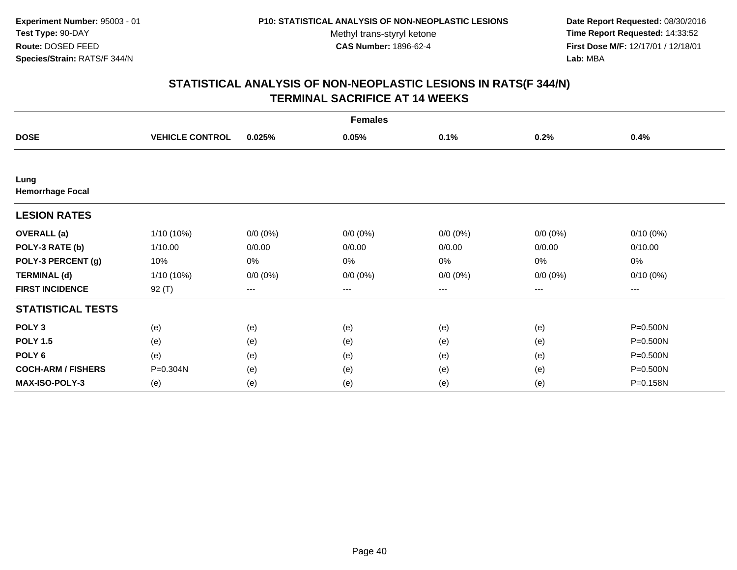Experiment Number: 95003 - 01
Test Type: 90-DAY
Route: DOSED FEED
Species/Strain: RATS/F 344/N

P10: STATISTICAL ANALYSIS OF NON-NEOPLASTIC LESIONS
Methyl trans-styryl ketone
CAS Number: 1896-62-4

Date Report Requested: 08/30/2016
Time Report Requested: 14:33:52
First Dose M/F: 12/17/01 / 12/18/01
Lab: MBA

## STATISTICAL ANALYSIS OF NON-NEOPLASTIC LESIONS IN RATS(F 344/N)
## TERMINAL SACRIFICE AT 14 WEEKS

| | Females | | | | | |
|---|---|---|---|---|---|---|
| **DOSE** | **VEHICLE CONTROL** | **0.025%** | **0.05%** | **0.1%** | **0.2%** | **0.4%** |
| **Lung** | | | | | | |
| **Hemorrhage Focal** | | | | | | |
| **LESION RATES** | | | | | | |
| **OVERALL (a)** | 1/10 (10%) | 0/0 (0%) | 0/0 (0%) | 0/0 (0%) | 0/0 (0%) | 0/10 (0%) |
| **POLY-3 RATE (b)** | 1/10.00 | 0/0.00 | 0/0.00 | 0/0.00 | 0/0.00 | 0/10.00 |
| **POLY-3 PERCENT (g)** | 10% | 0% | 0% | 0% | 0% | 0% |
| **TERMINAL (d)** | 1/10 (10%) | 0/0 (0%) | 0/0 (0%) | 0/0 (0%) | 0/0 (0%) | 0/10 (0%) |
| **FIRST INCIDENCE** | 92 (T) | --- | --- | --- | --- | --- |
| **STATISTICAL TESTS** | | | | | | |
| **POLY 3** | (e) | (e) | (e) | (e) | (e) | P=0.500N |
| **POLY 1.5** | (e) | (e) | (e) | (e) | (e) | P=0.500N |
| **POLY 6** | (e) | (e) | (e) | (e) | (e) | P=0.500N |
| **COCH-ARM / FISHERS** | P=0.304N | (e) | (e) | (e) | (e) | P=0.500N |
| **MAX-ISO-POLY-3** | (e) | (e) | (e) | (e) | (e) | P=0.158N |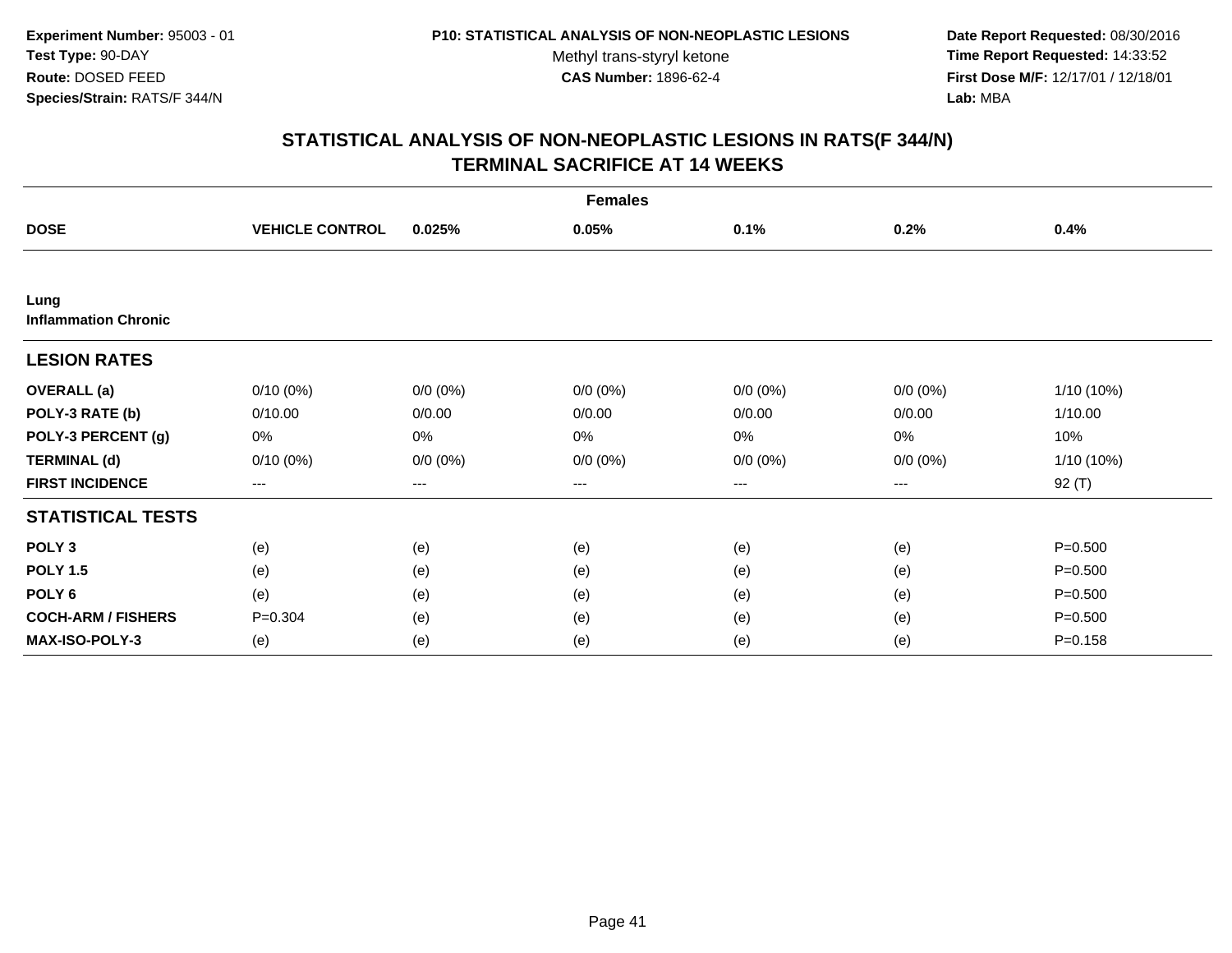**Experiment Number:** 95003 - 01
**Test Type:** 90-DAY
**Route:** DOSED FEED
**Species/Strain:** RATS/F 344/N

**P10: STATISTICAL ANALYSIS OF NON-NEOPLASTIC LESIONS**
Methyl trans-styryl ketone
**CAS Number:** 1896-62-4

**Date Report Requested:** 08/30/2016
**Time Report Requested:** 14:33:52
**First Dose M/F:** 12/17/01 / 12/18/01
**Lab:** MBA

## STATISTICAL ANALYSIS OF NON-NEOPLASTIC LESIONS IN RATS(F 344/N) TERMINAL SACRIFICE AT 14 WEEKS

| | Females | | | | | |
|---|---|---|---|---|---|---|
| **DOSE** | **VEHICLE CONTROL** | **0.025%** | **0.05%** | **0.1%** | **0.2%** | **0.4%** |
| **Lung** | | | | | | |
| **Inflammation Chronic** | | | | | | |
| **LESION RATES** | | | | | | |
| **OVERALL (a)** | 0/10 (0%) | 0/0 (0%) | 0/0 (0%) | 0/0 (0%) | 0/0 (0%) | 1/10 (10%) |
| **POLY-3 RATE (b)** | 0/10.00 | 0/0.00 | 0/0.00 | 0/0.00 | 0/0.00 | 1/10.00 |
| **POLY-3 PERCENT (g)** | 0% | 0% | 0% | 0% | 0% | 10% |
| **TERMINAL (d)** | 0/10 (0%) | 0/0 (0%) | 0/0 (0%) | 0/0 (0%) | 0/0 (0%) | 1/10 (10%) |
| **FIRST INCIDENCE** | --- | --- | --- | --- | --- | 92 (T) |
| **STATISTICAL TESTS** | | | | | | |
| **POLY 3** | (e) | (e) | (e) | (e) | (e) | P=0.500 |
| **POLY 1.5** | (e) | (e) | (e) | (e) | (e) | P=0.500 |
| **POLY 6** | (e) | (e) | (e) | (e) | (e) | P=0.500 |
| **COCH-ARM / FISHERS** | P=0.304 | (e) | (e) | (e) | (e) | P=0.500 |
| **MAX-ISO-POLY-3** | (e) | (e) | (e) | (e) | (e) | P=0.158 |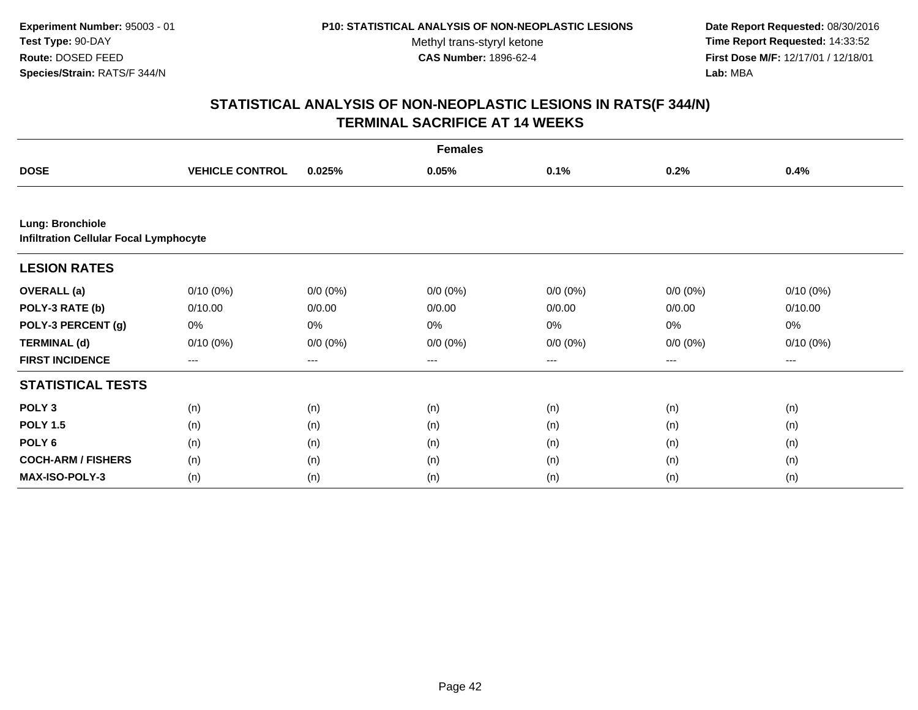**Experiment Number:** 95003 - 01
**Test Type:** 90-DAY
**Route:** DOSED FEED
**Species/Strain:** RATS/F 344/N

**P10: STATISTICAL ANALYSIS OF NON-NEOPLASTIC LESIONS**
Methyl trans-styryl ketone
**CAS Number:** 1896-62-4

**Date Report Requested:** 08/30/2016
**Time Report Requested:** 14:33:52
**First Dose M/F:** 12/17/01 / 12/18/01
**Lab:** MBA

## STATISTICAL ANALYSIS OF NON-NEOPLASTIC LESIONS IN RATS(F 344/N)
## TERMINAL SACRIFICE AT 14 WEEKS

| | Females | | | | | |
|---|---|---|---|---|---|---|
| **DOSE** | **VEHICLE CONTROL** | **0.025%** | **0.05%** | **0.1%** | **0.2%** | **0.4%** |
| **Lung: Bronchiole** | | | | | | |
| **Infiltration Cellular Focal Lymphocyte** | | | | | | |
| **LESION RATES** | | | | | | |
| **OVERALL (a)** | 0/10 (0%) | 0/0 (0%) | 0/0 (0%) | 0/0 (0%) | 0/0 (0%) | 0/10 (0%) |
| **POLY-3 RATE (b)** | 0/10.00 | 0/0.00 | 0/0.00 | 0/0.00 | 0/0.00 | 0/10.00 |
| **POLY-3 PERCENT (g)** | 0% | 0% | 0% | 0% | 0% | 0% |
| **TERMINAL (d)** | 0/10 (0%) | 0/0 (0%) | 0/0 (0%) | 0/0 (0%) | 0/0 (0%) | 0/10 (0%) |
| **FIRST INCIDENCE** | --- | --- | --- | --- | --- | --- |
| **STATISTICAL TESTS** | | | | | | |
| **POLY 3** | (n) | (n) | (n) | (n) | (n) | (n) |
| **POLY 1.5** | (n) | (n) | (n) | (n) | (n) | (n) |
| **POLY 6** | (n) | (n) | (n) | (n) | (n) | (n) |
| **COCH-ARM / FISHERS** | (n) | (n) | (n) | (n) | (n) | (n) |
| **MAX-ISO-POLY-3** | (n) | (n) | (n) | (n) | (n) | (n) |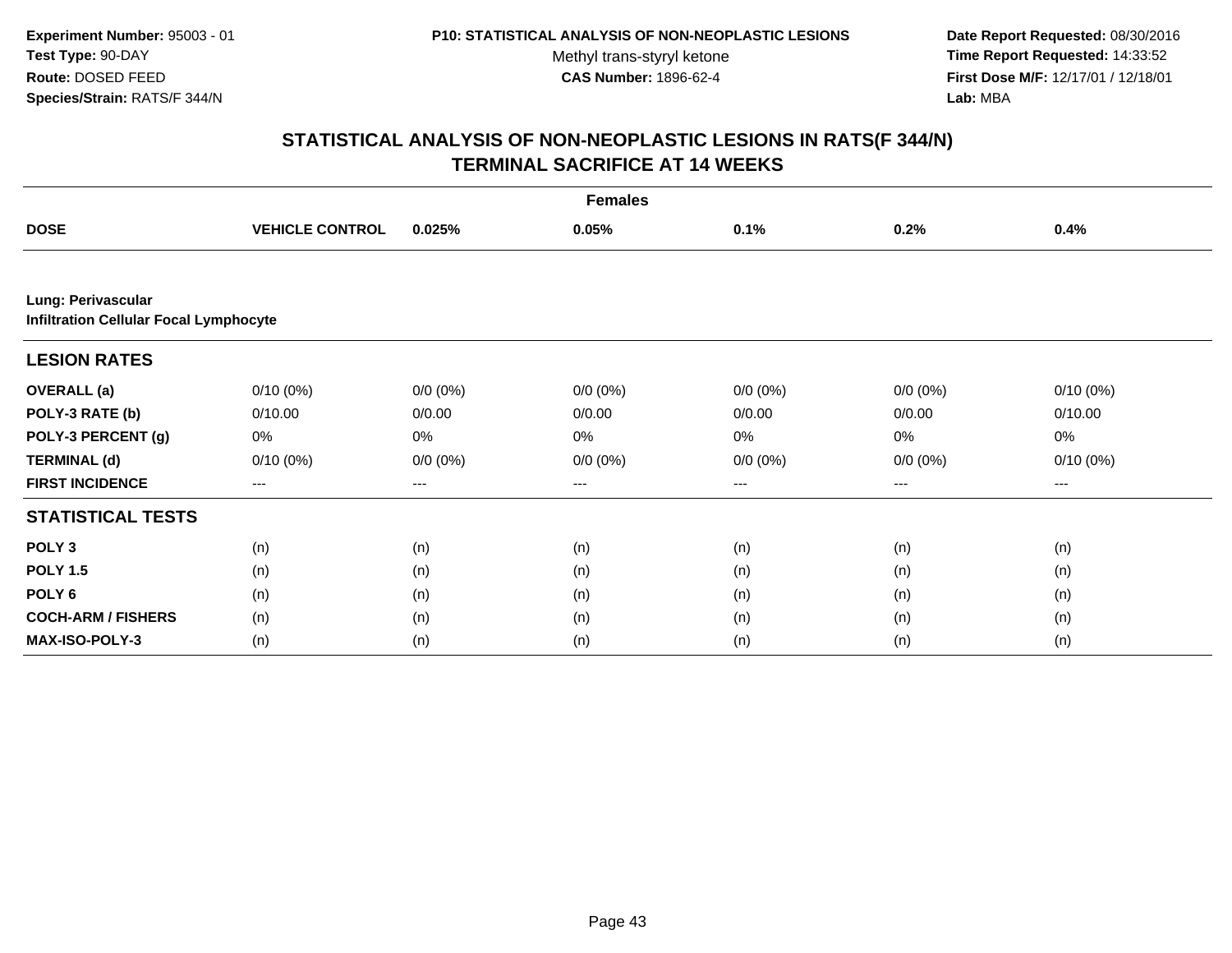**Experiment Number:** 95003 - 01
**Test Type:** 90-DAY
**Route:** DOSED FEED
**Species/Strain:** RATS/F 344/N

**P10: STATISTICAL ANALYSIS OF NON-NEOPLASTIC LESIONS**
Methyl trans-styryl ketone
**CAS Number:** 1896-62-4

**Date Report Requested:** 08/30/2016
**Time Report Requested:** 14:33:52
**First Dose M/F:** 12/17/01 / 12/18/01
**Lab:** MBA

# STATISTICAL ANALYSIS OF NON-NEOPLASTIC LESIONS IN RATS(F 344/N) TERMINAL SACRIFICE AT 14 WEEKS

| | Females | | | | | |
|---|---|---|---|---|---|---|
| **DOSE** | **VEHICLE CONTROL** | **0.025%** | **0.05%** | **0.1%** | **0.2%** | **0.4%** |
| **Lung: Perivascular** | | | | | | |
| **Infiltration Cellular Focal Lymphocyte** | | | | | | |
| **LESION RATES** | | | | | | |
| **OVERALL (a)** | 0/10 (0%) | 0/0 (0%) | 0/0 (0%) | 0/0 (0%) | 0/0 (0%) | 0/10 (0%) |
| **POLY-3 RATE (b)** | 0/10.00 | 0/0.00 | 0/0.00 | 0/0.00 | 0/0.00 | 0/10.00 |
| **POLY-3 PERCENT (g)** | 0% | 0% | 0% | 0% | 0% | 0% |
| **TERMINAL (d)** | 0/10 (0%) | 0/0 (0%) | 0/0 (0%) | 0/0 (0%) | 0/0 (0%) | 0/10 (0%) |
| **FIRST INCIDENCE** | --- | --- | --- | --- | --- | --- |
| **STATISTICAL TESTS** | | | | | | |
| **POLY 3** | (n) | (n) | (n) | (n) | (n) | (n) |
| **POLY 1.5** | (n) | (n) | (n) | (n) | (n) | (n) |
| **POLY 6** | (n) | (n) | (n) | (n) | (n) | (n) |
| **COCH-ARM / FISHERS** | (n) | (n) | (n) | (n) | (n) | (n) |
| **MAX-ISO-POLY-3** | (n) | (n) | (n) | (n) | (n) | (n) |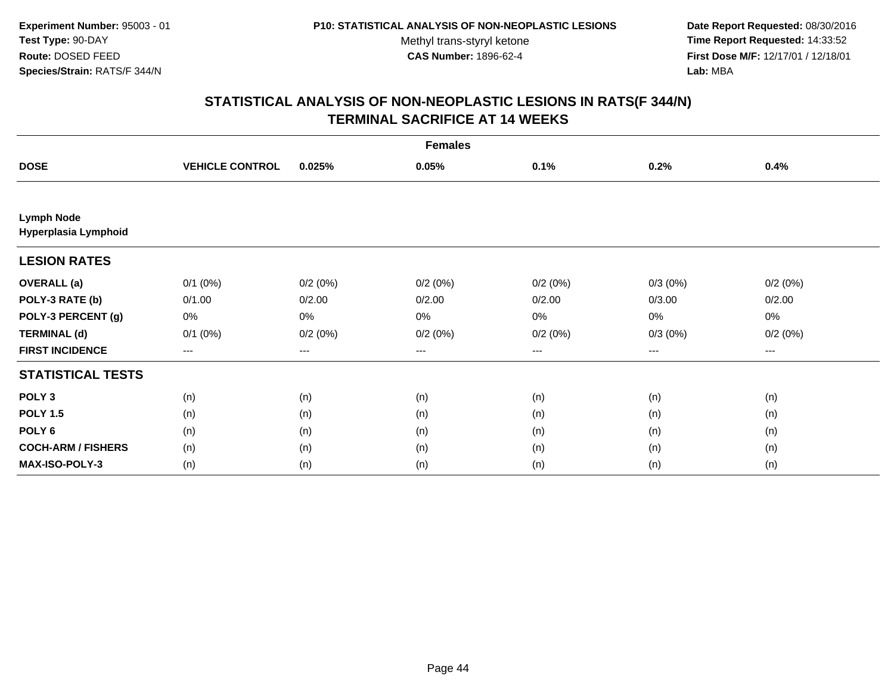**Experiment Number:** 95003 - 01
**Test Type:** 90-DAY
**Route:** DOSED FEED
**Species/Strain:** RATS/F 344/N

**P10: STATISTICAL ANALYSIS OF NON-NEOPLASTIC LESIONS**
Methyl trans-styryl ketone
**CAS Number:** 1896-62-4

**Date Report Requested:** 08/30/2016
**Time Report Requested:** 14:33:52
**First Dose M/F:** 12/17/01 / 12/18/01
**Lab:** MBA

## STATISTICAL ANALYSIS OF NON-NEOPLASTIC LESIONS IN RATS(F 344/N)
## TERMINAL SACRIFICE AT 14 WEEKS

| | Females | | | | | |
|---|---|---|---|---|---|---|
| **DOSE** | **VEHICLE CONTROL** | **0.025%** | **0.05%** | **0.1%** | **0.2%** | **0.4%** |
| **Lymph Node** | | | | | | |
| **Hyperplasia Lymphoid** | | | | | | |
| **LESION RATES** | | | | | | |
| **OVERALL (a)** | 0/1 (0%) | 0/2 (0%) | 0/2 (0%) | 0/2 (0%) | 0/3 (0%) | 0/2 (0%) |
| **POLY-3 RATE (b)** | 0/1.00 | 0/2.00 | 0/2.00 | 0/2.00 | 0/3.00 | 0/2.00 |
| **POLY-3 PERCENT (g)** | 0% | 0% | 0% | 0% | 0% | 0% |
| **TERMINAL (d)** | 0/1 (0%) | 0/2 (0%) | 0/2 (0%) | 0/2 (0%) | 0/3 (0%) | 0/2 (0%) |
| **FIRST INCIDENCE** | --- | --- | --- | --- | --- | --- |
| **STATISTICAL TESTS** | | | | | | |
| **POLY 3** | (n) | (n) | (n) | (n) | (n) | (n) |
| **POLY 1.5** | (n) | (n) | (n) | (n) | (n) | (n) |
| **POLY 6** | (n) | (n) | (n) | (n) | (n) | (n) |
| **COCH-ARM / FISHERS** | (n) | (n) | (n) | (n) | (n) | (n) |
| **MAX-ISO-POLY-3** | (n) | (n) | (n) | (n) | (n) | (n) |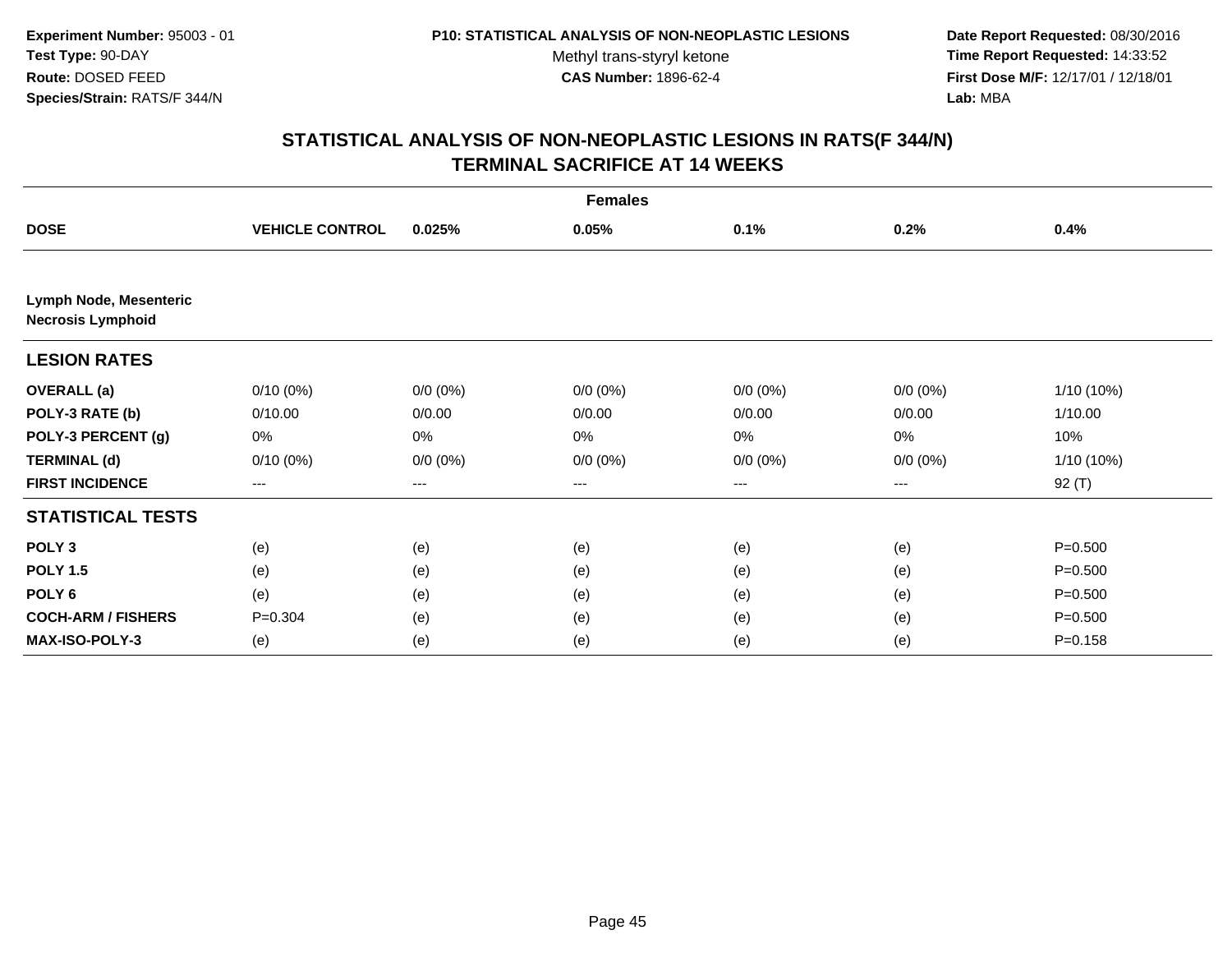**Experiment Number:** 95003 - 01
**Test Type:** 90-DAY
**Route:** DOSED FEED
**Species/Strain:** RATS/F 344/N

**P10: STATISTICAL ANALYSIS OF NON-NEOPLASTIC LESIONS**
Methyl trans-styryl ketone
**CAS Number:** 1896-62-4

**Date Report Requested:** 08/30/2016
**Time Report Requested:** 14:33:52
**First Dose M/F:** 12/17/01 / 12/18/01
**Lab:** MBA

## STATISTICAL ANALYSIS OF NON-NEOPLASTIC LESIONS IN RATS(F 344/N)
## TERMINAL SACRIFICE AT 14 WEEKS

| | Females | | | | | |
|---|---|---|---|---|---|---|
| **DOSE** | **VEHICLE CONTROL** | **0.025%** | **0.05%** | **0.1%** | **0.2%** | **0.4%** |
| **Lymph Node, Mesenteric** | | | | | | |
| **Necrosis Lymphoid** | | | | | | |
| **LESION RATES** | | | | | | |
| **OVERALL (a)** | 0/10 (0%) | 0/0 (0%) | 0/0 (0%) | 0/0 (0%) | 0/0 (0%) | 1/10 (10%) |
| **POLY-3 RATE (b)** | 0/10.00 | 0/0.00 | 0/0.00 | 0/0.00 | 0/0.00 | 1/10.00 |
| **POLY-3 PERCENT (g)** | 0% | 0% | 0% | 0% | 0% | 10% |
| **TERMINAL (d)** | 0/10 (0%) | 0/0 (0%) | 0/0 (0%) | 0/0 (0%) | 0/0 (0%) | 1/10 (10%) |
| **FIRST INCIDENCE** | --- | --- | --- | --- | --- | 92 (T) |
| **STATISTICAL TESTS** | | | | | | |
| **POLY 3** | (e) | (e) | (e) | (e) | (e) | P=0.500 |
| **POLY 1.5** | (e) | (e) | (e) | (e) | (e) | P=0.500 |
| **POLY 6** | (e) | (e) | (e) | (e) | (e) | P=0.500 |
| **COCH-ARM / FISHERS** | P=0.304 | (e) | (e) | (e) | (e) | P=0.500 |
| **MAX-ISO-POLY-3** | (e) | (e) | (e) | (e) | (e) | P=0.158 |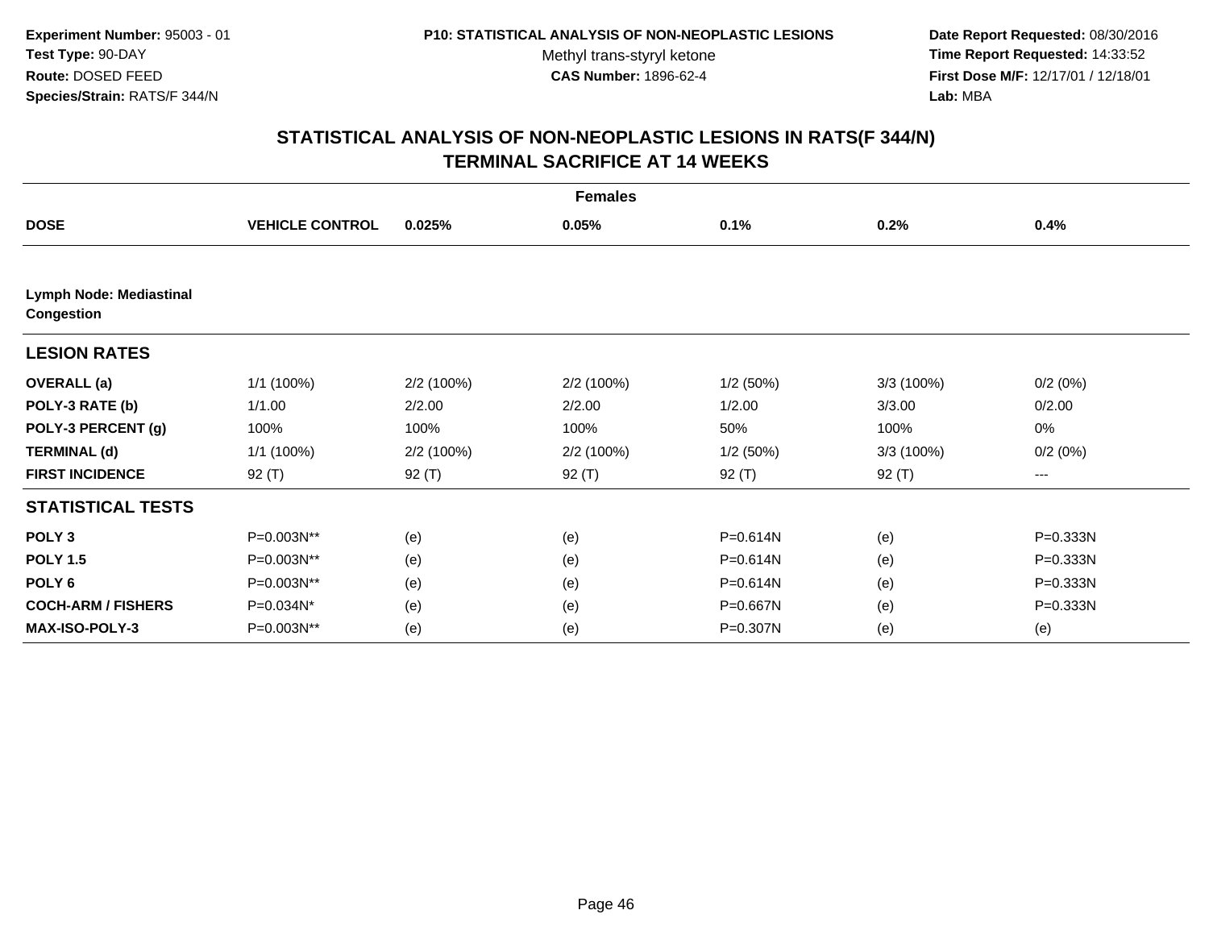Experiment Number: 95003 - 01
Test Type: 90-DAY
Route: DOSED FEED
Species/Strain: RATS/F 344/N

P10: STATISTICAL ANALYSIS OF NON-NEOPLASTIC LESIONS
Methyl trans-styryl ketone
CAS Number: 1896-62-4

Date Report Requested: 08/30/2016
Time Report Requested: 14:33:52
First Dose M/F: 12/17/01 / 12/18/01
Lab: MBA

# STATISTICAL ANALYSIS OF NON-NEOPLASTIC LESIONS IN RATS(F 344/N)
## TERMINAL SACRIFICE AT 14 WEEKS

| | Females | | | | | |
|---|---|---|---|---|---|---|
| **DOSE** | **VEHICLE CONTROL** | **0.025%** | **0.05%** | **0.1%** | **0.2%** | **0.4%** |
| **Lymph Node: Mediastinal Congestion** | | | | | | |
| **LESION RATES** | | | | | | |
| **OVERALL (a)** | 1/1 (100%) | 2/2 (100%) | 2/2 (100%) | 1/2 (50%) | 3/3 (100%) | 0/2 (0%) |
| **POLY-3 RATE (b)** | 1/1.00 | 2/2.00 | 2/2.00 | 1/2.00 | 3/3.00 | 0/2.00 |
| **POLY-3 PERCENT (g)** | 100% | 100% | 100% | 50% | 100% | 0% |
| **TERMINAL (d)** | 1/1 (100%) | 2/2 (100%) | 2/2 (100%) | 1/2 (50%) | 3/3 (100%) | 0/2 (0%) |
| **FIRST INCIDENCE** | 92 (T) | 92 (T) | 92 (T) | 92 (T) | 92 (T) | --- |
| **STATISTICAL TESTS** | | | | | | |
| **POLY 3** | P=0.003N** | (e) | (e) | P=0.614N | (e) | P=0.333N |
| **POLY 1.5** | P=0.003N** | (e) | (e) | P=0.614N | (e) | P=0.333N |
| **POLY 6** | P=0.003N** | (e) | (e) | P=0.614N | (e) | P=0.333N |
| **COCH-ARM / FISHERS** | P=0.034N* | (e) | (e) | P=0.667N | (e) | P=0.333N |
| **MAX-ISO-POLY-3** | P=0.003N** | (e) | (e) | P=0.307N | (e) | (e) |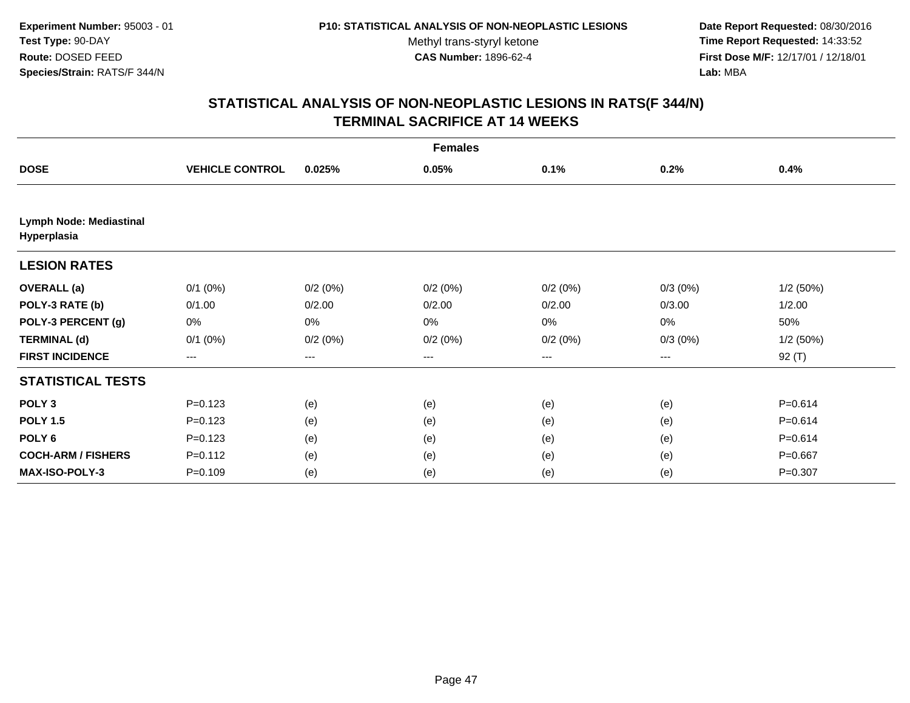**Experiment Number:** 95003 - 01
**Test Type:** 90-DAY
**Route:** DOSED FEED
**Species/Strain:** RATS/F 344/N

**P10: STATISTICAL ANALYSIS OF NON-NEOPLASTIC LESIONS**
Methyl trans-styryl ketone
**CAS Number:** 1896-62-4

**Date Report Requested:** 08/30/2016
**Time Report Requested:** 14:33:52
**First Dose M/F:** 12/17/01 / 12/18/01
**Lab:** MBA

## STATISTICAL ANALYSIS OF NON-NEOPLASTIC LESIONS IN RATS(F 344/N) TERMINAL SACRIFICE AT 14 WEEKS

| | Females | | | | | |
|---|---|---|---|---|---|---|
| **DOSE** | **VEHICLE CONTROL** | **0.025%** | **0.05%** | **0.1%** | **0.2%** | **0.4%** |
| **Lymph Node: Mediastinal Hyperplasia** | | | | | | |
| **LESION RATES** | | | | | | |
| **OVERALL (a)** | 0/1 (0%) | 0/2 (0%) | 0/2 (0%) | 0/2 (0%) | 0/3 (0%) | 1/2 (50%) |
| **POLY-3 RATE (b)** | 0/1.00 | 0/2.00 | 0/2.00 | 0/2.00 | 0/3.00 | 1/2.00 |
| **POLY-3 PERCENT (g)** | 0% | 0% | 0% | 0% | 0% | 50% |
| **TERMINAL (d)** | 0/1 (0%) | 0/2 (0%) | 0/2 (0%) | 0/2 (0%) | 0/3 (0%) | 1/2 (50%) |
| **FIRST INCIDENCE** | --- | --- | --- | --- | --- | 92 (T) |
| **STATISTICAL TESTS** | | | | | | |
| **POLY 3** | P=0.123 | (e) | (e) | (e) | (e) | P=0.614 |
| **POLY 1.5** | P=0.123 | (e) | (e) | (e) | (e) | P=0.614 |
| **POLY 6** | P=0.123 | (e) | (e) | (e) | (e) | P=0.614 |
| **COCH-ARM / FISHERS** | P=0.112 | (e) | (e) | (e) | (e) | P=0.667 |
| **MAX-ISO-POLY-3** | P=0.109 | (e) | (e) | (e) | (e) | P=0.307 |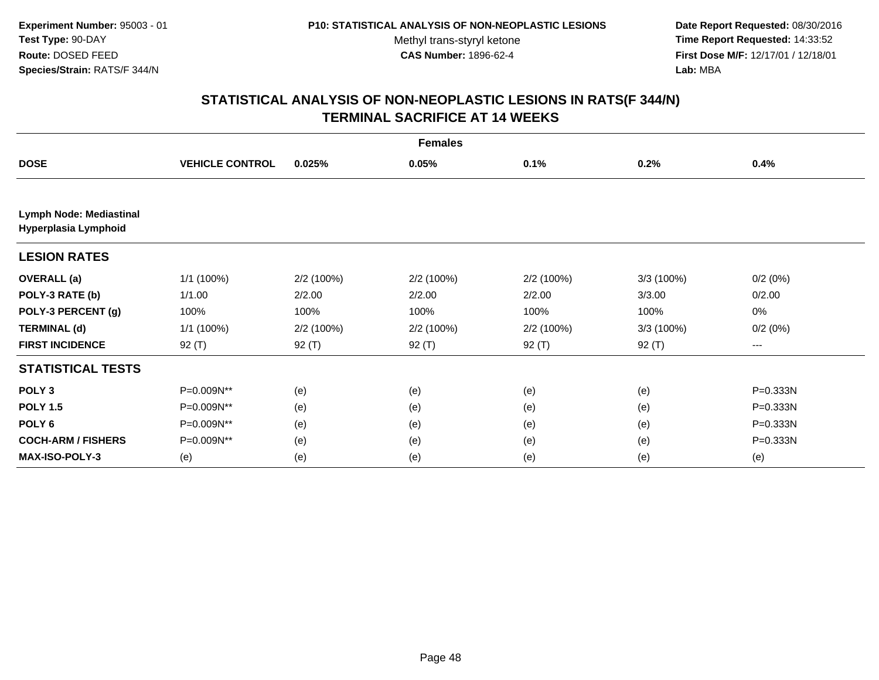Experiment Number: 95003 - 01
Test Type: 90-DAY
Route: DOSED FEED
Species/Strain: RATS/F 344/N

P10: STATISTICAL ANALYSIS OF NON-NEOPLASTIC LESIONS
Methyl trans-styryl ketone
CAS Number: 1896-62-4

Date Report Requested: 08/30/2016
Time Report Requested: 14:33:52
First Dose M/F: 12/17/01 / 12/18/01
Lab: MBA

## STATISTICAL ANALYSIS OF NON-NEOPLASTIC LESIONS IN RATS(F 344/N) TERMINAL SACRIFICE AT 14 WEEKS

| Females | | | | | | |
|---|---|---|---|---|---|---|
| **DOSE** | **VEHICLE CONTROL** | **0.025%** | **0.05%** | **0.1%** | **0.2%** | **0.4%** |
| **Lymph Node: Mediastinal Hyperplasia Lymphoid** | | | | | | |
| **LESION RATES** | | | | | | |
| **OVERALL (a)** | 1/1 (100%) | 2/2 (100%) | 2/2 (100%) | 2/2 (100%) | 3/3 (100%) | 0/2 (0%) |
| **POLY-3 RATE (b)** | 1/1.00 | 2/2.00 | 2/2.00 | 2/2.00 | 3/3.00 | 0/2.00 |
| **POLY-3 PERCENT (g)** | 100% | 100% | 100% | 100% | 100% | 0% |
| **TERMINAL (d)** | 1/1 (100%) | 2/2 (100%) | 2/2 (100%) | 2/2 (100%) | 3/3 (100%) | 0/2 (0%) |
| **FIRST INCIDENCE** | 92 (T) | 92 (T) | 92 (T) | 92 (T) | 92 (T) | --- |
| **STATISTICAL TESTS** | | | | | | |
| **POLY 3** | P=0.009N** | (e) | (e) | (e) | (e) | P=0.333N |
| **POLY 1.5** | P=0.009N** | (e) | (e) | (e) | (e) | P=0.333N |
| **POLY 6** | P=0.009N** | (e) | (e) | (e) | (e) | P=0.333N |
| **COCH-ARM / FISHERS** | P=0.009N** | (e) | (e) | (e) | (e) | P=0.333N |
| **MAX-ISO-POLY-3** | (e) | (e) | (e) | (e) | (e) | (e) |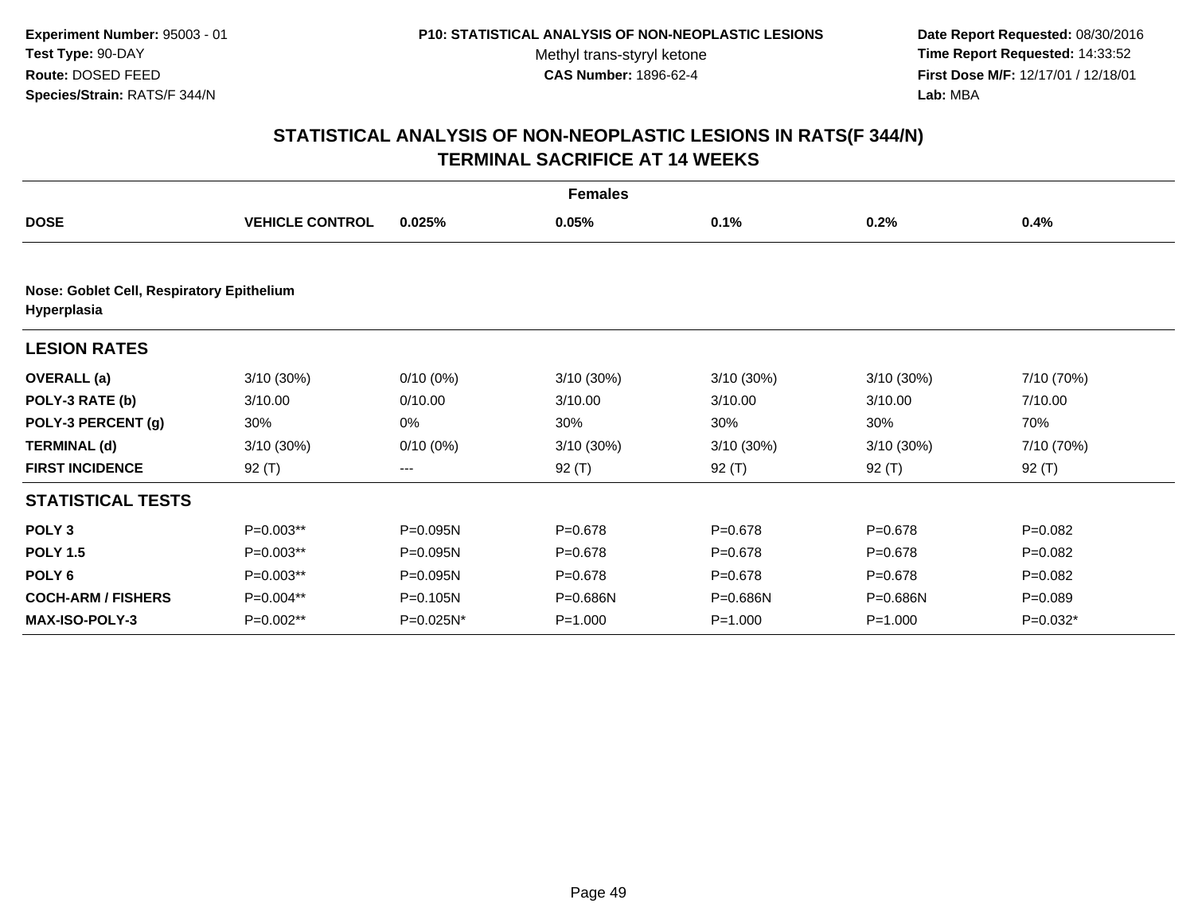**Experiment Number:** 95003 - 01
**Test Type:** 90-DAY
**Route:** DOSED FEED
**Species/Strain:** RATS/F 344/N

**P10: STATISTICAL ANALYSIS OF NON-NEOPLASTIC LESIONS**
Methyl trans-styryl ketone
**CAS Number:** 1896-62-4

**Date Report Requested:** 08/30/2016
**Time Report Requested:** 14:33:52
**First Dose M/F:** 12/17/01 / 12/18/01
**Lab:** MBA

## STATISTICAL ANALYSIS OF NON-NEOPLASTIC LESIONS IN RATS(F 344/N)
## TERMINAL SACRIFICE AT 14 WEEKS

**Females**

| DOSE | VEHICLE CONTROL | 0.025% | 0.05% | 0.1% | 0.2% | 0.4% |
|---|---|---|---|---|---|---|
| **Nose: Goblet Cell, Respiratory Epithelium Hyperplasia** | | | | | | |
| **LESION RATES** | | | | | | |
| **OVERALL (a)** | 3/10 (30%) | 0/10 (0%) | 3/10 (30%) | 3/10 (30%) | 3/10 (30%) | 7/10 (70%) |
| **POLY-3 RATE (b)** | 3/10.00 | 0/10.00 | 3/10.00 | 3/10.00 | 3/10.00 | 7/10.00 |
| **POLY-3 PERCENT (g)** | 30% | 0% | 30% | 30% | 30% | 70% |
| **TERMINAL (d)** | 3/10 (30%) | 0/10 (0%) | 3/10 (30%) | 3/10 (30%) | 3/10 (30%) | 7/10 (70%) |
| **FIRST INCIDENCE** | 92 (T) | --- | 92 (T) | 92 (T) | 92 (T) | 92 (T) |
| **STATISTICAL TESTS** | | | | | | |
| **POLY 3** | P=0.003** | P=0.095N | P=0.678 | P=0.678 | P=0.678 | P=0.082 |
| **POLY 1.5** | P=0.003** | P=0.095N | P=0.678 | P=0.678 | P=0.678 | P=0.082 |
| **POLY 6** | P=0.003** | P=0.095N | P=0.678 | P=0.678 | P=0.678 | P=0.082 |
| **COCH-ARM / FISHERS** | P=0.004** | P=0.105N | P=0.686N | P=0.686N | P=0.686N | P=0.089 |
| **MAX-ISO-POLY-3** | P=0.002** | P=0.025N* | P=1.000 | P=1.000 | P=1.000 | P=0.032* |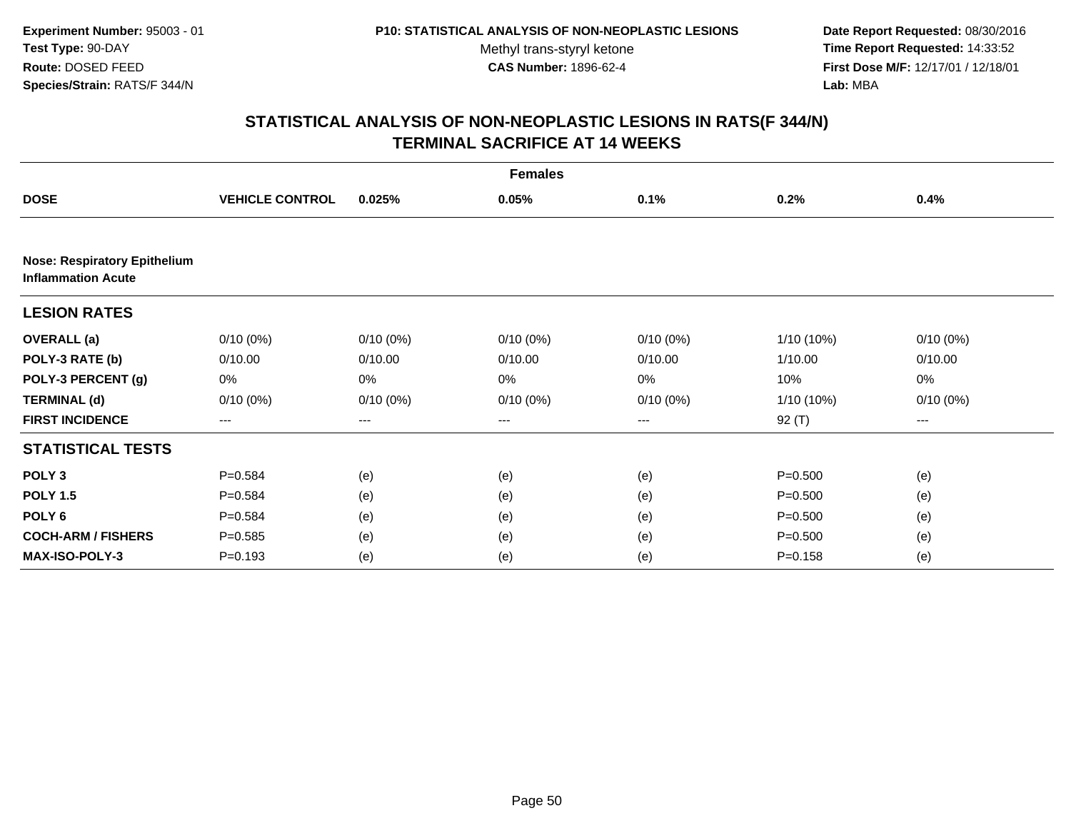Experiment Number: 95003 - 01
Test Type: 90-DAY
Route: DOSED FEED
Species/Strain: RATS/F 344/N

P10: STATISTICAL ANALYSIS OF NON-NEOPLASTIC LESIONS
Methyl trans-styryl ketone
CAS Number: 1896-62-4

Date Report Requested: 08/30/2016
Time Report Requested: 14:33:52
First Dose M/F: 12/17/01 / 12/18/01
Lab: MBA

## STATISTICAL ANALYSIS OF NON-NEOPLASTIC LESIONS IN RATS(F 344/N) TERMINAL SACRIFICE AT 14 WEEKS

| | Females | | | | | |
|---|---|---|---|---|---|---|
| **DOSE** | **VEHICLE CONTROL** | **0.025%** | **0.05%** | **0.1%** | **0.2%** | **0.4%** |
| **Nose: Respiratory Epithelium Inflammation Acute** | | | | | | |
| **LESION RATES** | | | | | | |
| **OVERALL (a)** | 0/10 (0%) | 0/10 (0%) | 0/10 (0%) | 0/10 (0%) | 1/10 (10%) | 0/10 (0%) |
| **POLY-3 RATE (b)** | 0/10.00 | 0/10.00 | 0/10.00 | 0/10.00 | 1/10.00 | 0/10.00 |
| **POLY-3 PERCENT (g)** | 0% | 0% | 0% | 0% | 10% | 0% |
| **TERMINAL (d)** | 0/10 (0%) | 0/10 (0%) | 0/10 (0%) | 0/10 (0%) | 1/10 (10%) | 0/10 (0%) |
| **FIRST INCIDENCE** | --- | --- | --- | --- | 92 (T) | --- |
| **STATISTICAL TESTS** | | | | | | |
| **POLY 3** | P=0.584 | (e) | (e) | (e) | P=0.500 | (e) |
| **POLY 1.5** | P=0.584 | (e) | (e) | (e) | P=0.500 | (e) |
| **POLY 6** | P=0.584 | (e) | (e) | (e) | P=0.500 | (e) |
| **COCH-ARM / FISHERS** | P=0.585 | (e) | (e) | (e) | P=0.500 | (e) |
| **MAX-ISO-POLY-3** | P=0.193 | (e) | (e) | (e) | P=0.158 | (e) |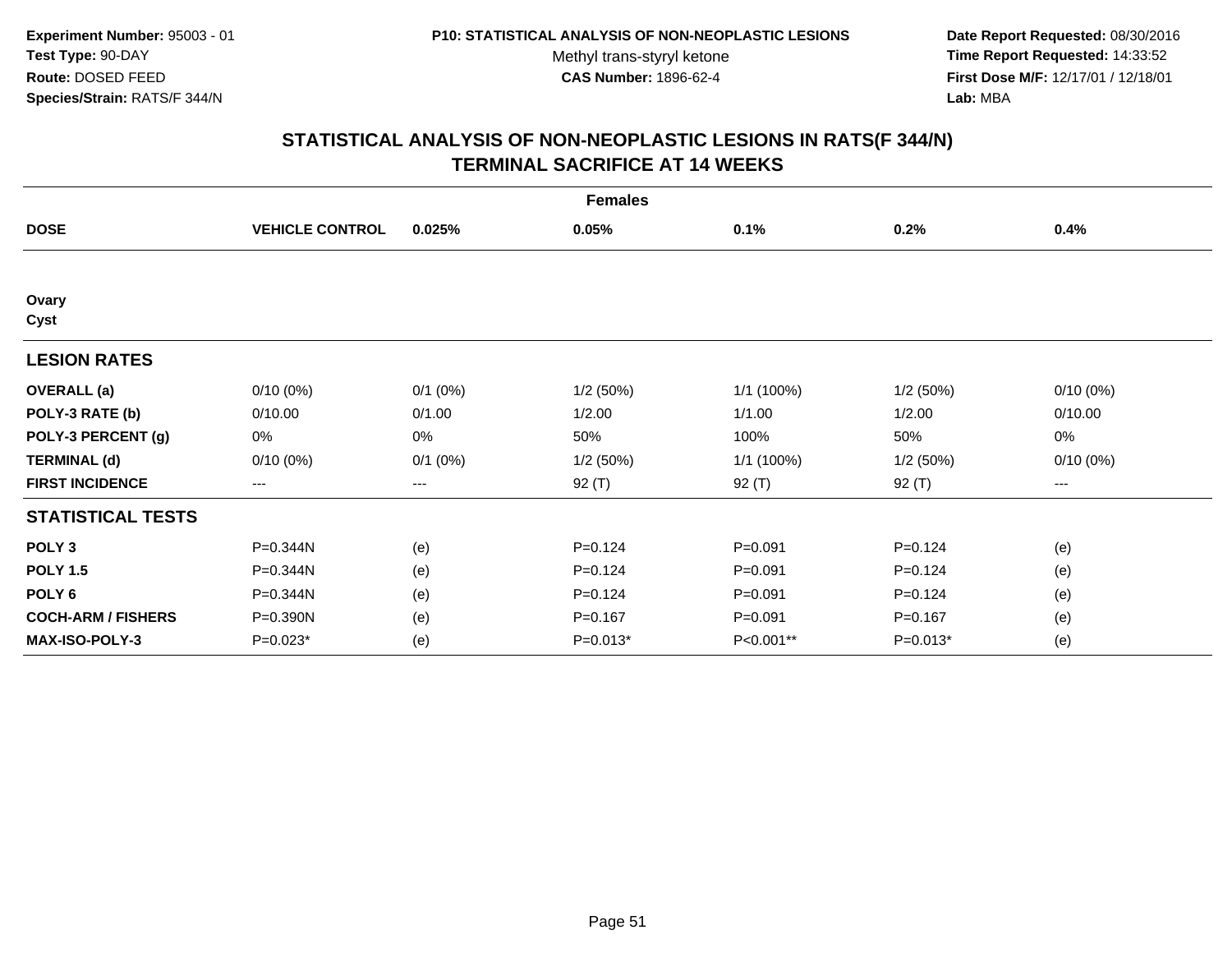**Experiment Number:** 95003 - 01
**Test Type:** 90-DAY
**Route:** DOSED FEED
**Species/Strain:** RATS/F 344/N

**P10: STATISTICAL ANALYSIS OF NON-NEOPLASTIC LESIONS**
Methyl trans-styryl ketone
**CAS Number:** 1896-62-4

**Date Report Requested:** 08/30/2016
**Time Report Requested:** 14:33:52
**First Dose M/F:** 12/17/01 / 12/18/01
**Lab:** MBA

## STATISTICAL ANALYSIS OF NON-NEOPLASTIC LESIONS IN RATS(F 344/N) TERMINAL SACRIFICE AT 14 WEEKS

| | Females | | | | | |
|---|---|---|---|---|---|---|
| **DOSE** | **VEHICLE CONTROL** | **0.025%** | **0.05%** | **0.1%** | **0.2%** | **0.4%** |
| **Ovary** | | | | | | |
| **Cyst** | | | | | | |
| **LESION RATES** | | | | | | |
| **OVERALL (a)** | 0/10 (0%) | 0/1 (0%) | 1/2 (50%) | 1/1 (100%) | 1/2 (50%) | 0/10 (0%) |
| **POLY-3 RATE (b)** | 0/10.00 | 0/1.00 | 1/2.00 | 1/1.00 | 1/2.00 | 0/10.00 |
| **POLY-3 PERCENT (g)** | 0% | 0% | 50% | 100% | 50% | 0% |
| **TERMINAL (d)** | 0/10 (0%) | 0/1 (0%) | 1/2 (50%) | 1/1 (100%) | 1/2 (50%) | 0/10 (0%) |
| **FIRST INCIDENCE** | --- | --- | 92 (T) | 92 (T) | 92 (T) | --- |
| **STATISTICAL TESTS** | | | | | | |
| **POLY 3** | P=0.344N | (e) | P=0.124 | P=0.091 | P=0.124 | (e) |
| **POLY 1.5** | P=0.344N | (e) | P=0.124 | P=0.091 | P=0.124 | (e) |
| **POLY 6** | P=0.344N | (e) | P=0.124 | P=0.091 | P=0.124 | (e) |
| **COCH-ARM / FISHERS** | P=0.390N | (e) | P=0.167 | P=0.091 | P=0.167 | (e) |
| **MAX-ISO-POLY-3** | P=0.023* | (e) | P=0.013* | P<0.001** | P=0.013* | (e) |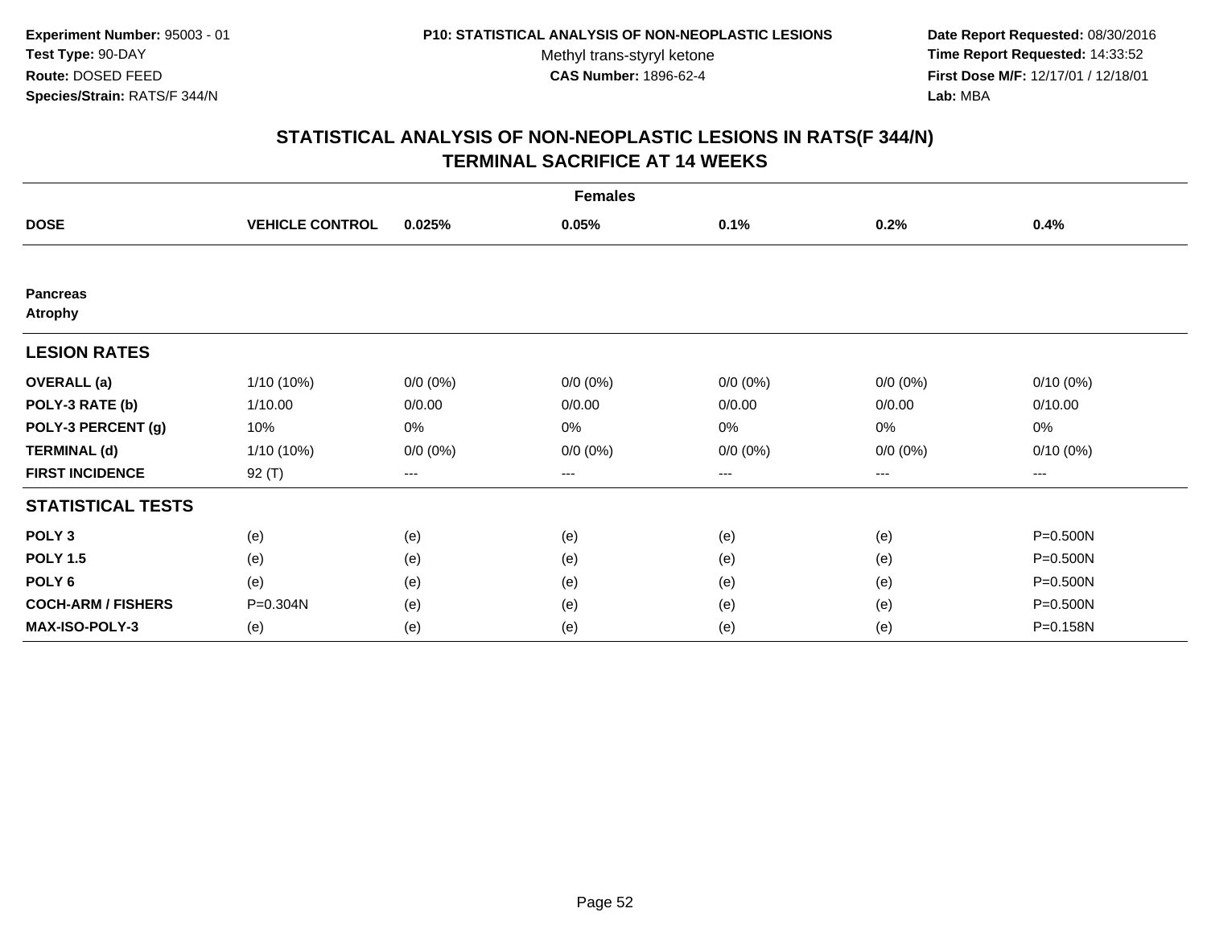**Experiment Number:** 95003 - 01
**Test Type:** 90-DAY
**Route:** DOSED FEED
**Species/Strain:** RATS/F 344/N

**P10: STATISTICAL ANALYSIS OF NON-NEOPLASTIC LESIONS**
Methyl trans-styryl ketone
**CAS Number:** 1896-62-4

**Date Report Requested:** 08/30/2016
**Time Report Requested:** 14:33:52
**First Dose M/F:** 12/17/01 / 12/18/01
**Lab:** MBA

## STATISTICAL ANALYSIS OF NON-NEOPLASTIC LESIONS IN RATS(F 344/N) TERMINAL SACRIFICE AT 14 WEEKS

| | | | Females | | | |
|---|---|---|---|---|---|---|
| **DOSE** | **VEHICLE CONTROL** | **0.025%** | **0.05%** | **0.1%** | **0.2%** | **0.4%** |
| **Pancreas** | | | | | | |
| **Atrophy** | | | | | | |
| **LESION RATES** | | | | | | |
| **OVERALL (a)** | 1/10 (10%) | 0/0 (0%) | 0/0 (0%) | 0/0 (0%) | 0/0 (0%) | 0/10 (0%) |
| **POLY-3 RATE (b)** | 1/10.00 | 0/0.00 | 0/0.00 | 0/0.00 | 0/0.00 | 0/10.00 |
| **POLY-3 PERCENT (g)** | 10% | 0% | 0% | 0% | 0% | 0% |
| **TERMINAL (d)** | 1/10 (10%) | 0/0 (0%) | 0/0 (0%) | 0/0 (0%) | 0/0 (0%) | 0/10 (0%) |
| **FIRST INCIDENCE** | 92 (T) | --- | --- | --- | --- | --- |
| **STATISTICAL TESTS** | | | | | | |
| **POLY 3** | (e) | (e) | (e) | (e) | (e) | P=0.500N |
| **POLY 1.5** | (e) | (e) | (e) | (e) | (e) | P=0.500N |
| **POLY 6** | (e) | (e) | (e) | (e) | (e) | P=0.500N |
| **COCH-ARM / FISHERS** | P=0.304N | (e) | (e) | (e) | (e) | P=0.500N |
| **MAX-ISO-POLY-3** | (e) | (e) | (e) | (e) | (e) | P=0.158N |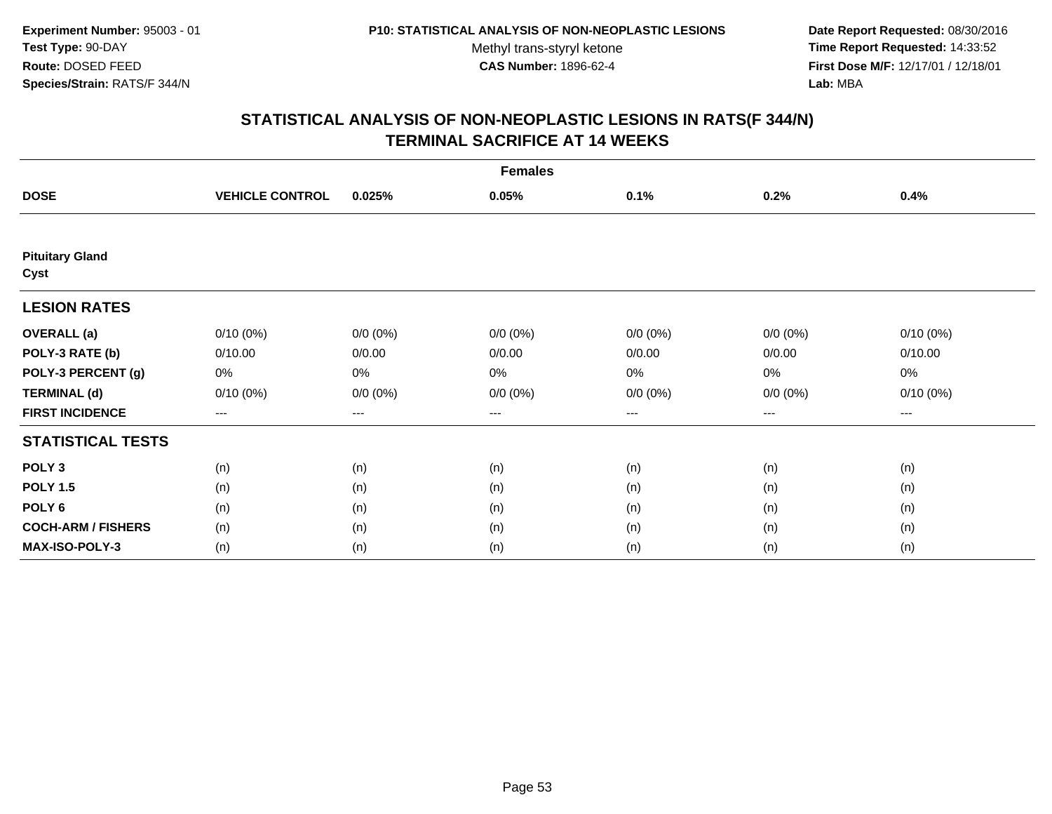**Experiment Number:** 95003 - 01
**Test Type:** 90-DAY
**Route:** DOSED FEED
**Species/Strain:** RATS/F 344/N

**P10: STATISTICAL ANALYSIS OF NON-NEOPLASTIC LESIONS**
Methyl trans-styryl ketone
**CAS Number:** 1896-62-4

**Date Report Requested:** 08/30/2016
**Time Report Requested:** 14:33:52
**First Dose M/F:** 12/17/01 / 12/18/01
**Lab:** MBA

## STATISTICAL ANALYSIS OF NON-NEOPLASTIC LESIONS IN RATS(F 344/N)
## TERMINAL SACRIFICE AT 14 WEEKS

| | Females | | | | | |
|---|---|---|---|---|---|---|
| **DOSE** | **VEHICLE CONTROL** | **0.025%** | **0.05%** | **0.1%** | **0.2%** | **0.4%** |
| **Pituitary Gland** | | | | | | |
| **Cyst** | | | | | | |
| **LESION RATES** | | | | | | |
| **OVERALL (a)** | 0/10 (0%) | 0/0 (0%) | 0/0 (0%) | 0/0 (0%) | 0/0 (0%) | 0/10 (0%) |
| **POLY-3 RATE (b)** | 0/10.00 | 0/0.00 | 0/0.00 | 0/0.00 | 0/0.00 | 0/10.00 |
| **POLY-3 PERCENT (g)** | 0% | 0% | 0% | 0% | 0% | 0% |
| **TERMINAL (d)** | 0/10 (0%) | 0/0 (0%) | 0/0 (0%) | 0/0 (0%) | 0/0 (0%) | 0/10 (0%) |
| **FIRST INCIDENCE** | --- | --- | --- | --- | --- | --- |
| **STATISTICAL TESTS** | | | | | | |
| **POLY 3** | (n) | (n) | (n) | (n) | (n) | (n) |
| **POLY 1.5** | (n) | (n) | (n) | (n) | (n) | (n) |
| **POLY 6** | (n) | (n) | (n) | (n) | (n) | (n) |
| **COCH-ARM / FISHERS** | (n) | (n) | (n) | (n) | (n) | (n) |
| **MAX-ISO-POLY-3** | (n) | (n) | (n) | (n) | (n) | (n) |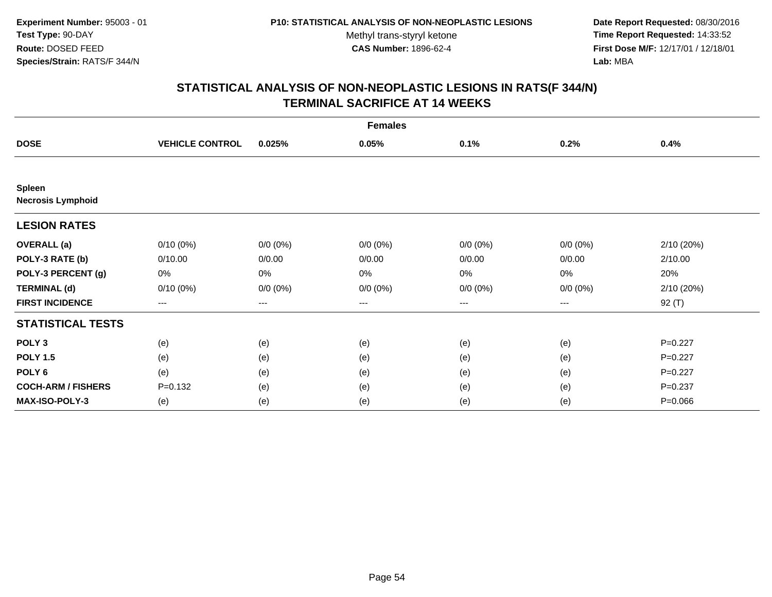**Experiment Number:** 95003 - 01
**Test Type:** 90-DAY
**Route:** DOSED FEED
**Species/Strain:** RATS/F 344/N

**P10: STATISTICAL ANALYSIS OF NON-NEOPLASTIC LESIONS**
Methyl trans-styryl ketone
**CAS Number:** 1896-62-4

**Date Report Requested:** 08/30/2016
**Time Report Requested:** 14:33:52
**First Dose M/F:** 12/17/01 / 12/18/01
**Lab:** MBA

## STATISTICAL ANALYSIS OF NON-NEOPLASTIC LESIONS IN RATS(F 344/N)
## TERMINAL SACRIFICE AT 14 WEEKS

| | Females | | | | | |
|---|---|---|---|---|---|---|
| **DOSE** | **VEHICLE CONTROL** | **0.025%** | **0.05%** | **0.1%** | **0.2%** | **0.4%** |
| **Spleen** | | | | | | |
| **Necrosis Lymphoid** | | | | | | |
| **LESION RATES** | | | | | | |
| **OVERALL (a)** | 0/10 (0%) | 0/0 (0%) | 0/0 (0%) | 0/0 (0%) | 0/0 (0%) | 2/10 (20%) |
| **POLY-3 RATE (b)** | 0/10.00 | 0/0.00 | 0/0.00 | 0/0.00 | 0/0.00 | 2/10.00 |
| **POLY-3 PERCENT (g)** | 0% | 0% | 0% | 0% | 0% | 20% |
| **TERMINAL (d)** | 0/10 (0%) | 0/0 (0%) | 0/0 (0%) | 0/0 (0%) | 0/0 (0%) | 2/10 (20%) |
| **FIRST INCIDENCE** | --- | --- | --- | --- | --- | 92 (T) |
| **STATISTICAL TESTS** | | | | | | |
| **POLY 3** | (e) | (e) | (e) | (e) | (e) | P=0.227 |
| **POLY 1.5** | (e) | (e) | (e) | (e) | (e) | P=0.227 |
| **POLY 6** | (e) | (e) | (e) | (e) | (e) | P=0.227 |
| **COCH-ARM / FISHERS** | P=0.132 | (e) | (e) | (e) | (e) | P=0.237 |
| **MAX-ISO-POLY-3** | (e) | (e) | (e) | (e) | (e) | P=0.066 |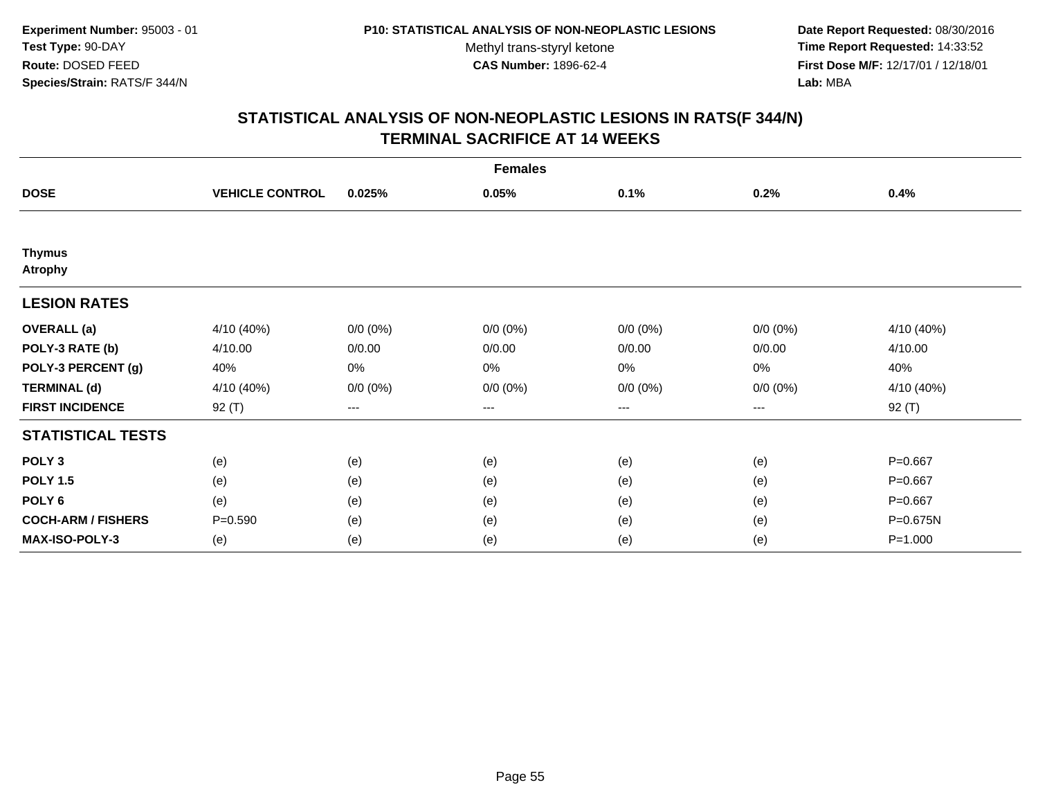**Experiment Number:** 95003 - 01
**Test Type:** 90-DAY
**Route:** DOSED FEED
**Species/Strain:** RATS/F 344/N

**P10: STATISTICAL ANALYSIS OF NON-NEOPLASTIC LESIONS**
Methyl trans-styryl ketone
**CAS Number:** 1896-62-4

**Date Report Requested:** 08/30/2016
**Time Report Requested:** 14:33:52
**First Dose M/F:** 12/17/01 / 12/18/01
**Lab:** MBA

## STATISTICAL ANALYSIS OF NON-NEOPLASTIC LESIONS IN RATS(F 344/N) TERMINAL SACRIFICE AT 14 WEEKS

| | | | Females | | | |
|---|---|---|---|---|---|---|
| **DOSE** | **VEHICLE CONTROL** | **0.025%** | **0.05%** | **0.1%** | **0.2%** | **0.4%** |
| **Thymus** | | | | | | |
| **Atrophy** | | | | | | |
| **LESION RATES** | | | | | | |
| **OVERALL (a)** | 4/10 (40%) | 0/0 (0%) | 0/0 (0%) | 0/0 (0%) | 0/0 (0%) | 4/10 (40%) |
| **POLY-3 RATE (b)** | 4/10.00 | 0/0.00 | 0/0.00 | 0/0.00 | 0/0.00 | 4/10.00 |
| **POLY-3 PERCENT (g)** | 40% | 0% | 0% | 0% | 0% | 40% |
| **TERMINAL (d)** | 4/10 (40%) | 0/0 (0%) | 0/0 (0%) | 0/0 (0%) | 0/0 (0%) | 4/10 (40%) |
| **FIRST INCIDENCE** | 92 (T) | --- | --- | --- | --- | 92 (T) |
| **STATISTICAL TESTS** | | | | | | |
| **POLY 3** | (e) | (e) | (e) | (e) | (e) | P=0.667 |
| **POLY 1.5** | (e) | (e) | (e) | (e) | (e) | P=0.667 |
| **POLY 6** | (e) | (e) | (e) | (e) | (e) | P=0.667 |
| **COCH-ARM / FISHERS** | P=0.590 | (e) | (e) | (e) | (e) | P=0.675N |
| **MAX-ISO-POLY-3** | (e) | (e) | (e) | (e) | (e) | P=1.000 |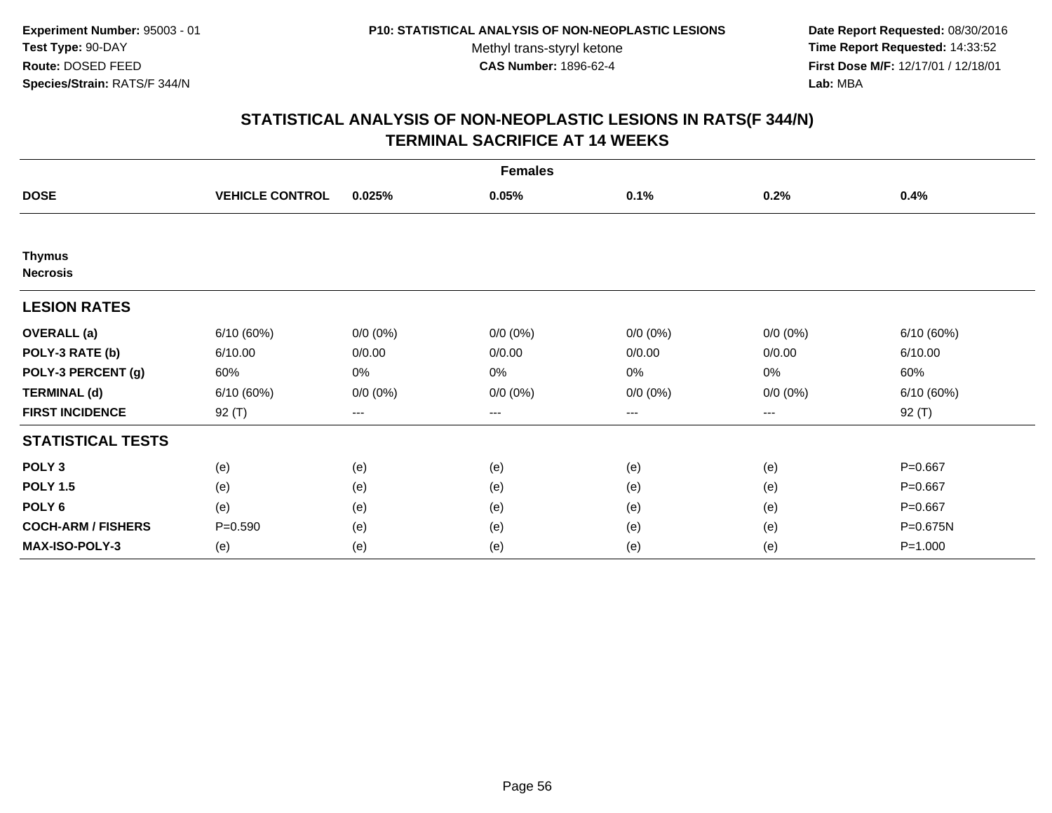**Experiment Number:** 95003 - 01
**Test Type:** 90-DAY
**Route:** DOSED FEED
**Species/Strain:** RATS/F 344/N

**P10: STATISTICAL ANALYSIS OF NON-NEOPLASTIC LESIONS**
Methyl trans-styryl ketone
**CAS Number:** 1896-62-4

**Date Report Requested:** 08/30/2016
**Time Report Requested:** 14:33:52
**First Dose M/F:** 12/17/01 / 12/18/01
**Lab:** MBA

## STATISTICAL ANALYSIS OF NON-NEOPLASTIC LESIONS IN RATS(F 344/N) TERMINAL SACRIFICE AT 14 WEEKS

| Females | | | | | | |
|---|---|---|---|---|---|---|
| **DOSE** | **VEHICLE CONTROL** | **0.025%** | **0.05%** | **0.1%** | **0.2%** | **0.4%** |
| **Thymus** | | | | | | |
| **Necrosis** | | | | | | |
| **LESION RATES** | | | | | | |
| **OVERALL (a)** | 6/10 (60%) | 0/0 (0%) | 0/0 (0%) | 0/0 (0%) | 0/0 (0%) | 6/10 (60%) |
| **POLY-3 RATE (b)** | 6/10.00 | 0/0.00 | 0/0.00 | 0/0.00 | 0/0.00 | 6/10.00 |
| **POLY-3 PERCENT (g)** | 60% | 0% | 0% | 0% | 0% | 60% |
| **TERMINAL (d)** | 6/10 (60%) | 0/0 (0%) | 0/0 (0%) | 0/0 (0%) | 0/0 (0%) | 6/10 (60%) |
| **FIRST INCIDENCE** | 92 (T) | --- | --- | --- | --- | 92 (T) |
| **STATISTICAL TESTS** | | | | | | |
| **POLY 3** | (e) | (e) | (e) | (e) | (e) | P=0.667 |
| **POLY 1.5** | (e) | (e) | (e) | (e) | (e) | P=0.667 |
| **POLY 6** | (e) | (e) | (e) | (e) | (e) | P=0.667 |
| **COCH-ARM / FISHERS** | P=0.590 | (e) | (e) | (e) | (e) | P=0.675N |
| **MAX-ISO-POLY-3** | (e) | (e) | (e) | (e) | (e) | P=1.000 |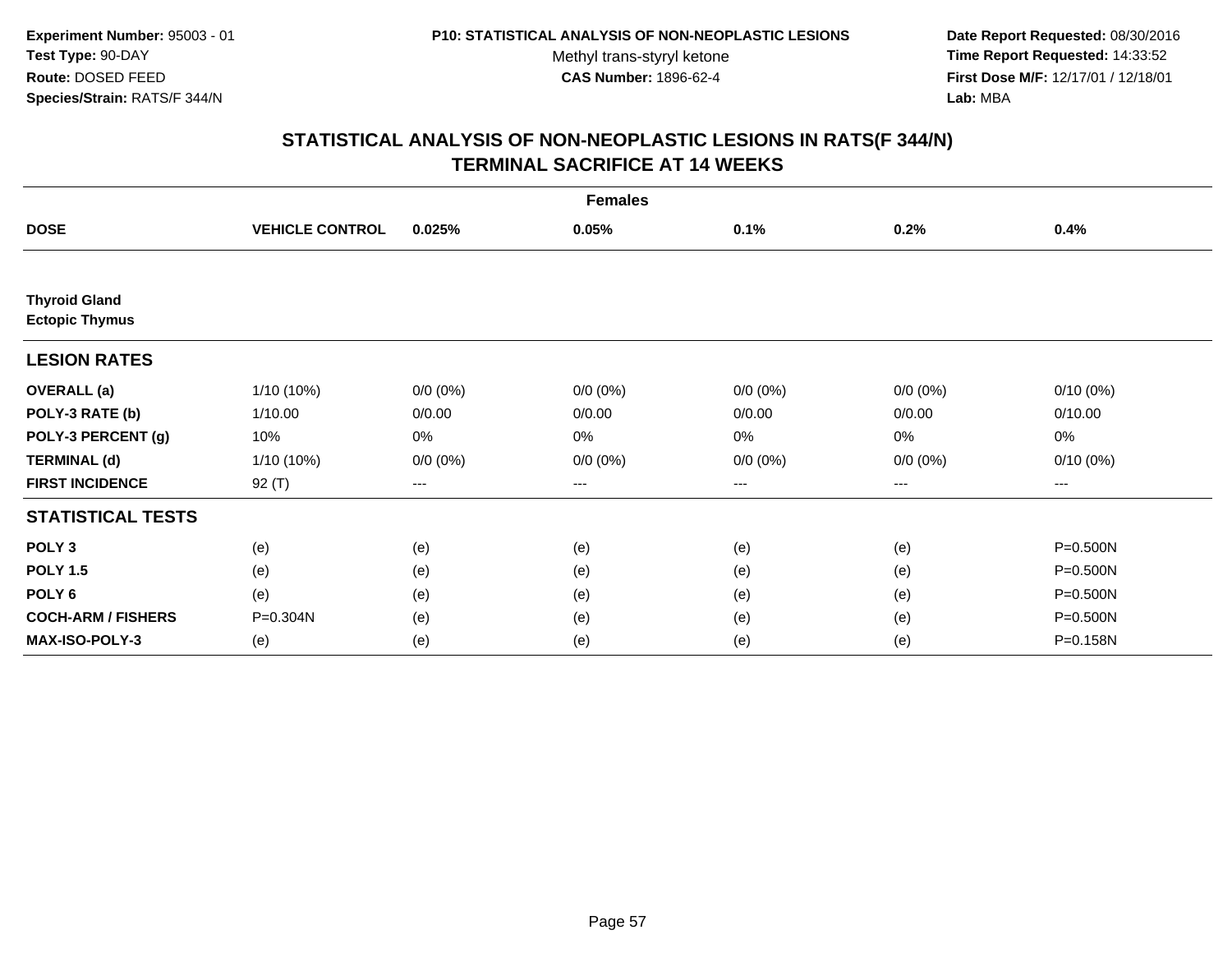**Experiment Number:** 95003 - 01
**Test Type:** 90-DAY
**Route:** DOSED FEED
**Species/Strain:** RATS/F 344/N

**P10: STATISTICAL ANALYSIS OF NON-NEOPLASTIC LESIONS**
Methyl trans-styryl ketone
**CAS Number:** 1896-62-4

**Date Report Requested:** 08/30/2016
**Time Report Requested:** 14:33:52
**First Dose M/F:** 12/17/01 / 12/18/01
**Lab:** MBA

## STATISTICAL ANALYSIS OF NON-NEOPLASTIC LESIONS IN RATS(F 344/N) TERMINAL SACRIFICE AT 14 WEEKS

**Females**

| DOSE | VEHICLE CONTROL | 0.025% | 0.05% | 0.1% | 0.2% | 0.4% |
|---|---|---|---|---|---|---|
| **Thyroid Gland** | | | | | | |
| **Ectopic Thymus** | | | | | | |
| **LESION RATES** | | | | | | |
| **OVERALL (a)** | 1/10 (10%) | 0/0 (0%) | 0/0 (0%) | 0/0 (0%) | 0/0 (0%) | 0/10 (0%) |
| **POLY-3 RATE (b)** | 1/10.00 | 0/0.00 | 0/0.00 | 0/0.00 | 0/0.00 | 0/10.00 |
| **POLY-3 PERCENT (g)** | 10% | 0% | 0% | 0% | 0% | 0% |
| **TERMINAL (d)** | 1/10 (10%) | 0/0 (0%) | 0/0 (0%) | 0/0 (0%) | 0/0 (0%) | 0/10 (0%) |
| **FIRST INCIDENCE** | 92 (T) | --- | --- | --- | --- | --- |
| **STATISTICAL TESTS** | | | | | | |
| **POLY 3** | (e) | (e) | (e) | (e) | (e) | P=0.500N |
| **POLY 1.5** | (e) | (e) | (e) | (e) | (e) | P=0.500N |
| **POLY 6** | (e) | (e) | (e) | (e) | (e) | P=0.500N |
| **COCH-ARM / FISHERS** | P=0.304N | (e) | (e) | (e) | (e) | P=0.500N |
| **MAX-ISO-POLY-3** | (e) | (e) | (e) | (e) | (e) | P=0.158N |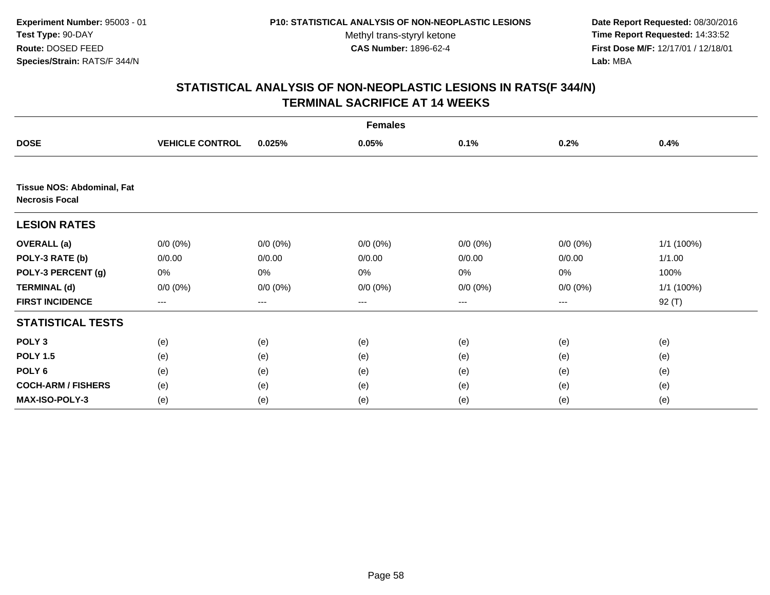**Experiment Number:** 95003 - 01
**Test Type:** 90-DAY
**Route:** DOSED FEED
**Species/Strain:** RATS/F 344/N

**P10: STATISTICAL ANALYSIS OF NON-NEOPLASTIC LESIONS**
Methyl trans-styryl ketone
**CAS Number:** 1896-62-4

**Date Report Requested:** 08/30/2016
**Time Report Requested:** 14:33:52
**First Dose M/F:** 12/17/01 / 12/18/01
**Lab:** MBA

## STATISTICAL ANALYSIS OF NON-NEOPLASTIC LESIONS IN RATS(F 344/N) TERMINAL SACRIFICE AT 14 WEEKS

**Females**

| DOSE | VEHICLE CONTROL | 0.025% | 0.05% | 0.1% | 0.2% | 0.4% |
|---|---|---|---|---|---|---|
| **Tissue NOS: Abdominal, Fat** | | | | | | |
| **Necrosis Focal** | | | | | | |
| **LESION RATES** | | | | | | |
| **OVERALL (a)** | 0/0 (0%) | 0/0 (0%) | 0/0 (0%) | 0/0 (0%) | 0/0 (0%) | 1/1 (100%) |
| **POLY-3 RATE (b)** | 0/0.00 | 0/0.00 | 0/0.00 | 0/0.00 | 0/0.00 | 1/1.00 |
| **POLY-3 PERCENT (g)** | 0% | 0% | 0% | 0% | 0% | 100% |
| **TERMINAL (d)** | 0/0 (0%) | 0/0 (0%) | 0/0 (0%) | 0/0 (0%) | 0/0 (0%) | 1/1 (100%) |
| **FIRST INCIDENCE** | --- | --- | --- | --- | --- | 92 (T) |
| **STATISTICAL TESTS** | | | | | | |
| **POLY 3** | (e) | (e) | (e) | (e) | (e) | (e) |
| **POLY 1.5** | (e) | (e) | (e) | (e) | (e) | (e) |
| **POLY 6** | (e) | (e) | (e) | (e) | (e) | (e) |
| **COCH-ARM / FISHERS** | (e) | (e) | (e) | (e) | (e) | (e) |
| **MAX-ISO-POLY-3** | (e) | (e) | (e) | (e) | (e) | (e) |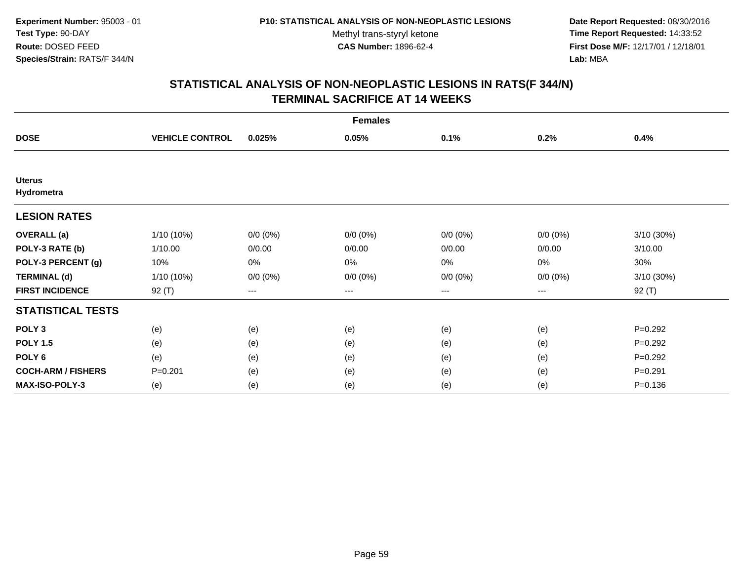**Experiment Number:** 95003 - 01
**Test Type:** 90-DAY
**Route:** DOSED FEED
**Species/Strain:** RATS/F 344/N

**P10: STATISTICAL ANALYSIS OF NON-NEOPLASTIC LESIONS**
Methyl trans-styryl ketone
**CAS Number:** 1896-62-4

**Date Report Requested:** 08/30/2016
**Time Report Requested:** 14:33:52
**First Dose M/F:** 12/17/01 / 12/18/01
**Lab:** MBA

## STATISTICAL ANALYSIS OF NON-NEOPLASTIC LESIONS IN RATS(F 344/N) TERMINAL SACRIFICE AT 14 WEEKS

| | Females | | | | | |
|---|---|---|---|---|---|---|
| **DOSE** | **VEHICLE CONTROL** | **0.025%** | **0.05%** | **0.1%** | **0.2%** | **0.4%** |
| **Uterus** | | | | | | |
| **Hydrometra** | | | | | | |
| **LESION RATES** | | | | | | |
| **OVERALL (a)** | 1/10 (10%) | 0/0 (0%) | 0/0 (0%) | 0/0 (0%) | 0/0 (0%) | 3/10 (30%) |
| **POLY-3 RATE (b)** | 1/10.00 | 0/0.00 | 0/0.00 | 0/0.00 | 0/0.00 | 3/10.00 |
| **POLY-3 PERCENT (g)** | 10% | 0% | 0% | 0% | 0% | 30% |
| **TERMINAL (d)** | 1/10 (10%) | 0/0 (0%) | 0/0 (0%) | 0/0 (0%) | 0/0 (0%) | 3/10 (30%) |
| **FIRST INCIDENCE** | 92 (T) | --- | --- | --- | --- | 92 (T) |
| **STATISTICAL TESTS** | | | | | | |
| **POLY 3** | (e) | (e) | (e) | (e) | (e) | P=0.292 |
| **POLY 1.5** | (e) | (e) | (e) | (e) | (e) | P=0.292 |
| **POLY 6** | (e) | (e) | (e) | (e) | (e) | P=0.292 |
| **COCH-ARM / FISHERS** | P=0.201 | (e) | (e) | (e) | (e) | P=0.291 |
| **MAX-ISO-POLY-3** | (e) | (e) | (e) | (e) | (e) | P=0.136 |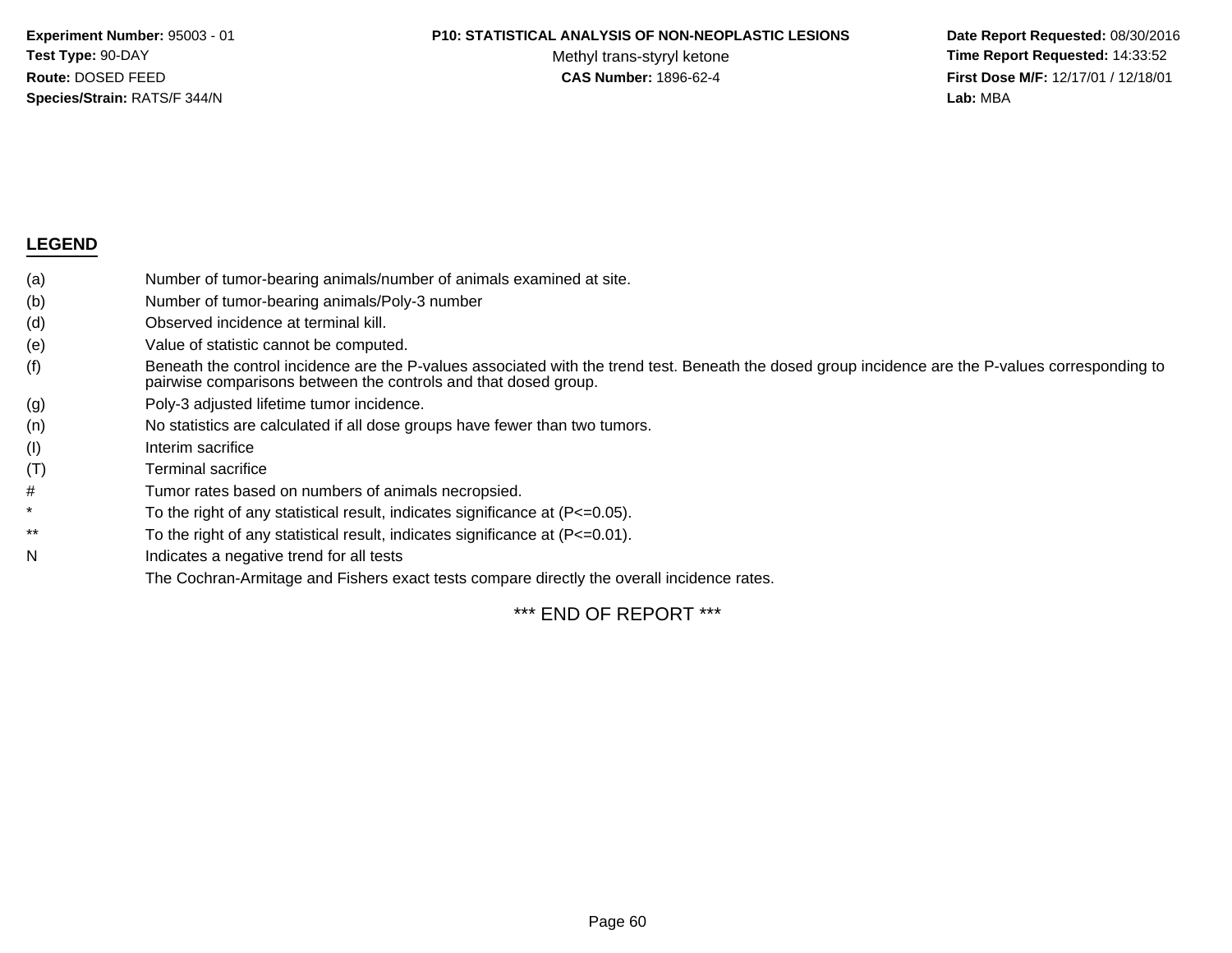**Experiment Number:** 95003 - 01
**Test Type:** 90-DAY
**Route:** DOSED FEED
**Species/Strain:** RATS/F 344/N

**P10: STATISTICAL ANALYSIS OF NON-NEOPLASTIC LESIONS**
Methyl trans-styryl ketone
**CAS Number:** 1896-62-4

**Date Report Requested:** 08/30/2016
**Time Report Requested:** 14:33:52
**First Dose M/F:** 12/17/01 / 12/18/01
**Lab:** MBA

## LEGEND

| | |
|---|---|
| (a) | Number of tumor-bearing animals/number of animals examined at site. |
| (b) | Number of tumor-bearing animals/Poly-3 number |
| (d) | Observed incidence at terminal kill. |
| (e) | Value of statistic cannot be computed. |
| (f) | Beneath the control incidence are the P-values associated with the trend test. Beneath the dosed group incidence are the P-values corresponding to pairwise comparisons between the controls and that dosed group. |
| (g) | Poly-3 adjusted lifetime tumor incidence. |
| (n) | No statistics are calculated if all dose groups have fewer than two tumors. |
| (I) | Interim sacrifice |
| (T) | Terminal sacrifice |
| # | Tumor rates based on numbers of animals necropsied. |
| * | To the right of any statistical result, indicates significance at (P<=0.05). |
| ** | To the right of any statistical result, indicates significance at (P<=0.01). |
| N | Indicates a negative trend for all tests |
| | The Cochran-Armitage and Fishers exact tests compare directly the overall incidence rates. |

*** END OF REPORT ***